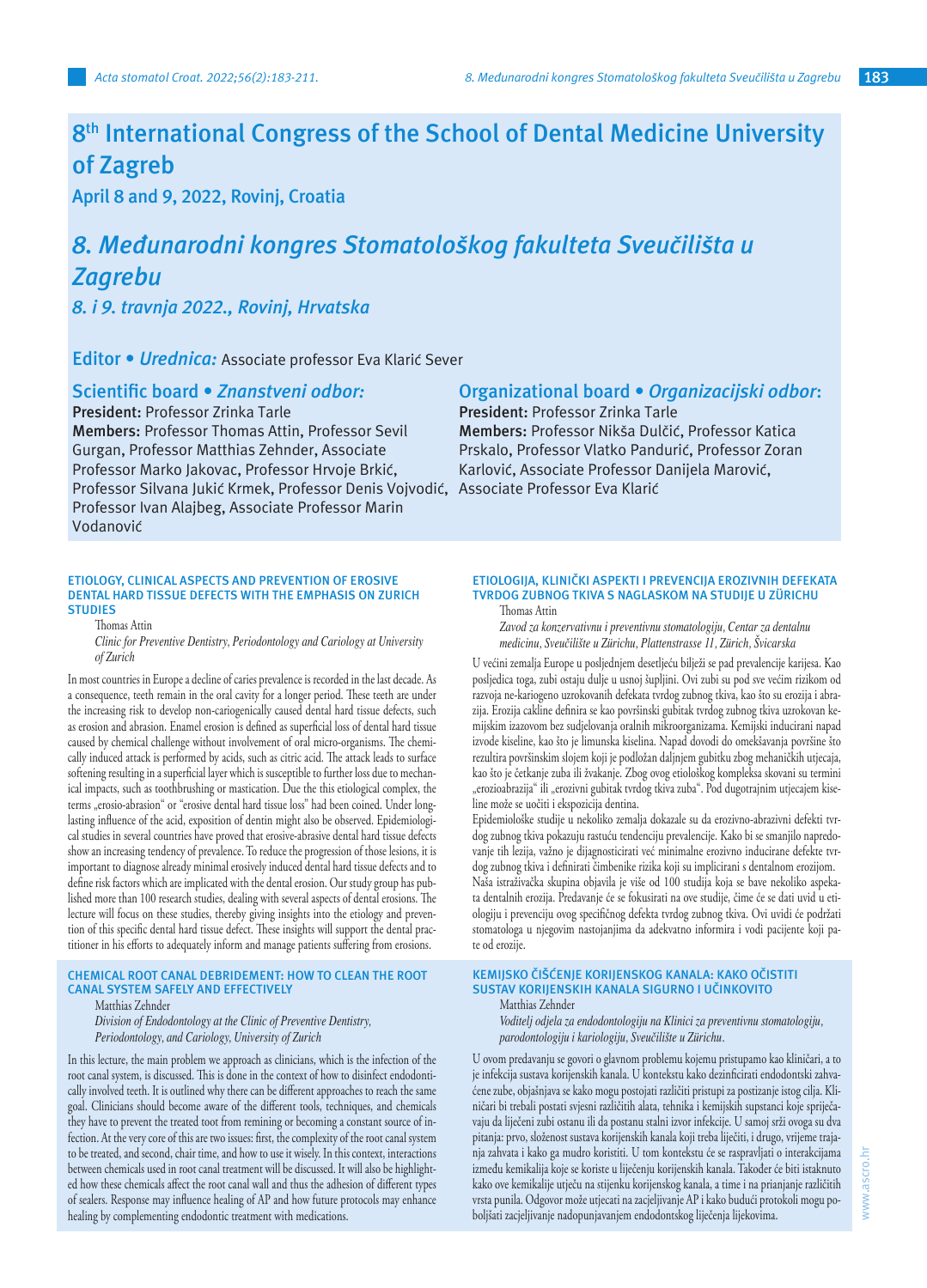# 8th International Congress of the School of Dental Medicine University of Zagreb

## April 8 and 9, 2022, Rovinj, Croatia

# *8. Međunarodni kongres Stomatološkog fakulteta Sveučilišta u Zagrebu*

## *8. i 9. travnja 2022., Rovinj, Hrvatska*

**Editor • *Urednica:*** Associate professor Eva Klarić Sever

### Scientific board • *Znanstveni odbor:*

**President:** Professor Zrinka Tarle
**Members:** Professor Thomas Attin, Professor Sevil Gurgan, Professor Matthias Zehnder, Associate Professor Marko Jakovac, Professor Hrvoje Brkić, Professor Silvana Jukić Krmek, Professor Denis Vojvodić, Professor Ivan Alajbeg, Associate Professor Marin Vodanović

### Organizational board • *Organizacijski odbor*:

**President:** Professor Zrinka Tarle
**Members:** Professor Nikša Dulčić, Professor Katica Prskalo, Professor Vlatko Pandurić, Professor Zoran Karlović, Associate Professor Danijela Marović, Associate Professor Eva Klarić

#### ETIOLOGY, CLINICAL ASPECTS AND PREVENTION OF EROSIVE DENTAL HARD TISSUE DEFECTS WITH THE EMPHASIS ON ZURICH STUDIES

Thomas Attin

*Clinic for Preventive Dentistry, Periodontology and Cariology at University of Zurich*

In most countries in Europe a decline of caries prevalence is recorded in the last decade. As a consequence, teeth remain in the oral cavity for a longer period. These teeth are under the increasing risk to develop non-cariogenically caused dental hard tissue defects, such as erosion and abrasion. Enamel erosion is defined as superficial loss of dental hard tissue caused by chemical challenge without involvement of oral micro-organisms. The chemically induced attack is performed by acids, such as citric acid. The attack leads to surface softening resulting in a superficial layer which is susceptible to further loss due to mechanical impacts, such as toothbrushing or mastication. Due the this etiological complex, the terms „erosio-abrasion" or "erosive dental hard tissue loss" had been coined. Under long-lasting influence of the acid, exposition of dentin might also be observed. Epidemiological studies in several countries have proved that erosive-abrasive dental hard tissue defects show an increasing tendency of prevalence. To reduce the progression of those lesions, it is important to diagnose already minimal erosively induced dental hard tissue defects and to define risk factors which are implicated with the dental erosion. Our study group has published more than 100 research studies, dealing with several aspects of dental erosions. The lecture will focus on these studies, thereby giving insights into the etiology and prevention of this specific dental hard tissue defect. These insights will support the dental practitioner in his efforts to adequately inform and manage patients suffering from erosions.

#### ETIOLOGIJA, KLINIČKI ASPEKTI I PREVENCIJA EROZIVNIH DEFEKATA TVRDOG ZUBNOG TKIVA S NAGLASKOM NA STUDIJE U ZÜRICHU

Thomas Attin

*Zavod za konzervativnu i preventivnu stomatologiju, Centar za dentalnu medicinu, Sveučilište u Zürichu, Plattenstrasse 11, Zürich, Švicarska*

U većini zemalja Europe u posljednjem desetljeću bilježi se pad prevalencije karijesa. Kao posljedica toga, zubi ostaju dulje u usnoj šupljini. Ovi zubi su pod sve većim rizikom od razvoja ne-kariogeno uzrokovanih defekata tvrdog zubnog tkiva, kao što su erozija i abrazija. Erozija cakline definira se kao površinski gubitak tvrdog zubnog tkiva uzrokovan kemijskim izazovom bez sudjelovanja oralnih mikroorganizama. Kemijski inducirani napad izvode kiseline, kao što je limunska kiselina. Napad dovodi do omekšavanja površine što rezultira površinskim slojem koji je podložan daljnjem gubitku zbog mehaničkih utjecaja, kao što je četkanje zuba ili žvakanje. Zbog ovog etiološkog kompleksa skovani su termini „erozioabrazija" ili „erozivni gubitak tvrdog tkiva zuba". Pod dugotrajnim utjecajem kiseline može se uočiti i ekspozicija dentina.

Epidemiološke studije u nekoliko zemalja dokazale su da erozivno-abrazivni defekti tvrdog zubnog tkiva pokazuju rastuću tendenciju prevalencije. Kako bi se smanjilo napredovanje tih lezija, važno je dijagnosticirati već minimalne erozivno inducirane defekte tvrdog zubnog tkiva i definirati čimbenike rizika koji su implicirani s dentalnom erozijom. Naša istraživačka skupina objavila je više od 100 studija koja se bave nekoliko aspekata dentalnih erozija. Predavanje će se fokusirati na ove studije, čime će se dati uvid u etiologiju i prevenciju ovog specifičnog defekta tvrdog zubnog tkiva. Ovi uvidi će podržati stomatologa u njegovim nastojanjima da adekvatno informira i vodi pacijente koji pate od erozije.

#### CHEMICAL ROOT CANAL DEBRIDEMENT: HOW TO CLEAN THE ROOT CANAL SYSTEM SAFELY AND EFFECTIVELY

Matthias Zehnder

*Division of Endodontology at the Clinic of Preventive Dentistry, Periodontology, and Cariology, University of Zurich*

In this lecture, the main problem we approach as clinicians, which is the infection of the root canal system, is discussed. This is done in the context of how to disinfect endodontically involved teeth. It is outlined why there can be different approaches to reach the same goal. Clinicians should become aware of the different tools, techniques, and chemicals they have to prevent the treated toot from remining or becoming a constant source of infection. At the very core of this are two issues: first, the complexity of the root canal system to be treated, and second, chair time, and how to use it wisely. In this context, interactions between chemicals used in root canal treatment will be discussed. It will also be highlighted how these chemicals affect the root canal wall and thus the adhesion of different types of sealers. Response may influence healing of AP and how future protocols may enhance healing by complementing endodontic treatment with medications.

#### KEMIJSKO ČIŠĆENJE KORIJENSKOG KANALA: KAKO OČISTITI SUSTAV KORIJENSKIH KANALA SIGURNO I UČINKOVITO

Matthias Zehnder

*Voditelj odjela za endodontologiju na Klinici za preventivnu stomatologiju, parodontologiju i kariologiju, Sveučilište u Zürichu*.

U ovom predavanju se govori o glavnom problemu kojemu pristupamo kao kliničari, a to je infekcija sustava korijenskih kanala. U kontekstu kako dezinficirati endodontski zahvaćene zube, objašnjava se kako mogu postojati različiti pristupi za postizanje istog cilja. Kliničari bi trebali postati svjesni različitih alata, tehnika i kemijskih supstanci koje sprječavaju da liječeni zubi ostanu ili da postanu stalni izvor infekcije. U samoj srži ovoga su dva pitanja: prvo, složenost sustava korijenskih kanala koji treba liječiti, i drugo, vrijeme trajanja zahvata i kako ga mudro koristiti. U tom kontekstu će se raspravljati o interakcijama između kemikalija koje se koriste u liječenju korijenskih kanala. Također će biti istaknuto kako ove kemikalije utječu na stijenku korijenskog kanala, a time i na prianjanje različitih vrsta punila. Odgovor može utjecati na zacjeljivanje AP i kako budući protokoli mogu poboljšati zacjeljivanje nadopunjavanjem endodontskog liječenja lijekovima.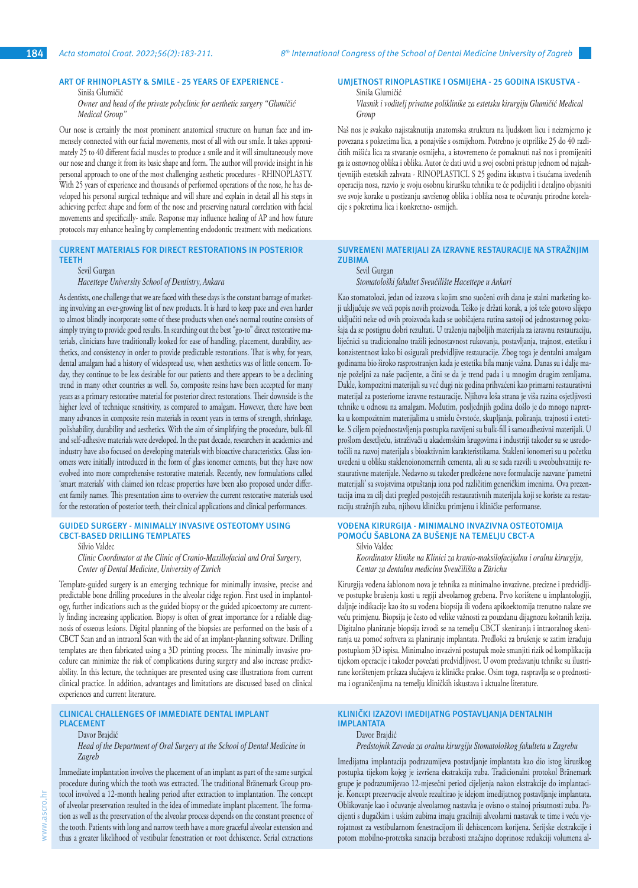### ART OF RHINOPLASTY & SMILE - 25 YEARS OF EXPERIENCE -

Siniša Glumičić

*Owner and head of the private polyclinic for aesthetic surgery "Glumičić Medical Group"*

Our nose is certainly the most prominent anatomical structure on human face and immensely connected with our facial movements, most of all with our smile. It takes approximately 25 to 40 different facial muscles to produce a smile and it will simultaneously move our nose and change it from its basic shape and form. The author will provide insight in his personal approach to one of the most challenging aesthetic procedures - RHINOPLASTY. With 25 years of experience and thousands of performed operations of the nose, he has developed his personal surgical technique and will share and explain in detail all his steps in achieving perfect shape and form of the nose and preserving natural correlation with facial movements and specifically- smile. Response may influence healing of AP and how future protocols may enhance healing by complementing endodontic treatment with medications.

### UMJETNOST RINOPLASTIKE I OSMIJEHA - 25 GODINA ISKUSTVA -

Siniša Glumičić

*Vlasnik i voditelj privatne poliklinike za estetsku kirurgiju Glumičić Medical Group*

Naš nos je svakako najistaknutija anatomska struktura na ljudskom licu i neizmjerno je povezana s pokretima lica, a ponajviše s osmijehom. Potrebno je otprilike 25 do 40 različitih mišića lica za stvaranje osmijeha, a istovremeno će pomaknuti naš nos i promijeniti ga iz osnovnog oblika i oblika. Autor će dati uvid u svoj osobni pristup jednom od najzahtjevnijih estetskih zahvata - RINOPLASTICI. S 25 godina iskustva i tisućama izvedenih operacija nosa, razvio je svoju osobnu kiruršku tehniku te će podijeliti i detaljno objasniti sve svoje korake u postizanju savršenog oblika i oblika nosa te očuvanju prirodne korelacije s pokretima lica i konkretno- osmijeh.

### CURRENT MATERIALS FOR DIRECT RESTORATIONS IN POSTERIOR TEETH

Sevil Gurgan

*Hacettepe University School of Dentistry, Ankara*

As dentists, one challenge that we are faced with these days is the constant barrage of marketing involving an ever-growing list of new products. It is hard to keep pace and even harder to almost blindly incorporate some of these products when one's normal routine consists of simply trying to provide good results. In searching out the best "go-to" direct restorative materials, clinicians have traditionally looked for ease of handling, placement, durability, aesthetics, and consistency in order to provide predictable restorations. That is why, for years, dental amalgam had a history of widespread use, when aesthetics was of little concern. Today, they continue to be less desirable for our patients and there appears to be a declining trend in many other countries as well. So, composite resins have been accepted for many years as a primary restorative material for posterior direct restorations. Their downside is the higher level of technique sensitivity, as compared to amalgam. However, there have been many advances in composite resin materials in recent years in terms of strength, shrinkage, polishability, durability and aesthetics. With the aim of simplifying the procedure, bulk-fill and self-adhesive materials were developed. In the past decade, researchers in academics and industry have also focused on developing materials with bioactive characteristics. Glass ionomers were initially introduced in the form of glass ionomer cements, but they have now evolved into more comprehensive restorative materials. Recently, new formulations called 'smart materials' with claimed ion release properties have been also proposed under different family names. This presentation aims to overview the current restorative materials used for the restoration of posterior teeth, their clinical applications and clinical performances.

### SUVREMENI MATERIJALI ZA IZRAVNE RESTAURACIJE NA STRAŽNJIM ZUBIMA

Sevil Gurgan

*Stomatološki fakultet Sveučilište Hacettepe u Ankari*

Kao stomatolozi, jedan od izazova s kojim smo suočeni ovih dana je stalni marketing koji uključuje sve veći popis novih proizvoda. Teško je držati korak, a još teže gotovo slijepo uključiti neke od ovih proizvoda kada se uobičajena rutina sastoji od jednostavnog pokušaja da se postignu dobri rezultati. U traženju najboljih materijala za izravnu restauraciju, liječnici su tradicionalno tražili jednostavnost rukovanja, postavljanja, trajnost, estetiku i konzistentnost kako bi osigurali predvidljive restauracije. Zbog toga je dentalni amalgam godinama bio široko rasprostranjen kada je estetika bila manje važna. Danas su i dalje manje poželjni za naše pacijente, a čini se da je trend pada i u mnogim drugim zemljama. Dakle, kompozitni materijali su već dugi niz godina prihvaćeni kao primarni restaurativni materijal za posteriorne izravne restauracije. Njihova loša strana je viša razina osjetljivosti tehnike u odnosu na amalgam. Međutim, posljednjih godina došlo je do mnogo napretka u kompozitnim materijalima u smislu čvrstoće, skupljanja, poliranja, trajnosti i estetike. S ciljem pojednostavljenja postupka razvijeni su bulk-fill i samoadhezivni materijali. U prošlom desetljeću, istraživači u akademskim krugovima i industriji također su se usredotočili na razvoj materijala s bioaktivnim karakteristikama. Stakleni ionomeri su u početku uvedeni u obliku staklenoionomernih cementa, ali su se sada razvili u sveobuhvatnije restaurativne materijale. Nedavno su također predložene nove formulacije nazvane 'pametni materijali' sa svojstvima otpuštanja iona pod različitim generičkim imenima. Ova prezentacija ima za cilj dati pregled postojećih restaurativnih materijala koji se koriste za restauraciju stražnjih zuba, njihovu kliničku primjenu i kliničke performanse.

### GUIDED SURGERY - MINIMALLY INVASIVE OSTEOTOMY USING CBCT-BASED DRILLING TEMPLATES

Silvio Valdec

*Clinic Coordinator at the Clinic of Cranio-Maxillofacial and Oral Surgery, Center of Dental Medicine, University of Zurich*

Template-guided surgery is an emerging technique for minimally invasive, precise and predictable bone drilling procedures in the alveolar ridge region. First used in implantology, further indications such as the guided biopsy or the guided apicoectomy are currently finding increasing application. Biopsy is often of great importance for a reliable diagnosis of osseous lesions. Digital planning of the biopsies are performed on the basis of a CBCT Scan and an intraoral Scan with the aid of an implant-planning software. Drilling templates are then fabricated using a 3D printing process. The minimally invasive procedure can minimize the risk of complications during surgery and also increase predictability. In this lecture, the techniques are presented using case illustrations from current clinical practice. In addition, advantages and limitations are discussed based on clinical experiences and current literature.

### VOĐENA KIRURGIJA - MINIMALNO INVAZIVNA OSTEOTOMIJA POMOĆU ŠABLONA ZA BUŠENJE NA TEMELJU CBCT-A

Silvio Valdec

*Koordinator klinike na Klinici za kranio-maksilofacijalnu i oralnu kirurgiju, Centar za dentalnu medicinu Sveučilišta u Zürichu*

Kirurgija vođena šablonom nova je tehnika za minimalno invazivne, precizne i predvidljive postupke brušenja kosti u regiji alveolarnog grebena. Prvo korištene u implantologiji, daljnje indikacije kao što su vođena biopsija ili vođena apikoektomija trenutno nalaze sve veću primjenu. Biopsija je često od velike važnosti za pouzdanu dijagnozu koštanih lezija. Digitalno planiranje biopsija izvodi se na temelju CBCT skeniranja i intraoralnog skeniranja uz pomoć softvera za planiranje implantata. Predlošci za brušenje se zatim izrađuju postupkom 3D ispisa. Minimalno invazivni postupak može smanjiti rizik od komplikacija tijekom operacije i također povećati predvidljivost. U ovom predavanju tehnike su ilustrirane korištenjem prikaza slučajeva iz kliničke prakse. Osim toga, raspravlja se o prednostima i ograničenjima na temelju kliničkih iskustava i aktualne literature.

### CLINICAL CHALLENGES OF IMMEDIATE DENTAL IMPLANT PLACEMENT

Davor Brajdić

*Head of the Department of Oral Surgery at the School of Dental Medicine in Zagreb*

Immediate implantation involves the placement of an implant as part of the same surgical procedure during which the tooth was extracted. The traditional Brånemark Group protocol involved a 12-month healing period after extraction to implantation. The concept of alveolar preservation resulted in the idea of immediate implant placement. The formation as well as the preservation of the alveolar process depends on the constant presence of the tooth. Patients with long and narrow teeth have a more graceful alveolar extension and thus a greater likelihood of vestibular fenestration or root dehiscence. Serial extractions

### KLINIČKI IZAZOVI IMEDIJATNG POSTAVLJANJA DENTALNIH IMPLANTATA

Davor Brajdić

*Predstojnik Zavoda za oralnu kirurgiju Stomatološkog fakulteta u Zagrebu*

Imedijatna implantacija podrazumijeva postavljanje implantata kao dio istog kirurškog postupka tijekom kojeg je izvršena ekstrakcija zuba. Tradicionalni protokol Brånemark grupe je podrazumijevao 12-mjesečni period cijeljenja nakon ekstrakcije do implantacije. Koncept prezervacije alveole rezultirao je idejom imedijatnog postavljanje implantata. Oblikovanje kao i očuvanje alveolarnog nastavka je ovisno o stalnoj prisutnosti zuba. Pacijenti s dugačkim i uskim zubima imaju gracilniji alveolarni nastavak te time i veću vjerojatnost za vestibularnom fenestracijom ili dehiscencom korijena. Serijske ekstrakcije i potom mobilno-protetska sanacija bezubosti značajno doprinose redukciji volumena al-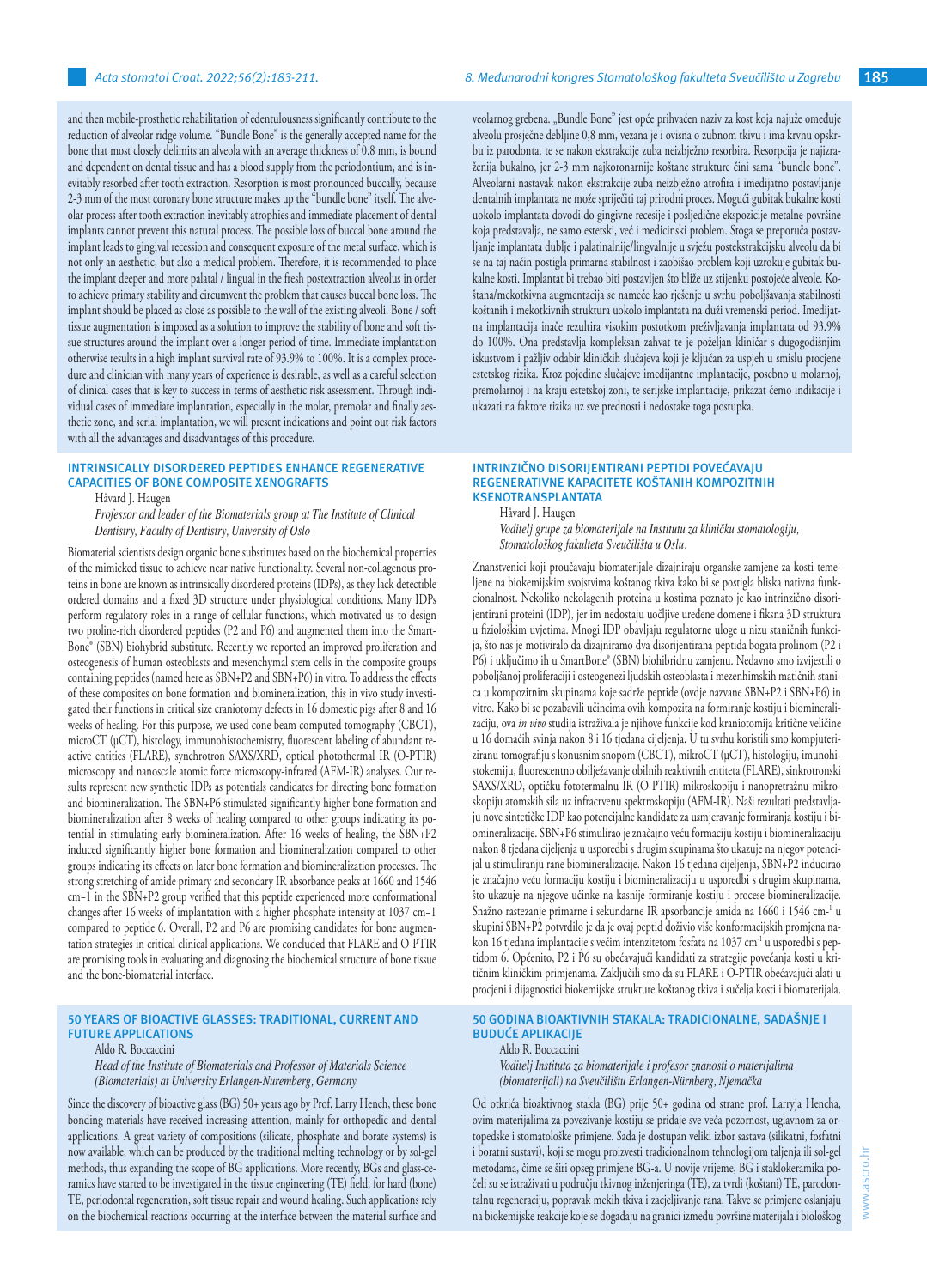and then mobile-prosthetic rehabilitation of edentulousness significantly contribute to the reduction of alveolar ridge volume. "Bundle Bone" is the generally accepted name for the bone that most closely delimits an alveola with an average thickness of 0.8 mm, is bound and dependent on dental tissue and has a blood supply from the periodontium, and is inevitably resorbed after tooth extraction. Resorption is most pronounced buccally, because 2-3 mm of the most coronary bone structure makes up the "bundle bone" itself. The alveolar process after tooth extraction inevitably atrophies and immediate placement of dental implants cannot prevent this natural process. The possible loss of buccal bone around the implant leads to gingival recession and consequent exposure of the metal surface, which is not only an aesthetic, but also a medical problem. Therefore, it is recommended to place the implant deeper and more palatal / lingual in the fresh postextraction alveolus in order to achieve primary stability and circumvent the problem that causes buccal bone loss. The implant should be placed as close as possible to the wall of the existing alveoli. Bone / soft tissue augmentation is imposed as a solution to improve the stability of bone and soft tissue structures around the implant over a longer period of time. Immediate implantation otherwise results in a high implant survival rate of 93.9% to 100%. It is a complex procedure and clinician with many years of experience is desirable, as well as a careful selection of clinical cases that is key to success in terms of aesthetic risk assessment. Through individual cases of immediate implantation, especially in the molar, premolar and finally aesthetic zone, and serial implantation, we will present indications and point out risk factors with all the advantages and disadvantages of this procedure.

veolarnog grebena. „Bundle Bone" jest opće prihvaćen naziv za kost koja najuže omeđuje alveolu prosječne debljine 0,8 mm, vezana je i ovisna o zubnom tkivu i ima krvnu opskrbu iz parodonta, te se nakon ekstrakcije zuba neizbježno resorbira. Resorpcija je najizraženija bukalno, jer 2-3 mm najkoronarnije koštane strukture čini sama "bundle bone". Alveolarni nastavak nakon ekstrakcije zuba neizbježno atrofira i imedijatno postavljanje dentalnih implantata ne može spriječiti taj prirodni proces. Mogući gubitak bukalne kosti uokolo implantata dovodi do gingivne recesije i posljedične ekspozicije metalne površine koja predstavlja, ne samo estetski, već i medicinski problem. Stoga se preporuča postavljanje implantata dublje i palatinalnije/lingvalnije u svježu postekstrakcijsku alveolu da bi se na taj način postigla primarna stabilnost i zaobišao problem koji uzrokuje gubitak bukalne kosti. Implantat bi trebao biti postavljen što bliže uz stijenku postojeće alveole. Koštana/mekotkivna augmentacija se nameće kao rješenje u svrhu poboljšavanja stabilnosti koštanih i mekotkivnih struktura uokolo implantata na duži vremenski period. Imedijatna implantacija inače rezultira visokim postotkom preživljavanja implantata od 93.9% do 100%. Ona predstavlja kompleksan zahvat te je poželjan kliničar s dugogodišnjim iskustvom i pažljiv odabir kliničkih slučajeva koji je ključan za uspjeh u smislu procjene estetskog rizika. Kroz pojedine slučajeve imedijantne implantacije, posebno u molarnoj, premolarnoj i na kraju estetskoj zoni, te serijske implantacije, prikazat ćemo indikacije i ukazati na faktore rizika uz sve prednosti i nedostake toga postupka.

## INTRINSICALLY DISORDERED PEPTIDES ENHANCE REGENERATIVE CAPACITIES OF BONE COMPOSITE XENOGRAFTS

Håvard J. Haugen

*Professor and leader of the Biomaterials group at The Institute of Clinical Dentistry, Faculty of Dentistry, University of Oslo*

Biomaterial scientists design organic bone substitutes based on the biochemical properties of the mimicked tissue to achieve near native functionality. Several non-collagenous proteins in bone are known as intrinsically disordered proteins (IDPs), as they lack detectible ordered domains and a fixed 3D structure under physiological conditions. Many IDPs perform regulatory roles in a range of cellular functions, which motivated us to design two proline-rich disordered peptides (P2 and P6) and augmented them into the SmartBone® (SBN) biohybrid substitute. Recently we reported an improved proliferation and osteogenesis of human osteoblasts and mesenchymal stem cells in the composite groups containing peptides (named here as SBN+P2 and SBN+P6) in vitro. To address the effects of these composites on bone formation and biomineralization, this in vivo study investigated their functions in critical size craniotomy defects in 16 domestic pigs after 8 and 16 weeks of healing. For this purpose, we used cone beam computed tomography (CBCT), microCT (μCT), histology, immunohistochemistry, fluorescent labeling of abundant reactive entities (FLARE), synchrotron SAXS/XRD, optical photothermal IR (O-PTIR) microscopy and nanoscale atomic force microscopy-infrared (AFM-IR) analyses. Our results represent new synthetic IDPs as potentials candidates for directing bone formation and biomineralization. The SBN+P6 stimulated significantly higher bone formation and biomineralization after 8 weeks of healing compared to other groups indicating its potential in stimulating early biomineralization. After 16 weeks of healing, the SBN+P2 induced significantly higher bone formation and biomineralization compared to other groups indicating its effects on later bone formation and biomineralization processes. The strong stretching of amide primary and secondary IR absorbance peaks at 1660 and 1546 cm−1 in the SBN+P2 group verified that this peptide experienced more conformational changes after 16 weeks of implantation with a higher phosphate intensity at 1037 cm−1 compared to peptide 6. Overall, P2 and P6 are promising candidates for bone augmentation strategies in critical clinical applications. We concluded that FLARE and O-PTIR are promising tools in evaluating and diagnosing the biochemical structure of bone tissue and the bone-biomaterial interface.

## INTRINZIČNO DISORIJENTIRANI PEPTIDI POVEĆAVAJU REGENERATIVNE KAPACITETE KOŠTANIH KOMPOZITNIH KSENOTRANSPLANTATA

Håvard J. Haugen

*Voditelj grupe za biomaterijale na Institutu za kliničku stomatologiju, Stomatološkog fakulteta Sveučilišta u Oslu.*

Znanstvenici koji proučavaju biomaterijale dizajniraju organske zamjene za kosti temeljene na biokemijskim svojstvima koštanog tkiva kako bi se postigla bliska nativna funkcionalnost. Nekoliko nekolagenih proteina u kostima poznato je kao intrinzično disorijentirani proteini (IDP), jer im nedostaju uočljive uređene domene i fiksna 3D struktura u fiziološkim uvjetima. Mnogi IDP obavljaju regulatorne uloge u nizu staničnih funkcija, što nas je motiviralo da dizajniramo dva disorijentirana peptida bogata prolinom (P2 i P6) i uključimo ih u SmartBone® (SBN) biohibridnu zamjenu. Nedavno smo izvijestili o poboljšanoj proliferaciji i osteogenezi ljudskih osteoblasta i mezenhimskih matičnih stanica u kompozitnim skupinama koje sadrže peptide (ovdje nazvane SBN+P2 i SBN+P6) in vitro. Kako bi se pozabavili učincima ovih kompozita na formiranje kostiju i biomineralizaciju, ova *in vivo* studija istraživala je njihove funkcije kod kraniotomija kritične veličine u 16 domaćih svinja nakon 8 i 16 tjedana cijeljenja. U tu svrhu koristili smo kompjuteriziranu tomografiju s konusnim snopom (CBCT), mikroCT (μCT), histologiju, imunohistokemiju, fluorescentno obilježavanje obilnih reaktivnih entiteta (FLARE), sinkrotronski SAXS/XRD, optičku fototermalnu IR (O-PTIR) mikroskopiju i nanopretražnu mikroskopiju atomskih sila uz infracrvenu spektroskopiju (AFM-IR). Naši rezultati predstavljaju nove sintetičke IDP kao potencijalne kandidate za usmjeravanje formiranja kostiju i biomineralizacije. SBN+P6 stimulirao je značajno veću formaciju kostiju i biomineralizaciju nakon 8 tjedana cijeljenja u usporedbi s drugim skupinama što ukazuje na njegov potencijal u stimuliranju rane biomineralizacije. Nakon 16 tjedana cijeljenja, SBN+P2 inducirao je značajno veću formaciju kostiju i biomineralizaciju u usporedbi s drugim skupinama, što ukazuje na njegove učinke na kasnije formiranje kostiju i procese biomineralizacije. Snažno rastezanje primarne i sekundarne IR apsorbancije amida na 1660 i 1546 cm$^{-1}$ u skupini SBN+P2 potvrdilo je da je ovaj peptid doživio više konformacijskih promjena nakon 16 tjedana implantacije s većim intenzitetom fosfata na 1037 cm$^{-1}$ u usporedbi s peptidom 6. Općenito, P2 i P6 su obećavajući kandidati za strategije povećanja kosti u kritičnim kliničkim primjenama. Zaključili smo da su FLARE i O-PTIR obećavajući alati u procjeni i dijagnostici biokemijske strukture koštanog tkiva i sučelja kosti i biomaterijala.

## 50 YEARS OF BIOACTIVE GLASSES: TRADITIONAL, CURRENT AND FUTURE APPLICATIONS

Aldo R. Boccaccini

*Head of the Institute of Biomaterials and Professor of Materials Science (Biomaterials) at University Erlangen-Nuremberg, Germany*

Since the discovery of bioactive glass (BG) 50+ years ago by Prof. Larry Hench, these bone bonding materials have received increasing attention, mainly for orthopedic and dental applications. A great variety of compositions (silicate, phosphate and borate systems) is now available, which can be produced by the traditional melting technology or by sol-gel methods, thus expanding the scope of BG applications. More recently, BGs and glass-ceramics have started to be investigated in the tissue engineering (TE) field, for hard (bone) TE, periodontal regeneration, soft tissue repair and wound healing. Such applications rely on the biochemical reactions occurring at the interface between the material surface and

## 50 GODINA BIOAKTIVNIH STAKALA: TRADICIONALNE, SADAŠNJE I BUDUĆE APLIKACIJE

Aldo R. Boccaccini

*Voditelj Instituta za biomaterijale i profesor znanosti o materijalima (biomaterijali) na Sveučilištu Erlangen-Nürnberg, Njemačka*

Od otkrića bioaktivnog stakla (BG) prije 50+ godina od strane prof. Larryja Hencha, ovim materijalima za povezivanje kostiju se pridaje sve veća pozornost, uglavnom za ortopedske i stomatološke primjene. Sada je dostupan veliki izbor sastava (silikatni, fosfatni i boratni sustavi), koji se mogu proizvesti tradicionalnom tehnologijom taljenja ili sol-gel metodama, čime se širi opseg primjene BG-a. U novije vrijeme, BG i staklokeramika počeli su se istraživati u području tkivnog inženjeringa (TE), za tvrdi (koštani) TE, parodontalnu regeneraciju, popravak mekih tkiva i zacjeljivanje rana. Takve se primjene oslanjaju na biokemijske reakcije koje se događaju na granici između površine materijala i biološkog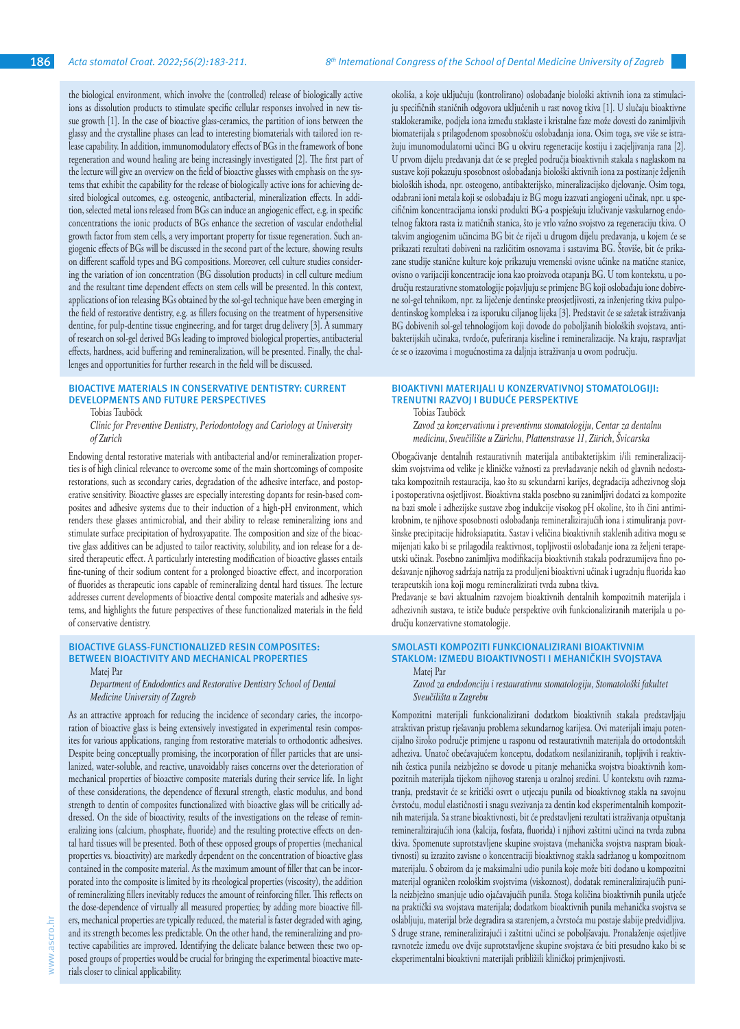the biological environment, which involve the (controlled) release of biologically active ions as dissolution products to stimulate specific cellular responses involved in new tissue growth [1]. In the case of bioactive glass-ceramics, the partition of ions between the glassy and the crystalline phases can lead to interesting biomaterials with tailored ion release capability. In addition, immunomodulatory effects of BGs in the framework of bone regeneration and wound healing are being increasingly investigated [2]. The first part of the lecture will give an overview on the field of bioactive glasses with emphasis on the systems that exhibit the capability for the release of biologically active ions for achieving desired biological outcomes, e.g. osteogenic, antibacterial, mineralization effects. In addition, selected metal ions released from BGs can induce an angiogenic effect, e.g. in specific concentrations the ionic products of BGs enhance the secretion of vascular endothelial growth factor from stem cells, a very important property for tissue regeneration. Such angiogenic effects of BGs will be discussed in the second part of the lecture, showing results on different scaffold types and BG compositions. Moreover, cell culture studies considering the variation of ion concentration (BG dissolution products) in cell culture medium and the resultant time dependent effects on stem cells will be presented. In this context, applications of ion releasing BGs obtained by the sol-gel technique have been emerging in the field of restorative dentistry, e.g. as fillers focusing on the treatment of hypersensitive dentine, for pulp-dentine tissue engineering, and for target drug delivery [3]. A summary of research on sol-gel derived BGs leading to improved biological properties, antibacterial effects, hardness, acid buffering and remineralization, will be presented. Finally, the challenges and opportunities for further research in the field will be discussed.

okoliša, a koje uključuju (kontrolirano) oslobađanje biološki aktivnih iona za stimulaciju specifičnih staničnih odgovora uključenih u rast novog tkiva [1]. U slučaju bioaktivne staklokeramike, podjela iona između staklaste i kristalne faze može dovesti do zanimljivih biomaterijala s prilagođenom sposobnošću oslobađanja iona. Osim toga, sve više se istražuju imunomodulatorni učinci BG u okviru regeneracije kostiju i zacjeljivanja rana [2]. U prvom dijelu predavanja dat će se pregled područja bioaktivnih stakala s naglaskom na sustave koji pokazuju sposobnost oslobađanja biološki aktivnih iona za postizanje željenih bioloških ishoda, npr. osteogeno, antibakterijsko, mineralizacijsko djelovanje. Osim toga, odabrani ioni metala koji se oslobađaju iz BG mogu izazvati angiogeni učinak, npr. u specifičnim koncentracijama ionski produkti BG-a pospješuju izlučivanje vaskularnog endotelnog faktora rasta iz matičnih stanica, što je vrlo važno svojstvo za regeneraciju tkiva. O takvim angiogenim učincima BG bit će riječi u drugom dijelu predavanja, u kojem će se prikazati rezultati dobiveni na različitim osnovama i sastavima BG. Štoviše, bit će prikazane studije stanične kulture koje prikazuju vremenski ovisne učinke na matične stanice, ovisno o varijaciji koncentracije iona kao proizvoda otapanja BG. U tom kontekstu, u području restaurativne stomatologije pojavljuju se primjene BG koji oslobađaju ione dobivene sol-gel tehnikom, npr. za liječenje dentinske preosjetljivosti, za inženjering tkiva pulpo-dentinskog kompleksa i za isporuku ciljanog lijeka [3]. Predstavit će se sažetak istraživanja BG dobivenih sol-gel tehnologijom koji dovode do poboljšanih bioloških svojstava, antibakterijskih učinaka, tvrdoće, puferiranja kiseline i remineralizacije. Na kraju, raspravljat će se o izazovima i mogućnostima za daljnja istraživanja u ovom području.

## BIOACTIVE MATERIALS IN CONSERVATIVE DENTISTRY: CURRENT DEVELOPMENTS AND FUTURE PERSPECTIVES

Tobias Tauböck

*Clinic for Preventive Dentistry, Periodontology and Cariology at University of Zurich*

Endowing dental restorative materials with antibacterial and/or remineralization properties is of high clinical relevance to overcome some of the main shortcomings of composite restorations, such as secondary caries, degradation of the adhesive interface, and postoperative sensitivity. Bioactive glasses are especially interesting dopants for resin-based composites and adhesive systems due to their induction of a high-pH environment, which renders these glasses antimicrobial, and their ability to release remineralizing ions and stimulate surface precipitation of hydroxyapatite. The composition and size of the bioactive glass additives can be adjusted to tailor reactivity, solubility, and ion release for a desired therapeutic effect. A particularly interesting modification of bioactive glasses entails fine-tuning of their sodium content for a prolonged bioactive effect, and incorporation of fluorides as therapeutic ions capable of remineralizing dental hard tissues. The lecture addresses current developments of bioactive dental composite materials and adhesive systems, and highlights the future perspectives of these functionalized materials in the field of conservative dentistry.

## BIOAKTIVNI MATERIJALI U KONZERVATIVNOJ STOMATOLOGIJI: TRENUTNI RAZVOJ I BUDUĆE PERSPEKTIVE

Tobias Tauböck

*Zavod za konzervativnu i preventivnu stomatologiju, Centar za dentalnu medicinu, Sveučilište u Zürichu, Plattenstrasse 11, Zürich, Švicarska*

Obogaćivanje dentalnih restaurativnih materijala antibakterijskim i/ili remineralizacijskim svojstvima od velike je kliničke važnosti za prevladavanje nekih od glavnih nedostataka kompozitnih restauracija, kao što su sekundarni karijes, degradacija adhezivnog sloja i postoperativna osjetljivost. Bioaktivna stakla posebno su zanimljivi dodatci za kompozite na bazi smole i adhezijske sustave zbog indukcije visokog pH okoline, što ih čini antimikrobnim, te njihove sposobnosti oslobađanja remineralizirajućih iona i stimuliranja površinske precipitacije hidroksiapatita. Sastav i veličina bioaktivnih staklenih aditiva mogu se mijenjati kako bi se prilagodila reaktivnost, topljivosti oslobađanje iona za željeni terapeutski učinak. Posebno zanimljiva modifikacija bioaktivnih stakala podrazumijeva fino podešavanje njihovog sadržaja natrija za produljeni bioaktivni učinak i ugradnju fluorida kao terapeutskih iona koji mogu remineralizirati tvrda zubna tkiva.

Predavanje se bavi aktualnim razvojem bioaktivnih dentalnih kompozitnih materijala i adhezivnih sustava, te ističe buduće perspektive ovih funkcionaliziranih materijala u području konzervativne stomatologije.

## BIOACTIVE GLASS-FUNCTIONALIZED RESIN COMPOSITES: BETWEEN BIOACTIVITY AND MECHANICAL PROPERTIES

Matej Par

*Department of Endodontics and Restorative Dentistry School of Dental Medicine University of Zagreb*

As an attractive approach for reducing the incidence of secondary caries, the incorporation of bioactive glass is being extensively investigated in experimental resin composites for various applications, ranging from restorative materials to orthodontic adhesives. Despite being conceptually promising, the incorporation of filler particles that are unsilanized, water-soluble, and reactive, unavoidably raises concerns over the deterioration of mechanical properties of bioactive composite materials during their service life. In light of these considerations, the dependence of flexural strength, elastic modulus, and bond strength to dentin of composites functionalized with bioactive glass will be critically addressed. On the side of bioactivity, results of the investigations on the release of remineralizing ions (calcium, phosphate, fluoride) and the resulting protective effects on dental hard tissues will be presented. Both of these opposed groups of properties (mechanical properties vs. bioactivity) are markedly dependent on the concentration of bioactive glass contained in the composite material. As the maximum amount of filler that can be incorporated into the composite is limited by its rheological properties (viscosity), the addition of remineralizing fillers inevitably reduces the amount of reinforcing filler. This reflects on the dose-dependence of virtually all measured properties; by adding more bioactive fillers, mechanical properties are typically reduced, the material is faster degraded with aging, and its strength becomes less predictable. On the other hand, the remineralizing and protective capabilities are improved. Identifying the delicate balance between these two opposed groups of properties would be crucial for bringing the experimental bioactive materials closer to clinical applicability.

## SMOLASTI KOMPOZITI FUNKCIONALIZIRANI BIOAKTIVNIM STAKLOM: IZMEĐU BIOAKTIVNOSTI I MEHANIČKIH SVOJSTAVA

Matej Par

*Zavod za endodonciju i restaurativnu stomatologiju, Stomatološki fakultet Sveučilišta u Zagrebu*

Kompozitni materijali funkcionalizirani dodatkom bioaktivnih stakala predstavljaju atraktivan pristup rješavanju problema sekundarnog karijesa. Ovi materijali imaju potencijalno široko područje primjene u rasponu od restaurativnih materijala do ortodontskih adheziva. Unatoč obećavajućem konceptu, dodatkom nesilaniziranih, topljivih i reaktivnih čestica punila neizbježno se dovode u pitanje mehanička svojstva bioaktivnih kompozitnih materijala tijekom njihovog starenja u oralnoj sredini. U kontekstu ovih razmatranja, predstavit će se kritički osvrt o utjecaju punila od bioaktivnog stakla na savojnu čvrstoću, modul elastičnosti i snagu svezivanja za dentin kod eksperimentalnih kompozitnih materijala. Sa strane bioaktivnosti, bit će predstavljeni rezultati istraživanja otpuštanja remineralizirajućih iona (kalcija, fosfata, fluorida) i njihovi zaštitni učinci na tvrda zubna tkiva. Spomenute suprotstavljene skupine svojstava (mehanička svojstva naspram bioaktivnosti) su izrazito zavisne o koncentraciji bioaktivnog stakla sadržanog u kompozitnom materijalu. S obzirom da je maksimalni udio punila koje može biti dodano u kompozitni materijal ograničen reološkim svojstvima (viskoznost), dodatak remineralizirajućih punila neizbježno smanjuje udio ojačavajućih punila. Stoga količina bioaktivnih punila utječe na praktički sva svojstva materijala; dodatkom bioaktivnih punila mehanička svojstva se oslabljuju, materijal brže degradira sa starenjem, a čvrstoća mu postaje slabije predvidljiva. S druge strane, remineralizirajući i zaštitni učinci se poboljšavaju. Pronalaženje osjetljive ravnoteže između ove dvije suprotstavljene skupine svojstava će biti presudno kako bi se eksperimentalni bioaktivni materijali približili kliničkoj primjenjivosti.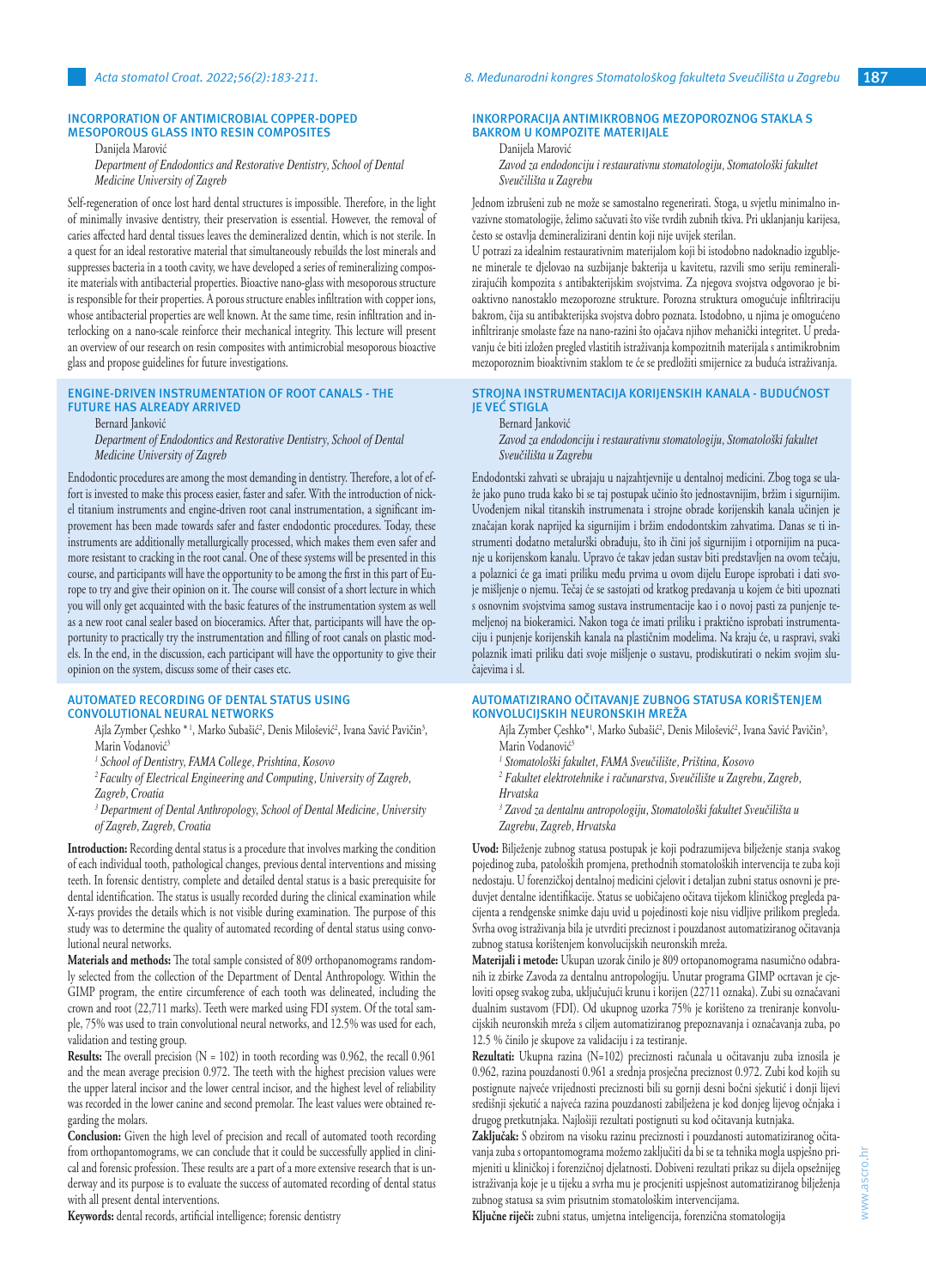## INCORPORATION OF ANTIMICROBIAL COPPER-DOPED MESOPOROUS GLASS INTO RESIN COMPOSITES

Danijela Marović

*Department of Endodontics and Restorative Dentistry, School of Dental Medicine University of Zagreb*

Self-regeneration of once lost hard dental structures is impossible. Therefore, in the light of minimally invasive dentistry, their preservation is essential. However, the removal of caries affected hard dental tissues leaves the demineralized dentin, which is not sterile. In a quest for an ideal restorative material that simultaneously rebuilds the lost minerals and suppresses bacteria in a tooth cavity, we have developed a series of remineralizing composite materials with antibacterial properties. Bioactive nano-glass with mesoporous structure is responsible for their properties. A porous structure enables infiltration with copper ions, whose antibacterial properties are well known. At the same time, resin infiltration and interlocking on a nano-scale reinforce their mechanical integrity. This lecture will present an overview of our research on resin composites with antimicrobial mesoporous bioactive glass and propose guidelines for future investigations.

## ENGINE-DRIVEN INSTRUMENTATION OF ROOT CANALS - THE FUTURE HAS ALREADY ARRIVED

Bernard Janković

*Department of Endodontics and Restorative Dentistry, School of Dental Medicine University of Zagreb*

Endodontic procedures are among the most demanding in dentistry. Therefore, a lot of effort is invested to make this process easier, faster and safer. With the introduction of nickel titanium instruments and engine-driven root canal instrumentation, a significant improvement has been made towards safer and faster endodontic procedures. Today, these instruments are additionally metallurgically processed, which makes them even safer and more resistant to cracking in the root canal. One of these systems will be presented in this course, and participants will have the opportunity to be among the first in this part of Europe to try and give their opinion on it. The course will consist of a short lecture in which you will only get acquainted with the basic features of the instrumentation system as well as a new root canal sealer based on bioceramics. After that, participants will have the opportunity to practically try the instrumentation and filling of root canals on plastic models. In the end, in the discussion, each participant will have the opportunity to give their opinion on the system, discuss some of their cases etc.

## AUTOMATED RECORDING OF DENTAL STATUS USING CONVOLUTIONAL NEURAL NETWORKS

Ajla Zymber Çeshko *[1], Marko Subašić[2], Denis Milošević[2], Ivana Savić Pavičin[3], Marin Vodanović[3]

*[1] School of Dentistry, FAMA College, Prishtina, Kosovo*

*[2] Faculty of Electrical Engineering and Computing, University of Zagreb, Zagreb, Croatia*

*[3] Department of Dental Anthropology, School of Dental Medicine, University of Zagreb, Zagreb, Croatia*

**Introduction:** Recording dental status is a procedure that involves marking the condition of each individual tooth, pathological changes, previous dental interventions and missing teeth. In forensic dentistry, complete and detailed dental status is a basic prerequisite for dental identification. The status is usually recorded during the clinical examination while X-rays provides the details which is not visible during examination. The purpose of this study was to determine the quality of automated recording of dental status using convolutional neural networks.

**Materials and methods:** The total sample consisted of 809 orthopanomograms randomly selected from the collection of the Department of Dental Anthropology. Within the GIMP program, the entire circumference of each tooth was delineated, including the crown and root (22,711 marks). Teeth were marked using FDI system. Of the total sample, 75% was used to train convolutional neural networks, and 12.5% was used for each, validation and testing group.

**Results:** The overall precision (N = 102) in tooth recording was 0.962, the recall 0.961 and the mean average precision 0.972. The teeth with the highest precision values were the upper lateral incisor and the lower central incisor, and the highest level of reliability was recorded in the lower canine and second premolar. The least values were obtained regarding the molars.

**Conclusion:** Given the high level of precision and recall of automated tooth recording from orthopantomograms, we can conclude that it could be successfully applied in clinical and forensic profession. These results are a part of a more extensive research that is underway and its purpose is to evaluate the success of automated recording of dental status with all present dental interventions.

**Keywords:** dental records, artificial intelligence; forensic dentistry

## INKORPORACIJA ANTIMIKROBNOG MEZOPOROZNOG STAKLA S BAKROM U KOMPOZITE MATERIJALE

Danijela Marović

*Zavod za endodonciju i restaurativnu stomatologiju, Stomatološki fakultet Sveučilišta u Zagrebu*

Jednom izbrušeni zub ne može se samostalno regenerirati. Stoga, u svjetlu minimalno invazivne stomatologije, želimo sačuvati što više tvrdih zubnih tkiva. Pri uklanjanju karijesa, često se ostavlja demineralizirani dentin koji nije uvijek sterilan.

U potrazi za idealnim restaurativnim materijalom koji bi istodobno nadoknadio izgubljene minerale te djelovao na suzbijanje bakterija u kavitetu, razvili smo seriju remineralizirajućih kompozita s antibakterijskim svojstvima. Za njegova svojstva odgovorao je bioaktivno nanostaklo mezoporozne strukture. Porozna struktura omogućuje infiltriraciju bakrom, čija su antibakterijska svojstva dobro poznata. Istodobno, u njima je omogućeno infiltriranje smolaste faze na nano-razini što ojačava njihov mehanički integritet. U predavanju će biti izložen pregled vlastitih istraživanja kompozitnih materijala s antimikrobnim mezoporoznim bioaktivnim staklom te će se predložiti smijernice za buduća istraživanja.

## STROJNA INSTRUMENTACIJA KORIJENSKIH KANALA - BUDUĆNOST JE VEĆ STIGLA

Bernard Janković

*Zavod za endodonciju i restaurativnu stomatologiju, Stomatološki fakultet Sveučilišta u Zagrebu*

Endodontski zahvati se ubrajaju u najzahtjevnije u dentalnoj medicini. Zbog toga se ulaže jako puno truda kako bi se taj postupak učinio što jednostavnijim, bržim i sigurnijim. Uvođenjem nikal titanskih instrumenata i strojne obrade korijenskih kanala učinjen je značajan korak naprijed ka sigurnijim i bržim endodontskim zahvatima. Danas se ti instrumenti dodatno metalurški obrađuju, što ih čini još sigurnijim i otpornijim na pucanje u korijenskom kanalu. Upravo će takav jedan sustav biti predstavljen na ovom tečaju, a polaznici će ga imati priliku među prvima u ovom dijelu Europe isprobati i dati svoje mišljenje o njemu. Tečaj će se sastojati od kratkog predavanja u kojem će biti upoznati s osnovnim svojstvima samog sustava instrumentacije kao i o novoj pasti za punjenje temeljenoj na biokeramici. Nakon toga će imati priliku i praktično isprobati instrumentaciju i punjenje korijenskih kanala na plastičnim modelima. Na kraju će, u raspravi, svaki polaznik imati priliku dati svoje mišljenje o sustavu, prodiskutirati o nekim svojim slučajevima i sl.

## AUTOMATIZIRANO OČITAVANJE ZUBNOG STATUSA KORIŠTENJEM KONVOLUCIJSKIH NEURONSKIH MREŽA

Ajla Zymber Çeshko*[1], Marko Subašić[2], Denis Milošević[2], Ivana Savić Pavičin[3], Marin Vodanović[3]

*[1] Stomatološki fakultet, FAMA Sveučilište, Priština, Kosovo*

*[2] Fakultet elektrotehnike i računarstva, Sveučilište u Zagrebu, Zagreb, Hrvatska*

*[3] Zavod za dentalnu antropologiju, Stomatološki fakultet Sveučilišta u Zagrebu, Zagreb, Hrvatska*

**Uvod:** Bilježenje zubnog statusa postupak je koji podrazumijeva bilježenje stanja svakog pojedinog zuba, patoloških promjena, prethodnih stomatoloških intervencija te zuba koji nedostaju. U forenzičkoj dentalnoj medicini cjelovit i detaljan zubni status osnovni je preduvjet dentalne identifikacije. Status se uobičajeno očitava tijekom kliničkog pregleda pacijenta a rendgenske snimke daju uvid u pojedinosti koje nisu vidljive prilikom pregleda. Svrha ovog istraživanja bila je utvrditi preciznost i pouzdanost automatiziranog očitavanja zubnog statusa korištenjem konvolucijskih neuronskih mreža.

**Materijali i metode:** Ukupan uzorak činilo je 809 ortopanomograma nasumično odabranih iz zbirke Zavoda za dentalnu antropologiju. Unutar programa GIMP ocrtavan je cjeloviti opseg svakog zuba, uključujući krunu i korijen (22711 oznaka). Zubi su označavani dualnim sustavom (FDI). Od ukupnog uzorka 75% je korišteno za treniranje konvolucijskih neuronskih mreža s ciljem automatiziranog prepoznavanja i označavanja zuba, po 12.5 % činilo je skupove za validaciju i za testiranje.

**Rezultati:** Ukupna razina (N=102) preciznosti računala u očitavanju zuba iznosila je 0.962, razina pouzdanosti 0.961 a srednja prosječna preciznost 0.972. Zubi kod kojih su postignute najveće vrijednosti preciznosti bili su gornji desni bočni sjekutić i donji lijevi središnji sjekutić a najveća razina pouzdanosti zabilježena je kod donjeg lijevog očnjaka i drugog pretkutnjaka. Najlošiji rezultati postignuti su kod očitavanja kutnjaka.

**Zaključak:** S obzirom na visoku razinu preciznosti i pouzdanosti automatiziranog očitavanja zuba s ortopantomograma možemo zaključiti da bi se ta tehnika mogla uspješno primjeniti u kliničkoj i forenzičnoj djelatnosti. Dobiveni rezultati prikaz su dijela opsežnijeg istraživanja koje je u tijeku a svrha mu je procjeniti uspješnost automatiziranog bilježenja zubnog statusa sa svim prisutnim stomatološkim intervencijama.

**Ključne riječi:** zubni status, umjetna inteligencija, forenzična stomatologija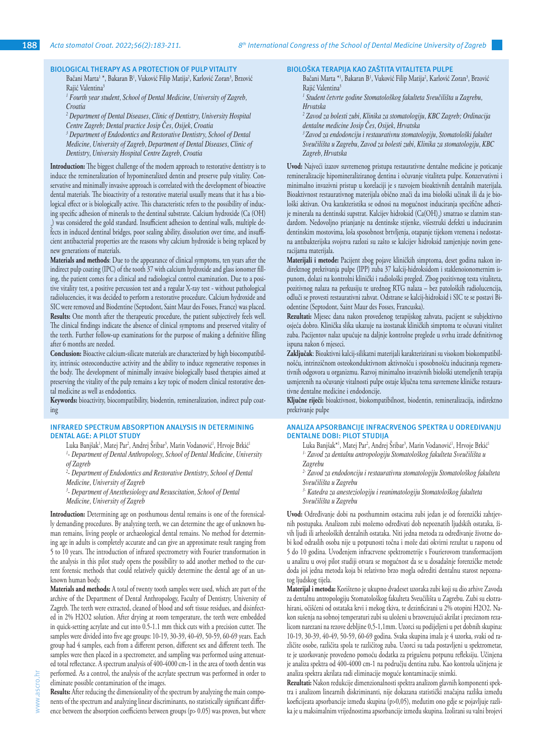## BIOLOGICAL THERAPY AS A PROTECTION OF PULP VITALITY

Bačani Marta[1] *, Bakaran B[1], Vuković Filip Matija[2], Karlović Zoran[3], Brzović Rajić Valentina[3]

*[1] Fourth year student, School of Dental Medicine, University of Zagreb, Croatia*

*[2] Department of Dental Diseases, Clinic of Dentistry, University Hospital Centre Zagreb; Dental practice Josip Čes, Osijek, Croatia*

*[3] Department of Endodontics and Restorative Dentistry, School of Dental Medicine, University of Zagreb, Department of Dental Diseases, Clinic of Dentistry, University Hospital Centre Zagreb, Croatia*

**Introduction:** The biggest challenge of the modern approach to restorative dentistry is to induce the remineralization of hypomineralized dentin and preserve pulp vitality. Conservative and minimally invasive approach is correlated with the development of bioactive dental materials. The bioactivity of a restorative material usually means that it has a biological effect or is biologically active. This characteristic refers to the possibility of inducing specific adhesion of minerals to the dentinal substrate. Calcium hydroxide ($Ca(OH)_2$) was considered the gold standard. Insufficient adhesion to dentinal walls, multiple defects in induced dentinal bridges, poor sealing ability, dissolution over time, and insufficient antibacterial properties are the reasons why calcium hydroxide is being replaced by new generations of materials.

**Materials and methods**: Due to the appearance of clinical symptoms, ten years after the indirect pulp coating (IPC) of the tooth 37 with calcium hydroxide and glass ionomer filling, the patient comes for a clinical and radiological control examination. Due to a positive vitality test, a positive percussion test and a regular X-ray test - without pathological radiolucencies, it was decided to perform a restorative procedure. Calcium hydroxide and SIC were removed and Biodentine (Septodont, Saint Maur des Fosses, France) was placed.

**Results:** One month after the therapeutic procedure, the patient subjectively feels well. The clinical findings indicate the absence of clinical symptoms and preserved vitality of the teeth. Further follow-up examinations for the purpose of making a definitive filling after 6 months are needed.

**Conclusion:** Bioactive calcium-silicate materials are characterized by high biocompatibility, intrinsic osteoconductive activity and the ability to induce regenerative responses in the body. The development of minimally invasive biologically based therapies aimed at preserving the vitality of the pulp remains a key topic of modern clinical restorative dental medicine as well as endodontics.

**Keywords:** bioactivity, biocompatibility, biodentin, remineralization, indirect pulp coating

## BIOLOŠKA TERAPIJA KAO ZAŠTITA VITALITETA PULPE

Bačani Marta *[1], Bakaran B[1], Vuković Filip Matija[2], Karlović Zoran[3], Brzović Rajić Valentina[3]

*[1] Student četvrte godine Stomatološkog fakulteta Sveučilišta u Zagrebu, Hrvatska*

*[2] Zavod za bolesti zubi, Klinika za stomatologiju, KBC Zagreb; Ordinacija dentalne medicine Josip Čes, Osijek, Hrvatska*

*[3] Zavod za endodonciju i restaurativnu stomatologiju, Stomatološki fakultet Sveučilišta u Zagrebu, Zavod za bolesti zubi, Klinika za stomatologiju, KBC Zagreb, Hrvatska*

**Uvod:** Najveći izazov suvremenog pristupa restaurativne dentalne medicine je poticanje remineralizacije hipomineraliziranog dentina i očuvanje vitaliteta pulpe. Konzervativni i minimalno invazivni pristup u korelaciji je s razvojem bioaktivnih dentalnih materijala. Bioaktivnost restaurativnog materijala obično znači da ima biološki učinak ili da je biološki aktivan. Ova karakteristika se odnosi na mogućnost induciranja specifične adhezije minerala na dentinski supstrat. Kalcijev hidroksid ($Ca(OH)_2$) smatrao se zlatnim standardom. Nedovoljno prianjanje na dentinske stijenke, višestruki defekti u induciranim dentinskim mostovima, loša sposobnost brtvljenja, otapanje tijekom vremena i nedostatna antibakterijska svojstva razlozi su zašto se kalcijev hidroksid zamjenjuje novim generacijama materijala.

**Materijali i metode:** Pacijent zbog pojave kliničkih simptoma, deset godina nakon indirektnog prekrivanja pulpe (IPP) zuba 37 kalcij-hidroksidom i staklenoionomernim ispunom, dolazi na kontrolni klinički i radiološki pregled. Zbog pozitivnog testa vitaliteta, pozitivnog nalaza na perkusiju te urednog RTG nalaza – bez patoloških radiolucencija, odluči se provesti restaurativni zahvat. Odstrane se kalcij-hidroksid i SIC te se postavi Biodentine (Septodont, Saint Maur des Fosses, Francuska).

**Rezultati:** Mjesec dana nakon provedenog terapijskog zahvata, pacijent se subjektivno osjeća dobro. Klinička slika ukazuje na izostanak kliničkih simptoma te očuvani vitalitet zuba. Pacijentov nalaz upućuje na daljnje kontrolne preglede u svrhu izrade definitivnog ispuna nakon 6 mjeseci.

**Zaključak**: Bioaktivni kalcij-silikatni materijali karakterizirani su visokom biokompatibilnošću, intrinzičnom osteokonduktivnom aktivnošću i sposobnošću induciranja regenerativnih odgovora u organizmu. Razvoj minimalno invazivnih biološki utemeljenih terapija usmjerenih na očuvanje vitalnosti pulpe ostaje ključna tema suvremene kliničke restaurativne dentalne medicine i endodoncije.

**Ključne riječi:** bioaktivnost, biokompatibilnost, biodentin, remineralizacija, indirektno prekrivanje pulpe

## INFRARED SPECTRUM ABSORPTION ANALYSIS IN DETERMINING DENTAL AGE: A PILOT STUDY

Luka Banjšak[1], Matej Par[2], Andrej Šribar[3], Marin Vodanović[1], Hrvoje Brkić[1]

*[1]- Department of Dental Anthropology, School of Dental Medicine, University of Zagreb*

*[2]- Department of Endodontics and Restorative Dentistry, School of Dental Medicine, University of Zagreb*

*[3]- Department of Anesthesiology and Resuscitation, School of Dental Medicine, University of Zagreb*

**Introduction:** Determining age on posthumous dental remains is one of the forensically demanding procedures. By analyzing teeth, we can determine the age of unknown human remains, living people or archaeological dental remains. No method for determining age in adults is completely accurate and can give an approximate result ranging from 5 to 10 years. The introduction of infrared spectrometry with Fourier transformation in the analysis in this pilot study opens the possibility to add another method to the current forensic methods that could relatively quickly determine the dental age of an unknown human body.

**Materials and methods:** A total of twenty tooth samples were used, which are part of the archive of the Department of Dental Anthropology, Faculty of Dentistry, University of Zagreb. The teeth were extracted, cleaned of blood and soft tissue residues, and disinfected in 2% H2O2 solution. After drying at room temperature, the teeth were embedded in quick-setting acrylate and cut into 0.5-1.1 mm thick cuts with a precision cutter. The samples were divided into five age groups: 10-19, 30-39, 40-49, 50-59, 60-69 years. Each group had 4 samples, each from a different person, different sex and different teeth. The samples were then placed in a spectrometer, and sampling was performed using attenuated total reflectance. A spectrum analysis of 400-4000 cm-1 in the area of tooth dentin was performed. As a control, the analysis of the acrylate spectrum was performed in order to eliminate possible contamination of the images.

**Results:** After reducing the dimensionality of the spectrum by analyzing the main components of the spectrum and analyzing linear discriminants, no statistically significant difference between the absorption coefficients between groups ($p > 0.05$) was proven, but where

## ANALIZA APSORBANCIJE INFRACRVENOG SPEKTRA U ODREĐIVANJU DENTALNE DOBI: PILOT STUDIJA

Luka Banjšak*[1], Matej Par[2], Andrej Šribar[3], Marin Vodanović[1], Hrvoje Brkić[1]

*[1]- Zavod za dentalnu antropologiju Stomatološkog fakulteta Sveučilišta u Zagrebu*

*[2]- Zavod za endodonciju i restaurativnu stomatologiju Stomatološkog fakulteta Sveučilišta u Zagrebu*

*[3]- Katedra za anesteziologiju i reanimatologiju Stomatološkog fakulteta Sveučilišta u Zagrebu*

**Uvod:** Određivanje dobi na posthumnim ostacima zubi jedan je od forenzički zahtjevnih postupaka. Analizom zubi možemo određivati dob nepoznatih ljudskih ostataka, živih ljudi ili arheoloških dentalnih ostataka. Niti jedna metoda za određivanje životne dobi kod odraslih osoba nije u potpunosti točna i može dati okvirni rezultat u rasponu od 5 do 10 godina. Uvođenjem infracrvene spektrometrije s Fourierovom transformacijom u analizu u ovoj pilot studiji otvara se mogućnost da se u dosadašnje forenzičke metode doda još jedna metoda koja bi relativno brzo mogla odrediti dentalnu starost nepoznatog ljudskog tijela.

**Materijal i metoda:** Korišteno je ukupno dvadeset uzoraka zubi koji su dio arhive Zavoda za dentalnu antropologiju Stomatološkog fakulteta Sveučilišta u Zagrebu. Zubi su ekstrahirani, očišćeni od ostataka krvi i mekog tkiva, te dezinficirani u 2% otopini H2O2. Nakon sušenja na sobnoj temperaturi zubi su uloženi u brzovezujući akrilat i preciznom rezalicom narezani na rezove debljine 0,5-1,1mm. Uzorci su podijeljeni u pet dobnih skupina: 10-19, 30-39, 40-49, 50-59, 60-69 godina. Svaka skupina imala je 4 uzorka, svaki od različite osobe, različita spola te različitog zuba. Uzorci su tada postavljeni u spektrometar, te je uzorkovanje provedeno pomoću dodatka za prigušenu potpunu refleksiju. Učinjena je analiza spektra od 400-4000 cm-1 na području spektra dentina zuba. Kao kontrola učinjena je analiza spektra akrilata radi eliminacije moguće kontaminacije snimki.

**Rezultati:** Nakon redukcije dimenzionalnosti spektra analizom glavnih komponenti spektra i analizom linearnih diskriminanti, nije dokazana statistički značajna razlika između koeficijenata apsorbancije između skupina ($p > 0,05$), međutim ono gdje se pojavljuje razlika je u maksimalnim vrijednostima apsorbancije između skupina. Izolirani su valni brojevi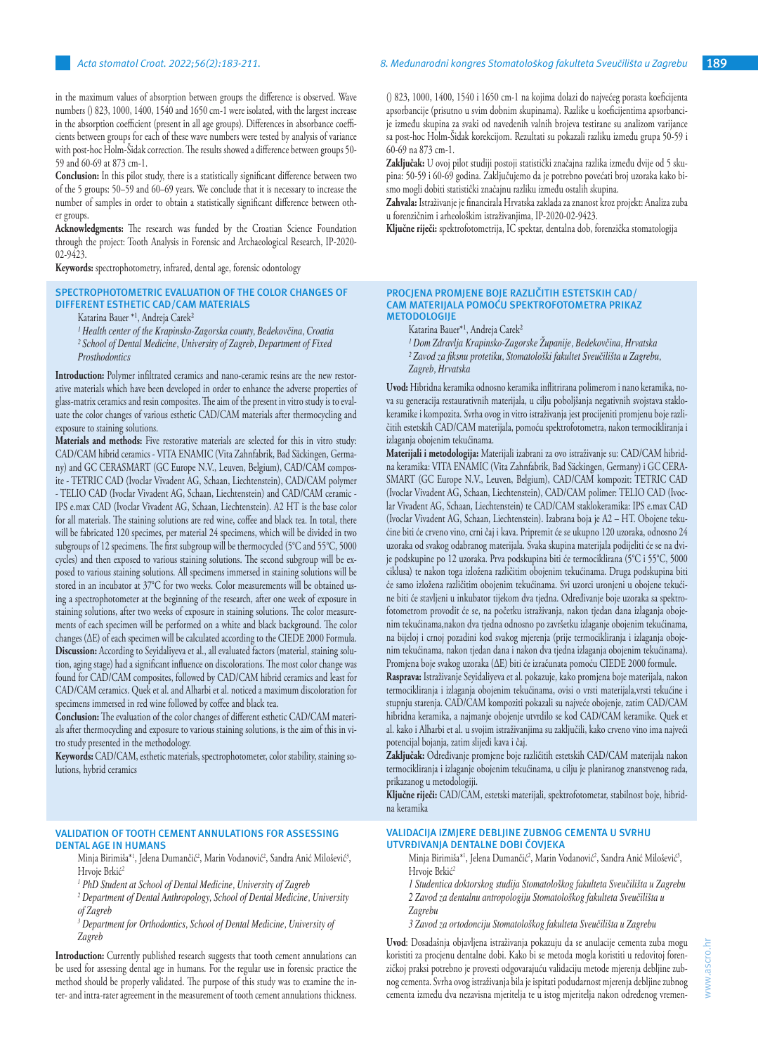in the maximum values of absorption between groups the difference is observed. Wave numbers () 823, 1000, 1400, 1540 and 1650 cm-1 were isolated, with the largest increase in the absorption coefficient (present in all age groups). Differences in absorbance coefficients between groups for each of these wave numbers were tested by analysis of variance with post-hoc Holm-Šidak correction. The results showed a difference between groups 50-59 and 60-69 at 873 cm-1.

**Conclusion:** In this pilot study, there is a statistically significant difference between two of the 5 groups: 50–59 and 60–69 years. We conclude that it is necessary to increase the number of samples in order to obtain a statistically significant difference between other groups.

**Acknowledgments:** The research was funded by the Croatian Science Foundation through the project: Tooth Analysis in Forensic and Archaeological Research, IP-2020-02-9423.

**Keywords:** spectrophotometry, infrared, dental age, forensic odontology

() 823, 1000, 1400, 1540 i 1650 cm-1 na kojima dolazi do najvećeg porasta koeficijenta apsorbancije (prisutno u svim dobnim skupinama). Razlike u koeficijentima apsorbancije između skupina za svaki od navedenih valnih brojeva testirane su analizom varijance sa post-hoc Holm-Šidak korekcijom. Rezultati su pokazali razliku između grupa 50-59 i 60-69 na 873 cm-1.

**Zaključak:** U ovoj pilot studiji postoji statistički značajna razlika između dvije od 5 skupina: 50-59 i 60-69 godina. Zaključujemo da je potrebno povećati broj uzoraka kako bismo mogli dobiti statistički značajnu razliku između ostalih skupina.

**Zahvala:** Istraživanje je financirala Hrvatska zaklada za znanost kroz projekt: Analiza zuba u forenzičnim i arheološkim istraživanjima, IP-2020-02-9423.

**Ključne riječi:** spektrofotometrija, IC spektar, dentalna dob, forenzička stomatologija

## SPECTROPHOTOMETRIC EVALUATION OF THE COLOR CHANGES OF DIFFERENT ESTHETIC CAD/CAM MATERIALS

Katarina Bauer *[1], Andreja Carek[2]

*[1] Health center of the Krapinsko-Zagorska county, Bedekovčina, Croatia*
*[2] School of Dental Medicine, University of Zagreb, Department of Fixed Prosthodontics*

**Introduction:** Polymer infiltrated ceramics and nano-ceramic resins are the new restorative materials which have been developed in order to enhance the adverse properties of glass-matrix ceramics and resin composites. The aim of the present in vitro study is to evaluate the color changes of various esthetic CAD/CAM materials after thermocycling and exposure to staining solutions.

**Materials and methods:** Five restorative materials are selected for this in vitro study: CAD/CAM hibrid ceramics - VITA ENAMIC (Vita Zahnfabrik, Bad Säckingen, Germany) and GC CERASMART (GC Europe N.V., Leuven, Belgium), CAD/CAM composite - TETRIC CAD (Ivoclar Vivadent AG, Schaan, Liechtenstein), CAD/CAM polymer - TELIO CAD (Ivoclar Vivadent AG, Schaan, Liechtenstein) and CAD/CAM ceramic - IPS e.max CAD (Ivoclar Vivadent AG, Schaan, Liechtenstein). A2 HT is the base color for all materials. The staining solutions are red wine, coffee and black tea. In total, there will be fabricated 120 specimes, per material 24 specimens, which will be divided in two subgroups of 12 specimens. The first subgroup will be thermocycled (5°C and 55°C, 5000 cycles) and then exposed to various staining solutions. The second subgroup will be exposed to various staining solutions. All specimens immersed in staining solutions will be stored in an incubator at 37°C for two weeks. Color measurements will be obtained using a spectrophotometer at the beginning of the research, after one week of exposure in staining solutions, after two weeks of exposure in staining solutions. The color measurements of each specimen will be performed on a white and black background. The color changes (ΔE) of each specimen will be calculated according to the CIEDE 2000 Formula.

**Discussion:** According to Seyidaliyeva et al., all evaluated factors (material, staining solution, aging stage) had a significant influence on discolorations. The most color change was found for CAD/CAM composites, followed by CAD/CAM hibrid ceramics and least for CAD/CAM ceramics. Quek et al. and Alharbi et al. noticed a maximum discoloration for specimens immersed in red wine followed by coffee and black tea.

**Conclusion:** The evaluation of the color changes of different esthetic CAD/CAM materials after thermocycling and exposure to various staining solutions, is the aim of this in vitro study presented in the methodology.

**Keywords:** CAD/CAM, esthetic materials, spectrophotometer, color stability, staining solutions, hybrid ceramics

## PROCJENA PROMJENE BOJE RAZLIČITIH ESTETSKIH CAD/CAM MATERIJALA POMOĆU SPEKTROFOTOMETRA PRIKAZ METODOLOGIJE

Katarina Bauer*[1], Andreja Carek[2]

*[1] Dom Zdravlja Krapinsko-Zagorske Županije, Bedekovčina, Hrvatska*
*[2] Zavod za fiksnu protetiku, Stomatološki fakultet Sveučilišta u Zagrebu, Zagreb, Hrvatska*

**Uvod:** Hibridna keramika odnosno keramika inflitrirana polimerom i nano keramika, nova su generacija restaurativnih materijala, u cilju poboljšanja negativnih svojstava staklokeramike i kompozita. Svrha ovog in vitro istraživanja jest procijeniti promjenu boje različitih estetskih CAD/CAM materijala, pomoću spektrofotometra, nakon termocikliranja i izlaganja obojenim tekućinama.

**Materijali i metodologija:** Materijali izabrani za ovo istraživanje su: CAD/CAM hibridna keramika: VITA ENAMIC (Vita Zahnfabrik, Bad Säckingen, Germany) i GC CERASMART (GC Europe N.V., Leuven, Belgium), CAD/CAM kompozit: TETRIC CAD (Ivoclar Vivadent AG, Schaan, Liechtenstein), CAD/CAM polimer: TELIO CAD (Ivoclar Vivadent AG, Schaan, Liechtenstein) te CAD/CAM staklokeramika: IPS e.max CAD (Ivoclar Vivadent AG, Schaan, Liechtenstein). Izabrana boja je A2 – HT. Obojene tekućine biti će crveno vino, crni čaj i kava. Pripremit će se ukupno 120 uzoraka, odnosno 24 uzoraka od svakog odabranog materijala. Svaka skupina materijala podijeliti će se na dvije podskupine po 12 uzoraka. Prva podskupina biti će termociklirana (5°C i 55°C, 5000 ciklusa) te nakon toga izložena različitim obojenim tekućinama. Druga podskupina biti će samo izložena različitim obojenim tekućinama. Svi uzorci uronjeni u obojene tekućine biti će stavljeni u inkubator tijekom dva tjedna. Određivanje boje uzoraka sa spektrofotometrom provodit će se, na početku istraživanja, nakon tjedan dana izlaganja obojenim tekućinama,nakon dva tjedna odnosno po završetku izlaganje obojenim tekućinama, na bijeloj i crnoj pozadini kod svakog mjerenja (prije termocikliranja i izlaganja obojenim tekućinama, nakon tjedan dana i nakon dva tjedna izlaganja obojenim tekućinama). Promjena boje svakog uzorka (ΔE) biti će izračunata pomoću CIEDE 2000 formule.

**Rasprava:** Istraživanje Seyidaliyeva et al. pokazuje, kako promjena boje materijala, nakon termocikliranja i izlaganja obojenim tekućinama, ovisi o vrsti materijala,vrsti tekućine i stupnju starenja. CAD/CAM kompoziti pokazali su najveće obojenje, zatim CAD/CAM hibridna keramika, a najmanje obojenje utvrdilo se kod CAD/CAM keramike. Quek et al. kako i Alharbi et al. u svojim istraživanjima su zaključili, kako crveno vino ima najveći potencijal bojanja, zatim slijedi kava i čaj.

**Zaključak:** Određivanje promjene boje različitih estetskih CAD/CAM materijala nakon termocikliranja i izlaganje obojenim tekućinama, u cilju je planiranog znanstvenog rada, prikazanog u metodologiji.

**Ključne riječi:** CAD/CAM, estetski materijali, spektrofotometar, stabilnost boje, hibridna keramika

## VALIDATION OF TOOTH CEMENT ANNULATIONS FOR ASSESSING DENTAL AGE IN HUMANS

Minja Birimiša*[1], Jelena Dumančić[2], Marin Vodanović[2], Sandra Anić Milošević[3], Hrvoje Brkić[2]

*[1] PhD Student at School of Dental Medicine, University of Zagreb*
*[2] Department of Dental Anthropology, School of Dental Medicine, University of Zagreb*
*[3] Department for Orthodontics, School of Dental Medicine, University of Zagreb*

**Introduction:** Currently published research suggests that tooth cement annulations can be used for assessing dental age in humans. For the regular use in forensic practice the method should be properly validated. The purpose of this study was to examine the inter- and intra-rater agreement in the measurement of tooth cement annulations thickness.

## VALIDACIJA IZMJERE DEBLJINE ZUBNOG CEMENTA U SVRHU UTVRĐIVANJA DENTALNE DOBI ČOVJEKA

Minja Birimiša*[1], Jelena Dumančić[2], Marin Vodanović[2], Sandra Anić Milošević[3], Hrvoje Brkić[2]

*1 Studentica doktorskog studija Stomatološkog fakulteta Sveučilišta u Zagrebu*
*2 Zavod za dentalnu antropologiju Stomatološkog fakulteta Sveučilišta u Zagrebu*
*3 Zavod za ortodonciju Stomatološkog fakulteta Sveučilišta u Zagrebu*

**Uvod**: Dosadašnja objavljena istraživanja pokazuju da se anulacije cementa zuba mogu koristiti za procjenu dentalne dobi. Kako bi se metoda mogla koristiti u redovitoj forenzičkoj praksi potrebno je provesti odgovarajuću validaciju metode mjerenja debljine zubnog cementa. Svrha ovog istraživanja bila je ispitati podudarnost mjerenja debljine zubnog cementa između dva nezavisna mjeritelja te u istog mjeritelja nakon određenog vremen-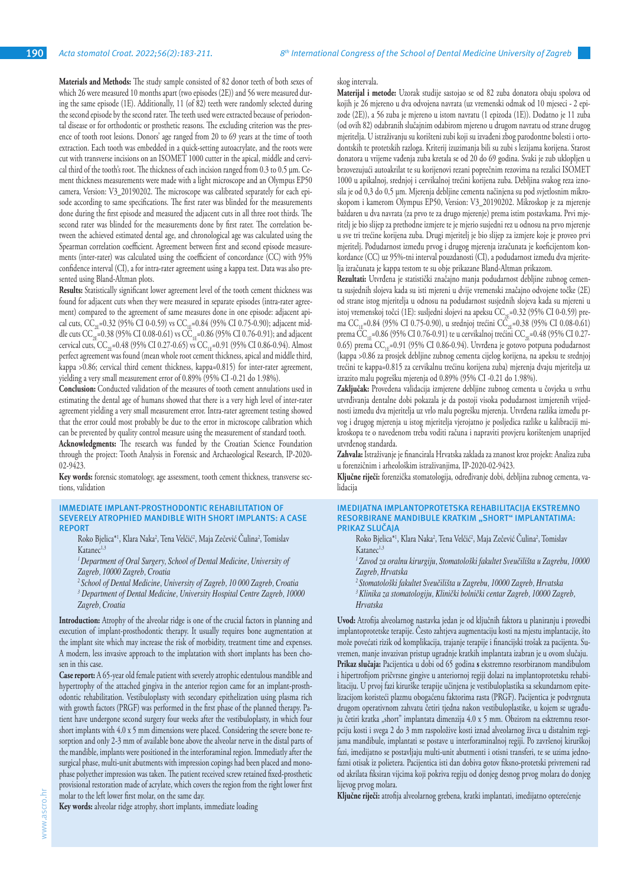**Materials and Methods:** The study sample consisted of 82 donor teeth of both sexes of which 26 were measured 10 months apart (two episodes (2E)) and 56 were measured during the same episode (1E). Additionally, 11 (of 82) teeth were randomly selected during the second episode by the second rater. The teeth used were extracted because of periodontal disease or for orthodontic or prosthetic reasons. The excluding criterion was the presence of tooth root lesions. Donors' age ranged from 20 to 69 years at the time of tooth extraction. Each tooth was embedded in a quick-setting autoacrylate, and the roots were cut with transverse incisions on an ISOMET 1000 cutter in the apical, middle and cervical third of the tooth's root. The thickness of each incision ranged from 0.3 to 0.5 µm. Cement thickness measurements were made with a light microscope and an Olympus EP50 camera, Version: V3_20190202. The microscope was calibrated separately for each episode according to same specifications. The first rater was blinded for the measurements done during the first episode and measured the adjacent cuts in all three root thirds. The second rater was blinded for the measurements done by first rater. The correlation between the achieved estimated dental age, and chronological age was calculated using the Spearman correlation coefficient. Agreement between first and second episode measurements (inter-rater) was calculated using the coefficient of concordance (CC) with 95% confidence interval (CI), a for intra-rater agreement using a kappa test. Data was also presented using Bland-Altman plots.

**Results:** Statistically significant lower agreement level of the tooth cement thickness was found for adjacent cuts when they were measured in separate episodes (intra-rater agreement) compared to the agreement of same measures done in one episode: adjacent apical cuts, $CC_{2E}$=0.32 (95% CI 0-0.59) vs $CC_{1E}$=0.84 (95% CI 0.75-0.90); adjacent middle cuts $CC_{2E}$=0.38 (95% CI 0.08-0.61) vs $CC_{1E}$=0.86 (95% CI 0.76-0.91); and adjacent cervical cuts, $CC_{2E}$=0.48 (95% CI 0.27-0.65) vs $CC_{1E}$=0.91 (95% CI 0.86-0.94). Almost perfect agreement was found (mean whole root cement thickness, apical and middle third, kappa >0.86; cervical third cement thickness, kappa=0.815) for inter-rater agreement, yielding a very small measurement error of 0.89% (95% CI -0.21 do 1.98%).

**Conclusion:** Conducted validation of the measures of tooth cement annulations used in estimating the dental age of humans showed that there is a very high level of inter-rater agreement yielding a very small measurement error. Intra-rater agreement testing showed that the error could most probably be due to the error in microscope calibration which can be prevented by quality control measure using the measurement of standard tooth.

**Acknowledgments:** The research was funded by the Croatian Science Foundation through the project: Tooth Analysis in Forensic and Archaeological Research, IP-2020-02-9423.

**Key words:** forensic stomatology, age assessment, tooth cement thickness, transverse sections, validation

skog intervala.

**Materijal i metode:** Uzorak studije sastojao se od 82 zuba donatora obaju spolova od kojih je 26 mjereno u dva odvojena navrata (uz vremenski odmak od 10 mjeseci - 2 epizode (2E)), a 56 zuba je mjereno u istom navratu (1 epizoda (1E)). Dodatno je 11 zuba (od ovih 82) odabranih slučajnim odabirom mjereno u drugom navratu od strane drugog mjeritelja. U istraživanju su korišteni zubi koji su izvađeni zbog parodontne bolesti i ortodontskih te protetskih razloga. Kriterij izuzimanja bili su zubi s lezijama korijena. Starost donatora u vrijeme vađenja zuba kretala se od 20 do 69 godina. Svaki je zub uklopljen u brzovezujući autoakrilat te su korijenovi rezani poprečnim rezovima na rezalici ISOMET 1000 u apikalnoj, srednjoj i cervikalnoj trećini korijena zuba. Debljina svakog reza iznosila je od 0,3 do 0,5 µm. Mjerenja debljine cementa načinjena su pod svjetlosnim mikroskopom i kamerom Olympus EP50, Version: V3_20190202. Mikroskop je za mjerenje baždaren u dva navrata (za prvo te za drugo mjerenje) prema istim postavkama. Prvi mjeritelj je bio slijep za prethodne izmjere te je mjerio susjedni rez u odnosu na prvo mjerenje u sve tri trećine korijena zuba. Drugi mjeritelj je bio slijep za izmjere koje je proveo prvi mjeritelj. Podudarnost između prvog i drugog mjerenja izračunata je koeficijentom konkordance (CC) uz 95%-tni interval pouzdanosti (CI), a podudarnost između dva mjeritelja izračunata je kappa testom te su obje prikazane Bland-Altman prikazom.

**Rezultati:** Utvrđena je statistički značajno manja podudarnost debljine zubnog cementa susjednih slojeva kada su isti mjereni u dvije vremenski značajno odvojene točke (2E) od strane istog mjeritelja u odnosu na podudarnost susjednih slojeva kada su mjereni u istoj vremenskoj točci (1E): susljedni slojevi na apeksu $CC_{2E}$=0.32 (95% CI 0-0.59) prema $CC_{1E}$=0.84 (95% CI 0.75-0.90), u srednjoj trećini $CC_{2E}$=0.38 (95% CI 0.08-0.61) prema $CC_{1E}$=0.86 (95% CI 0.76-0.91) te u cervikalnoj trećini $CC_{2E}$=0.48 (95% CI 0.27-0.65) prema $CC_{1E}$=0.91 (95% CI 0.86-0.94). Utvrđena je gotovo potpuna podudarnost (kappa >0.86 za prosjek debljine zubnog cementa cijelog korijena, na apeksu te srednjoj trećini te kappa=0.815 za cervikalnu trećinu korijena zuba) mjerenja dvaju mjeritelja uz izrazito malu pogrešku mjerenja od 0.89% (95% CI -0.21 do 1.98%).

**Zaključak:** Provedena validacija izmjerene debljine zubnog cementa u čovjeka u svrhu utvrđivanja dentalne dobi pokazala je da postoji visoka podudarnost izmjerenih vrijednosti između dva mjeritelja uz vrlo malu pogrešku mjerenja. Utvrđena razlika između prvog i drugog mjerenja u istog mjeritelja vjerojatno je posljedica razlike u kalibraciji mikroskopa te o navedenom treba voditi računa i napraviti provjeru korištenjem unaprijed utvrđenog standarda.

**Zahvala:** Istraživanje je financirala Hrvatska zaklada za znanost kroz projekt: Analiza zuba u forenzičnim i arheološkim istraživanjima, IP-2020-02-9423.

**Ključne riječi:** forenzička stomatologija, određivanje dobi, debljina zubnog cementa, validacija

## IMMEDIATE IMPLANT-PROSTHODONTIC REHABILITATION OF SEVERELY ATROPHIED MANDIBLE WITH SHORT IMPLANTS: A CASE REPORT

Roko Bjelica*[1], Klara Naka[2], Tena Velčić[2], Maja Zečević Čulina[2], Tomislav Katanec[1,3]

*[1] Department of Oral Surgery, School of Dental Medicine, University of Zagreb, 10000 Zagreb, Croatia*
*[2] School of Dental Medicine, University of Zagreb, 10 000 Zagreb, Croatia*
*[3] Department of Dental Medicine, University Hospital Centre Zagreb, 10000 Zagreb, Croatia*

**Introduction:** Atrophy of the alveolar ridge is one of the crucial factors in planning and execution of implant-prosthodontic therapy. It usually requires bone augmentation at the implant site which may increase the risk of morbidity, treatment time and expenses. A modern, less invasive approach to the implatation with short implants has been chosen in this case.

**Case report:** A 65-year old female patient with severely atrophic edentulous mandible and hypertrophy of the attached gingiva in the anterior region came for an implant-prosthodontic rehabilitation. Vestibuloplasty with secondary epithelization using plasma rich with growth factors (PRGF) was performed in the first phase of the planned therapy. Patient have undergone second surgery four weeks after the vestibuloplasty, in which four short implants with 4.0 x 5 mm dimensions were placed. Considering the severe bone resorption and only 2-3 mm of available bone above the alveolar nerve in the distal parts of the mandible, implants were positioned in the interforaminal region. Immediatly after the surgical phase, multi-unit abutments with impression copings had been placed and monophase polyether impression was taken. The patient received screw retained fixed-prosthetic provisional restoration made of acrylate, which covers the region from the right lower first molar to the left lower first molar, on the same day.

**Key words:** alveolar ridge atrophy, short implants, immediate loading

## IMEDIJATNA IMPLANTOPROTETSKA REHABILITACIJA EKSTREMNO RESORBIRANE MANDIBULE KRATKIM „SHORT" IMPLANTATIMA: PRIKAZ SLUČAJA

Roko Bjelica*[1], Klara Naka[2], Tena Velčić[2], Maja Zečević Čulina[2], Tomislav Katanec[1,3]

*[1] Zavod za oralnu kirurgiju, Stomatološki fakultet Sveučilišta u Zagrebu, 10000 Zagreb, Hrvatska*
*[2] Stomatološki fakultet Sveučilišta u Zagrebu, 10000 Zagreb, Hrvatska*
*[3] Klinika za stomatologiju, Klinički bolnički centar Zagreb, 10000 Zagreb, Hrvatska*

**Uvod:** Atrofija alveolarnog nastavka jedan je od ključnih faktora u planiranju i provedbi implantoprotetske terapije. Često zahtjeva augmentaciju kosti na mjestu implantacije, što može povećati rizik od komplikacija, trajanje terapije i financijski trošak za pacijenta. Suvremen, manje invazivan pristup ugradnje kratkih implantata izabran je u ovom slučaju.

**Prikaz slučaja:** Pacijentica u dobi od 65 godina s ekstremno resorbiranom mandibulom i hipertrofijom pričvrsne gingive u anteriornoj regiji dolazi na implantoprotetsku rehabilitaciju. U prvoj fazi kirurške terapije učinjena je vestibuloplastika sa sekundarnom epitelizacijom koristeći plazmu obogaćenu faktorima rasta (PRGF). Pacijentica je podvrgnuta drugom operativnom zahvatu četiri tjedna nakon vestibuloplastike, u kojem se ugrađuju četiri kratka „short" implantata dimenzija 4.0 x 5 mm. Obzirom na ekstremnu resorpciju kosti i svega 2 do 3 mm raspoložive kosti iznad alveolarnog živca u distalnim regijama mandibule, implantati se postave u interforaminalnoj regiji. Po završenoj kirurškoj fazi, imedijatno se postavljaju multi-unit abutmenti i otisni transferi, te se uzima jednofazni otisak iz polietera. Pacijentica isti dan dobiva gotov fiksno-protetski privremeni rad od akrilata fiksiran vijcima koji pokriva regiju od donjeg desnog prvog molara do donjeg lijevog prvog molara.

**Ključne riječi:** atrofija alveolarnog grebena, kratki implantati, imedijatno opterećenje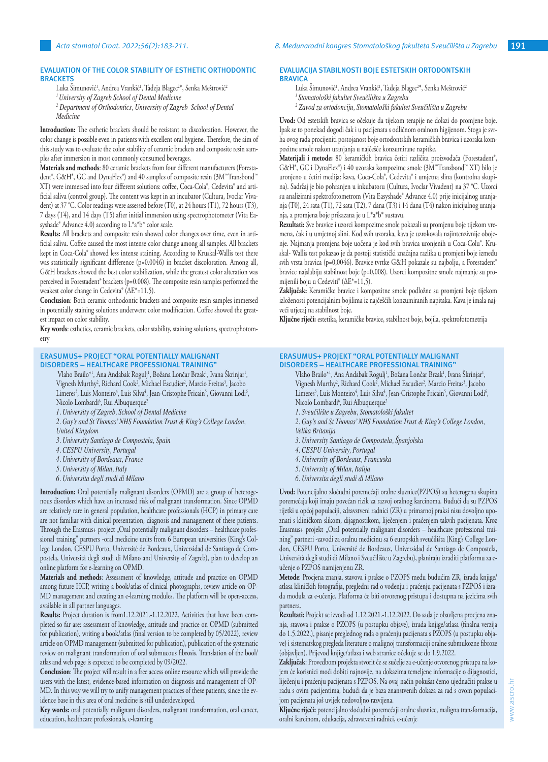## EVALUATION OF THE COLOR STABILITY OF ESTHETIC ORTHODONTIC BRACKETS

Luka Šimunović[1], Andrea Vrankić[1], Tadeja Blagec[2]*, Senka Meštrović[2]

*[1] University of Zagreb School of Dental Medicine*

*[2] Department of Orthodontics, University of Zagreb School of Dental Medicine*

**Introduction:** The esthetic brackets should be resistant to discoloration. However, the color change is possible even in patients with excellent oral hygiene. Therefore, the aim of this study was to evaluate the color stability of ceramic brackets and composite resin samples after immersion in most commonly consumed beverages.

**Materials and methods**: 80 ceramic brackets from four different manufacturers (Forestadent®, G&H®, GC and DynaFlex®) and 40 samples of composite resin (3M™Transbond™ XT) were immersed into four different solutions: coffee, Coca-Cola®, Cedevita® and artificial saliva (control group). The content was kept in an incubator (Cultura, Ivoclar Vivadent) at 37 °C. Color readings were assessed before (T0), at 24 hours (T1), 72 hours (T3), 7 days (T4), and 14 days (T5) after initial immersion using spectrophotometer (Vita Easyshade® Advance 4.0) according to L*a*b* color scale.

**Results:** All brackets and composite resin showed color changes over time, even in artificial saliva. Coffee caused the most intense color change among all samples. All brackets kept in Coca-Cola® showed less intense staining. According to Kruskal-Wallis test there was statistically significant diffference (p=0.0046) in bracket discoloration. Among all, G&H brackets showed the best color stabilization, while the greatest color alteration was perceived in Forestadent® brackets (p=0.008). The composite resin samples performed the weakest color change in Cedevita® (ΔE*=11.5).

**Conclusion**: Both ceramic orthodontic brackets and composite resin samples immersed in potentially staining solutions underwent color modification. Coffee showed the greatest impact on color stability.

**Key words**: esthetics, ceramic brackets, color stability, staining solutions, spectrophotometry

## EVALUACIJA STABILNOSTI BOJE ESTETSKIH ORTODONTSKIH BRAVICA

Luka Šimunović[1], Andrea Vrankić[1], Tadeja Blagec[2]*, Senka Meštrović[2]

*[1] Stomatološki fakultet Sveučilišta u Zagrebu*

*[2] Zavod za ortodonciju, Stomatološki fakultet Sveučilišta u Zagrebu*

**Uvod:** Od estetskih bravica se očekuje da tijekom terapije ne dolazi do promjene boje. Ipak se to ponekad dogodi čak i u pacijenata s odličnom oralnom higijenom. Stoga je svrha ovog rada procijeniti postojanost boje ortodontskih keramičkih bravica i uzoraka kompozitne smole nakon uranjanja u najčešće konzumirane napitke.

**Materijali i metode:** 80 keramičkih bravica četiri različita proizvođača (Forestadent®, G&H®, GC i DynaFlex®) i 40 uzoraka kompozitne smole (3M™Transbond™ XT) bilo je uronjeno u četiri medija: kava, Coca-Cola®, Cedevita® i umjetna slina (kontrolna skupina). Sadržaj je bio pohranjen u inkubatoru (Cultura, Ivoclar Vivadent) na 37 °C. Uzorci su analizirani spektrofotometrom (Vita Easyshade® Advance 4.0) prije inicijalnog uranjanja (T0), 24 sata (T1), 72 sata (T2), 7 dana (T3) i 14 dana (T4) nakon inicijalnog uranjanja, a promjena boje prikazana je u L*a*b* sustavu.

**Rezultati:** Sve bravice i uzorci kompozitne smole pokazali su promjenu boje tijekom vremena, čak i u umjetnoj slini. Kod svih uzoraka, kava je uzrokovala najintenzivnije obojenje. Najmanja promjena boje uočena je kod svih bravica uronjenih u Coca-Colu®. Kruskal- Wallis test pokazao je da postoji statistički značajna razlika u promjeni boje između svih vrsta bravica (p=0,0046). Bravice tvrtke G&H pokazale su najbolju, a Forestadent® bravice najslabiju stabilnost boje (p=0,008). Uzorci kompozitne smole najmanje su promijenili boju u Cedeviti® (ΔE*=11,5).

**Zaključak:** Keramičke bravice i kompozitne smole podložne su promjeni boje tijekom izloženosti potencijalnim bojilima iz najčešćih konzumiranih napitaka. Kava je imala najveći utjecaj na stabilnost boje.

**Ključne riječi:** estetika, keramičke bravice, stabilnost boje, bojila, spektrofotometrija

## ERASMUS+ PROJECT "ORAL POTENTIALLY MALIGNANT DISORDERS – HEALTHCARE PROFESSIONAL TRAINING"

Vlaho Brailo*[1], Ana Andabak Rogulj[1], Božana Lončar Brzak[1], Ivana Škrinjar[1], Vignesh Murthy[2], Richard Cook[2], Michael Escudier[2], Marcio Freitas[3], Jacobo Limeres[3], Luis Monteiro[4], Luis Silva[4], Jean-Cristophe Fricain[5], Giovanni Lodi[6], Nicolo Lombardi[6], Rui Albuquerque[2]

*1. University of Zagreb, School of Dental Medicine*

*2. Guy's and St Thomas' NHS Foundation Trust & King's College London, United Kingdom*

*3. University Santiago de Compostela, Spain*

*4. CESPU University, Portugal*

*4. University of Bordeaux, France*

*5. University of Milan, Italy*

*6. Universita degli studi di Milano*

**Introduction:** Oral potentially malignant disorders (OPMD) are a group of heterogenous disorders which have an increased risk of malignant transformation. Since OPMD are relatively rare in general population, healthcare professionals (HCP) in primary care are not familiar with clinical presentation, diagnosis and management of these patients. Through the Erasmus+ project „Oral potentially malignant disorders – healthcare professional training" partners -oral medicine units from 6 European universities (King's College London, CESPU Porto, Université de Bordeaux, Universidad de Santiago de Compostela, Università degli studi di Milano and University of Zagreb), plan to develop an online platform for e-learning on OPMD.

**Materials and methods**: Assessment of knowledge, attitude and practice on OPMD among future HCP, writing a book/atlas of clinical photographs, review article on OPMD management and creating an e-learning modules. The platform will be open-access, available in all partner languages.

**Results:** Project duration is from1.12.2021.-1.12.2022. Activities that have been completed so far are: assessment of knowledge, attitude and practice on OPMD (submitted for publication), writing a book/atlas (final version to be completed by 05/2022), review article on OPMD management (submitted for publication), publication of the systematic review on malignant transformation of oral submucous fibrosis. Translation of the bool/atlas and web page is expected to be completed by 09/2022.

**Conclusion**: The project will result in a free access online resource which will provide the users with the latest, evidence-based information on diagnosis and management of OPMD. In this way we will try to unify management practices of these patients, since the evidence base in this area of oral medicine is still underdeveloped.

**Key words:** oral potentially malignant disorders, malignant transformation, oral cancer, education, healthcare professionals, e-learning

## ERASMUS+ PROJEKT "ORAL POTENTIALLY MALIGNANT DISORDERS – HEALTHCARE PROFESSIONAL TRAINING"

Vlaho Brailo*[1], Ana Andabak Rogulj[1], Božana Lončar Brzak[1], Ivana Škrinjar[1], Vignesh Murthy[2], Richard Cook[2], Michael Escudier[2], Marcio Freitas[3], Jacobo Limeres[3], Luis Monteiro[4], Luis Silva[4], Jean-Cristophe Fricain[5], Giovanni Lodi[6], Nicolo Lombardi[6], Rui Albuquerque[2]

*1. Sveučilište u Zagrebu, Stomatološki fakultet*

*2. Guy's and St Thomas' NHS Foundation Trust & King's College London, Velika Britanija*

*3. University Santiago de Compostela, Španjolska*

*4. CESPU University, Portugal*

*4. University of Bordeaux, Francuska*

*5. University of Milan, Italija*

*6. Universita degli studi di Milano*

**Uvod:** Potencijalno zloćudni poremećaji oralne sluznice(PZPOS) su heterogena skupina poremećaja koji imaju povećan rizik za razvoj oralnog karcinoma. Budući da su PZPOS rijetki u općoj populaciji, zdravstveni radnici (ZR) u primarnoj praksi nisu dovoljno upoznati s kliničkom slikom, dijagnostikom, liječenjem i praćenjem takvih pacijenata. Kroz Erasmus+ projekt „Oral potentially malignant disorders – healthcare professional training" partneri -zavodi za oralnu medicinu sa 6 europskih sveučilišta (King's College London, CESPU Porto, Université de Bordeaux, Universidad de Santiago de Compostela, Università degli studi di Milano i Sveučilište u Zagrebu), planiraju izraditi platformu za e-učenje o PZPOS namijenjenu ZR.

**Metode**: Procjena znanja, stavova i prakse o PZOPS među budućim ZR, izrada knjige/atlasa kliničkih fotografija, pregledni rad o vođenju i praćenju pacijenata s PZPOS i izrada modula za e-učenje. Platforma će biti otvorenog pristupa i dostupna na jezicima svih partnera.

**Rezultati:** Projekt se izvodi od 1.12.2021.-1.12.2022. Do sada je obavljena procjena znanja, stavova i prakse o PZOPS (u postupku objave), izrada knjige/atlasa (finalna verzija do 1.5.2022.), pisanje preglednog rada o praćenju pacijenata s PZOPS (u postupku objave) i sistematskog pregleda literature o malignoj transformaciji oralne submukozne fibroze (objavljen). Prijevod knjige/atlasa i web stranice očekuje se do 1.9.2022.

**Zaključak**: Provedbom projekta stvorit će se sučelje za e-učenje otvorenog pristupa na kojem će korisnici moći dobiti najnovije, na dokazima temeljene informacije o dijagnostici, liječenju i praćenju pacijenata s PZPOS. Na ovaj način pokušat ćemo ujednačiti prakse u radu s ovim pacijentima, budući da je baza znanstvenih dokaza za rad s ovom populacijom pacijenata još uvijek nedovoljno razvijena.

**Ključne riječi:** potencijalno zloćudni poremećaji oralne sluznice, maligna transformacija, oralni karcinom, edukacija, zdravstveni radnici, e-učenje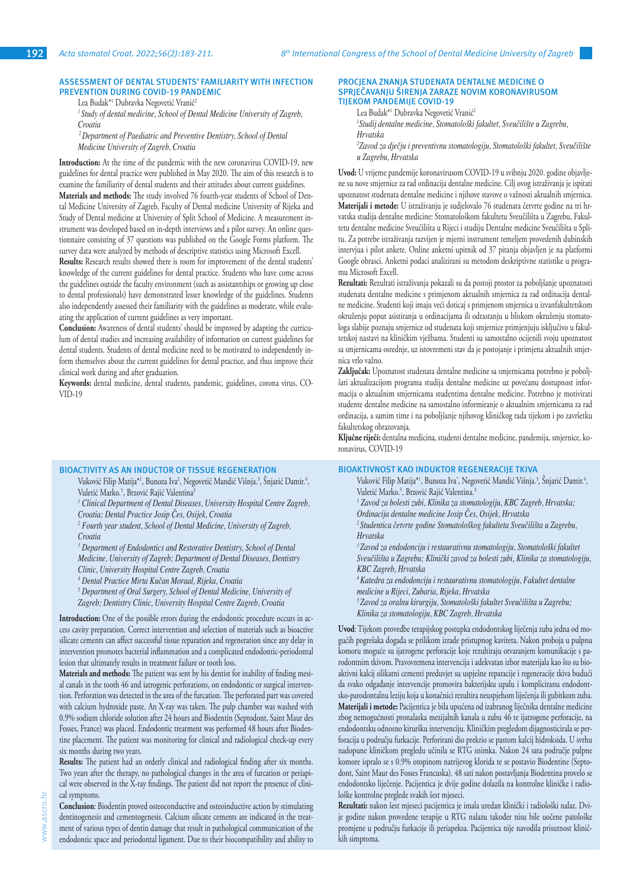## ASSESSMENT OF DENTAL STUDENTS' FAMILIARITY WITH INFECTION PREVENTION DURING COVID-19 PANDEMIC

Lea Budak*[1] Dubravka Negovetić Vranić[2]

*[1] Study of dental medicine, School of Dental Medicine University of Zagreb, Croatia*

*[2] Department of Paediatric and Preventive Dentistry, School of Dental Medicine University of Zagreb, Croatia*

**Introduction:** At the time of the pandemic with the new coronavirus COVID-19, new guidelines for dental practice were published in May 2020. The aim of this research is to examine the familiarity of dental students and their attitudes about current guidelines.

**Materials and methods:** The study involved 76 fourth-year students of School of Dental Medicine University of Zagreb, Faculty of Dental medicine University of Rijeka and Study of Dental medicine at University of Split School of Medicine. A measurement instrument was developed based on in-depth interviews and a pilot survey. An online questionnaire consisting of 37 questions was published on the Google Forms platform. The survey data were analyzed by methods of descriptive statistics using Microsoft Excell.

**Results:** Research results showed there is room for improvement of the dental students' knowledge of the current guidelines for dental practice. Students who have come across the guidelines outside the faculty environment (such as assistantships or growing up close to dental professionals) have demonstrated lesser knowledge of the guidelines. Students also independently assessed their familiarity with the guidelines as moderate, while evaluating the application of current guidelines as very important.

**Conclusion:** Awareness of dental students' should be improved by adapting the curriculum of dental studies and increasing availability of information on current guidelines for dental students. Students of dental medicine need to be motivated to independently inform themselves about the current guidelines for dental practice, and thus improve their clinical work during and after graduation.

**Keywords:** dental medicine, dental students, pandemic, guidelines, corona virus, COVID-19

## PROCJENA ZNANJA STUDENATA DENTALNE MEDICINE O SPRJEČAVANJU ŠIRENJA ZARAZE NOVIM KORONAVIRUSOM TIJEKOM PANDEMIJE COVID-19

Lea Budak*[1] Dubravka Negovetić Vranić[2]

*[1] Studij dentalne medicine, Stomatološki fakultet, Sveučilište u Zagrebu, Hrvatska*

*[2] Zavod za dječju i preventivnu stomatologiju, Stomatološki fakultet, Sveučilište u Zagrebu, Hrvatska*

**Uvod:** U vrijeme pandemije koronavirusom COVID-19 u svibnju 2020. godine objavljene su nove smjernice za rad ordinacija dentalne medicine. Cilj ovog istraživanja je ispitati upoznatost studenata dentalne medicine i njihove stavove o važnosti aktualnih smjernica.

**Materijali i metode:** U istraživanju je sudjelovalo 76 studenata četvrte godine na tri hrvatska studija dentalne medicine: Stomatološkom fakultetu Sveučilišta u Zagrebu, Fakultetu dentalne medicine Sveučilišta u Rijeci i studiju Dentalne medicine Sveučilišta u Splitu. Za potrebe istraživanja razvijen je mjerni instrument temeljem provedenih dubinskih intervjua i pilot ankete. Online anketni upitnik od 37 pitanja objavljen je na platformi Google obrasci. Anketni podaci analizirani su metodom deskriptivne statistike u programu Microsoft Excell.

**Rezultati:** Rezultati istraživanja pokazali su da postoji prostor za poboljšanje upoznatosti studenata dentalne medicine s primjenom aktualnih smjernica za rad ordinacija dentalne medicine. Studenti koji imaju veći doticaj s primjenom smjernica u izvanfakultetskom okruženju poput asistiranja u ordinacijama ili odrastanju u bliskom okruženju stomatologa slabije poznaju smjernice od studenata koji smjernice primjenjuju isključivo u fakultetskoj nastavi na kliničkim vježbama. Studenti su samostalno ocijenili svoju upoznatost sa smjernicama osrednje, uz istovremeni stav da je poznavanje i primjena aktualnih smjernica vrlo važno.

**Zaključak:** Upoznatost studenata dentalne medicine sa smjernicama potrebno je poboljšati aktualizacijom programa studija dentalne medicine uz povećanu dostupnost informacija o aktualnim smjernicama studentima dentalne medicine. Potrebno je motivirati studente dentalne medicine na samostalno informiranje o aktualnim smjernicama za rad ordinacija, a samim time i na poboljšanje njihovog kliničkog rada tijekom i po završetku fakultetskog obrazovanja.

**Ključne riječi:** dentalna medicina, studenti dentalne medicine, pandemija, smjernice, koronavirus, COVID-19

## BIOACTIVITY AS AN INDUCTOR OF TISSUE REGENERATION

Vuković Filip Matija*[1], Bunoza Iva[2], Negovetić Mandić Višnja.[3], Šnjarić Damir.[4], Vuletić Marko.[5], Brzović Rajić Valentina[3]

*[1] Clinical Department of Dental Diseases, University Hospital Centre Zagreb, Croatia; Dental Practice Josip Čes, Osijek, Croatia*

*[2] Fourth year student, School of Dental Medicine, University of Zagreb, Croatia*

*[3] Department of Endodontics and Restorative Dentistry, School of Dental Medicine, University of Zagreb; Department of Dental Diseases, Dentistry Clinic, University Hospital Centre Zagreb, Croatia*

*[4] Dental Practice Mirta Kučan Moraal, Rijeka, Croatia*

*[5] Department of Oral Surgery, School of Dental Medicine, University of Zagreb; Dentistry Clinic, University Hospital Centre Zagreb, Croatia*

**Introduction:** One of the possible errors during the endodontic procedure occurs in access cavity preparation. Correct intervention and selection of materials such as bioactive silicate cements can affect successful tissue reparation and regeneration since any delay in intervention promotes bacterial inflammation and a complicated endodontic-periodontal lesion that ultimately results in treatment failure or tooth loss.

**Materials and methods:** The patient was sent by his dentist for inability of finding mesial canals in the tooth 46 and iatrogenic perforations, on endodontic or surgical intervention. Perforation was detected in the area of the furcation. The perforated part was covered with calcium hydroxide paste. An X-ray was taken. The pulp chamber was washed with 0.9% sodium chloride solution after 24 hours and Biodentin (Septodont, Saint Maur des Fosses, France) was placed. Endodontic treatment was performed 48 hours after Biodentine placement. The patient was monitoring for clinical and radiological check-up every six months during two years.

**Results:** The patient had an orderly clinical and radiological finding after six months. Two years after the therapy, no pathological changes in the area of furcation or periapical were observed in the X-ray findings. The patient did not report the presence of clinical symptoms.

**Conclusion**: Biodentin proved osteoconductive and osteoinductive action by stimulating dentinogenesis and cementogenesis. Calcium silicate cements are indicated in the treatment of various types of dentin damage that result in pathological communication of the endodontic space and periodontal ligament. Due to their biocompatibility and ability to

## BIOAKTIVNOST KAO INDUKTOR REGENERACIJE TKIVA

Vuković Filip Matija*[1], Bunoza Iva[2], Negovetić Mandić Višnja.[3], Šnjarić Damir.[4], Vuletić Marko.[5], Brzović Rajić Valentina.[3]

*[1] Zavod za bolesti zubi, Klinika za stomatologiju, KBC Zagreb, Hrvatska; Ordinacija dentalne medicine Josip Čes, Osijek, Hrvatska*

*[2] Studentica četvrte godine Stomatološkog fakulteta Sveučilišta u Zagrebu, Hrvatska*

*[3] Zavod za endodonciju i restaurativnu stomatologiju, Stomatološki fakultet Sveučilišta u Zagrebu; Klinički zavod za bolesti zubi, Klinika za stomatologiju, KBC Zagreb, Hrvatska*

*[4] Katedra za endodonciju i restaurativnu stomatologiju, Fakultet dentalne medicine u Rijeci, Zubaria, Rijeka, Hrvatska*

*[5] Zavod za oralnu kirurgiju, Stomatološki fakultet Sveučilišta u Zagrebu; Klinika za stomatologiju, KBC Zagreb, Hrvatska*

**Uvod**: Tijekom provedbe terapijskog postupka endodontskog liječenja zuba jedna od mogućih pogrešaka događa se prilikom izrade pristupnog kaviteta. Nakon proboja u pulpnu komoru moguće su ijatrogene perforacije koje rezultiraju otvaranjem komunikacije s parodontnim tkivom. Pravovremena intervencija i adekvatan izbor materijala kao što su bioaktivni kalcij silikatni cementi preduvjet su uspješne reparacije i regeneracije tkiva budući da svako odgađanje intervencije promovira bakterijsku upalu i kompliciranu endodontsko-parodontalnu leziju koja u konačnici rezultira neuspjehom liječenja ili gubitkom zuba.

**Materijali i metode:** Pacijentica je bila upućena od izabranog liječnika dentalne medicine zbog nemogućnosti pronalaska mezijalnih kanala u zubu 46 te ijatrogene perforacije, na endodontsku odnosno kiruršku intervenciju. Kliničkim pregledom dijagnosticirala se perforacija u području furkacije. Perforirani dio prekrio se pastom kalcij hidroksida. U svrhu nadopune kliničkom pregledu učinila se RTG snimka. Nakon 24 sata područje pulpne komore ispralo se s 0.9% otopinom natrijevog klorida te se postavio Biodentine (Septodont, Saint Maur des Fosses Francuska). 48 sati nakon postavljanja Biodentina provelo se endodontsko liječenje. Pacijentica je dvije godine dolazila na kontrolne kliničke i radiološke kontrolne preglede svakih šest mjeseci.

**Rezultati:** nakon šest mjeseci pacijentica je imala uredan klinički i radiološki nalaz. Dvije godine nakon provedene terapije u RTG nalazu također nisu bile uočene patološke promjene u području furkacije ili periapeksa. Pacijentica nije navodila prisutnost kliničkih simptoma.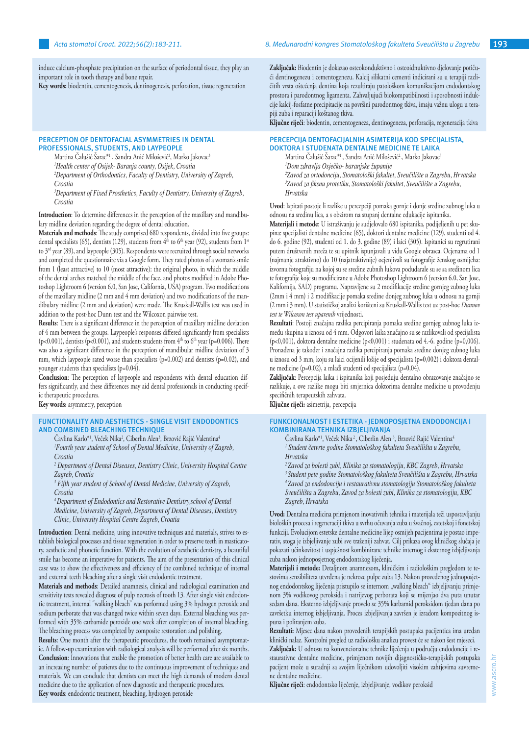induce calcium-phosphate precipitation on the surface of periodontal tissue, they play an important role in tooth therapy and bone repair.

**Key words:** biodentin, cementogenesis, dentinogenesis, perforation, tissue regeneration

**Zaključak:** Biodentin je dokazao osteokonduktivno i osteoinduktivno djelovanje potičući dentinogenezu i cementogenezu. Kalcij silikatni cementi indicirani su u terapiji različitih vrsta oštećenja dentina koja rezultiraju patološkom komunikacijom endodontskog prostora i parodontnog ligamenta. Zahvaljujući biokompatibilnosti i sposobnosti indukcije kalcij-fosfatne precipitacije na površini parodontnog tkiva, imaju važnu ulogu u terapiji zuba i reparaciji koštanog tkiva.

**Ključne riječi**: biodentin, cementogeneza, dentinogeneza, perforacija, regeneracija tkiva

## PERCEPTION OF DENTOFACIAL ASYMMETRIES IN DENTAL PROFESSIONALS, STUDENTS, AND LAYPEOPLE

Martina Čalušić Šarac*[1], Sandra Anić Milošević[2], Marko Jakovac[3]

*[1]Health center of Osijek- Baranja county, Osijek, Croatia*

*[2]Department of Orthodontics, Faculty of Dentistry, University of Zagreb, Croatia*

*[3]Department of Fixed Prosthetics, Faculty of Dentistry, University of Zagreb, Croatia*

**Introduction**: To determine differences in the perception of the maxillary and mandibulary midline deviation regarding the degree of dental education.

**Materials and methods**: The study comprised 680 respondents, divided into five groups: dental specialists (65), dentists (129), students from 4th to 6th year (92), students from 1st to 3rd year (89), and laypeople (305). Respondents were recruited through social networks and completed the questionnaire via a Google form. They rated photos of a woman's smile from 1 (least attractive) to 10 (most attractive): the original photo, in which the middle of the dental arches matched the middle of the face, and photos modified in Adobe Photoshop Lightroom 6 (version 6.0, San Jose, California, USA) program. Two modifications of the maxillary midline (2 mm and 4 mm deviation) and two modifications of the mandibulary midline (2 mm and deviation) were made. The Kruskall-Wallis test was used in addition to the post-hoc Dunn test and the Wilcoxon pairwise test.

**Results**: There is a significant difference in the perception of maxillary midline deviation of 4 mm between the groups. Laypeople's responses differed significantly from specialists ($p<0.001$), dentists ($p<0.001$), and students students from 4th to 6th year ($p=0.006$). There was also a significant difference in the perception of mandibular midline deviation of 3 mm, which laypeople rated worse than specialists ($p=0.002$) and dentists ($p=0.02$), and younger students than specialists ($p=0.04$).

**Conclusion**: The perception of laypeople and respondents with dental education differs significantly, and these differences may aid dental professionals in conducting specific therapeutic procedures.

**Key words:** asymmetry, perception

## PERCEPCIJA DENTOFACIJALNIH ASIMTERIJA KOD SPECIJALISTA, DOKTORA I STUDENATA DENTALNE MEDICINE TE LAIKA

Martina Čalušić Šarac*[1], Sandra Anić Milošević[2], Marko Jakovac[3]

*[1]Dom zdravlja Osječko- baranjske županije*

*[2]Zavod za ortodonciju, Stomatološki fakultet, Sveučilište u Zagrebu, Hrvatska*

*[3]Zavod za fiksnu protetiku, Stomatološki fakultet, Sveučilište u Zagrebu, Hrvatska*

**Uvod**: Ispitati postoje li razlike u percepciji pomaka gornje i donje sredine zubnog luka u odnosu na sredinu lica, a s obzirom na stupanj dentalne edukacije ispitanika.

**Materijali i metode**: U istraživanju je sudjelovalo 680 ispitanika, podijeljenih u pet skupina: specijalisti dentalne medicine (65), doktori dentalne medicine (129), studenti od 4. do 6. godine (92), studenti od 1. do 3. godine (89) i laici (305). Ispitanici su regrutirani putem društvenih mreža te su upitnik ispunjavali u vidu Google obrasca. Ocjenama od 1 (najmanje atraktivno) do 10 (najatraktivnije) ocjenjivali su fotografije ženskog osmijeha: izvornu fotografiju na kojoj su se sredine zubnih lukova podudarale su se sa sredinom lica te fotografije koje su modificirane u Adobe Photoshop Lightroom 6 (version 6.0, San Jose, Kalifornija, SAD) programu. Napravljene su 2 modifikacije sredine gornjeg zubnog luka (2mm i 4 mm) i 2 modifikacije pomaka sredine donjeg zubnog luka u odnosu na gornji (2 mm i 3 mm). U statističkoj analizi korišteni su Kruskall-Wallis test uz post-hoc *Dunnov test te Wilcoxon test uparenih* vrijednosti.

**Rezultati**: Postoji značajna razlika percipiranja pomaka sredine gornjeg zubnog luka između skupina u iznosu od 4 mm. Odgovori laika značajno su se razlikovali od specijalista ($p<0,001$), doktora dentalne medicine ($p<0,001$) i studenata od 4.-6. godine ($p=0,006$). Pronađena je također i značajna razlika percipiranja pomaka sredine donjeg zubnog luka u iznosu od 3 mm, koju su laici ocijenili lošije od specijalista ($p=0,002$) i doktora dentalne medicine ($p=0,02$), a mlađi studenti od specijalista ($p=0,04$).

**Zaključak**: Percepcija laika i ispitanika koji posjeduju dentalno obrazovanje značajno se razlikuje, a ove razlike mogu biti smjernica doktorima dentalne medicine u provođenju specifičnih terapeutskih zahvata.

**Ključne riječi:** asimetrija, percepcija

## FUNCTIONALITY AND AESTHETICS - SINGLE VISIT ENDODONTICS AND COMBINED BLEACHING TECHNIQUE

Čavlina Karlo*[1], Veček Nika[2], Ciberlin Alen[3], Brzović Rajić Valentina[4]

*[1]Fourth year student of School of Dental Medicine, University of Zagreb, Croatia*

*[2] Department of Dental Diseases, Dentistry Clinic, University Hospital Centre Zagreb, Croatia*

*[3] Fifth year student of School of Dental Medicine, University of Zagreb, Croatia*

*[4]Department of Endodontics and Restorative Dentistry,school of Dental Medicine, University of Zagreb, Department of Dental Diseases, Dentistry Clinic, University Hospital Centre Zagreb, Croatia*

**Introduction**: Dental medicine, using innovative techniques and materials, strives to establish biological processes and tissue regeneration in order to preserve teeth in masticatory, aesthetic and phonetic function. With the evolution of aesthetic dentistry, a beautiful smile has become an imperative for patients. The aim of the presentation of this clinical case was to show the effectiveness and efficiency of the combined technique of internal and external teeth bleaching after a single visit endodontic treatment.

**Materials and methods**: Detailed anamnesis, clinical and radiological examination and sensitivity tests revealed diagnose of pulp necrosis of tooth 13. After single visit endodontic treatment, internal "walking bleach" was performed using 3% hydrogen peroxide and sodium perborate that was changed twice within seven days. External bleaching was performed with 35% carbamide peroxide one week after completion of internal bleaching. The bleaching process was completed by composite restoration and polishing.

**Results**: One month after the therapeutic procedures, the tooth remained asymptomatic. A follow-up examination with radiological analysis will be performed after six months.

**Conclusion**: Innovations that enable the promotion of better health care are available to an increasing number of patients due to the continuous improvement of techniques and materials. We can conclude that dentists can meet the high demands of modern dental medicine due to the application of new diagnostic and therapeutic procedures.

**Key words**: endodontic treatment, bleaching, hydrogen peroxide

## FUNKCIONALNOST I ESTETIKA - JEDNOPOSJETNA ENDODONCIJA I KOMBINIRANA TEHNIKA IZBJELJIVANJA

Čavlina Karlo*[1], Veček Nika[2], Ciberlin Alen[3], Brzović Rajić Valentina[4]

*[1] Student četvrte godine Stomatološkog fakulteta Sveučilišta u Zagrebu, Hrvatska*

*[2]Zavod za bolesti zubi, Klinika za stomatologiju, KBC Zagreb, Hrvatska*

*[3] Student pete godine Stomatološkog fakulteta Sveučilišta u Zagrebu, Hrvatska*

*[4]Zavod za endodonciju i restaurativnu stomatologiju Stomatološkog fakulteta Sveučilišta u Zagrebu, Zavod za bolesti zubi, Klinika za stomatologiju, KBC Zagreb, Hrvatska*

**Uvod:** Dentalna medicina primjenom inovativnih tehnika i materijala teži uspostavljanju bioloških procesa i regeneraciji tkiva u svrhu očuvanja zuba u žvačnoj, estetskoj i fonetskoj funkciji. Evolucijom estetske dentalne medicine lijep osmijeh pacijentima je postao imperativ, stoga je izbjeljivanje zubi sve traženiji zahvat. Cilj prikaza ovog kliničkog slučaja je pokazati učinkovitost i uspješnost kombinirane tehnike internog i eksternog izbjeljivanja zuba nakon jednoposjetnog endodontskog liječenja.

**Materijali i metode:** Detaljnom anamnezom**,** kliničkim i radiološkim pregledom te testovima senzibiliteta utvrđena je nekroze pulpe zuba 13. Nakon provedenog jednoposjetnog endodontskog liječenja pristupilo se internom „walking bleach" izbjeljivanju primjenom 3% vodikovog peroksida i natrijevog perborata koji se mijenjao dva puta unutar sedam dana. Eksterno izbjeljivanje provelo se 35% karbamid peroksidom tjedan dana po završetku internog izbjeljivanja. Proces izbjeljivanja završen je izradom kompozitnog ispuna i poliranjem zuba.

**Rezultati:** Mjesec dana nakon provedenih terapijskih postupaka pacijentica ima uredan klinički nalaz. Kontrolni pregled uz radiološku analizu provest će se nakon šest mjeseci.

**Zaključak:** U odnosu na konvencionalne tehnike liječenja u području endodoncije i restaurativne dentalne medicine, primjenom novijih dijagnostičko-terapijskih postupaka pacijent može u suradnji sa svojim liječnikom udovoljiti visokim zahtjevima suvremene dentalne medicine.

**Ključne riječi**: endodontsko liječenje, izbjeljivanje, vodikov peroksid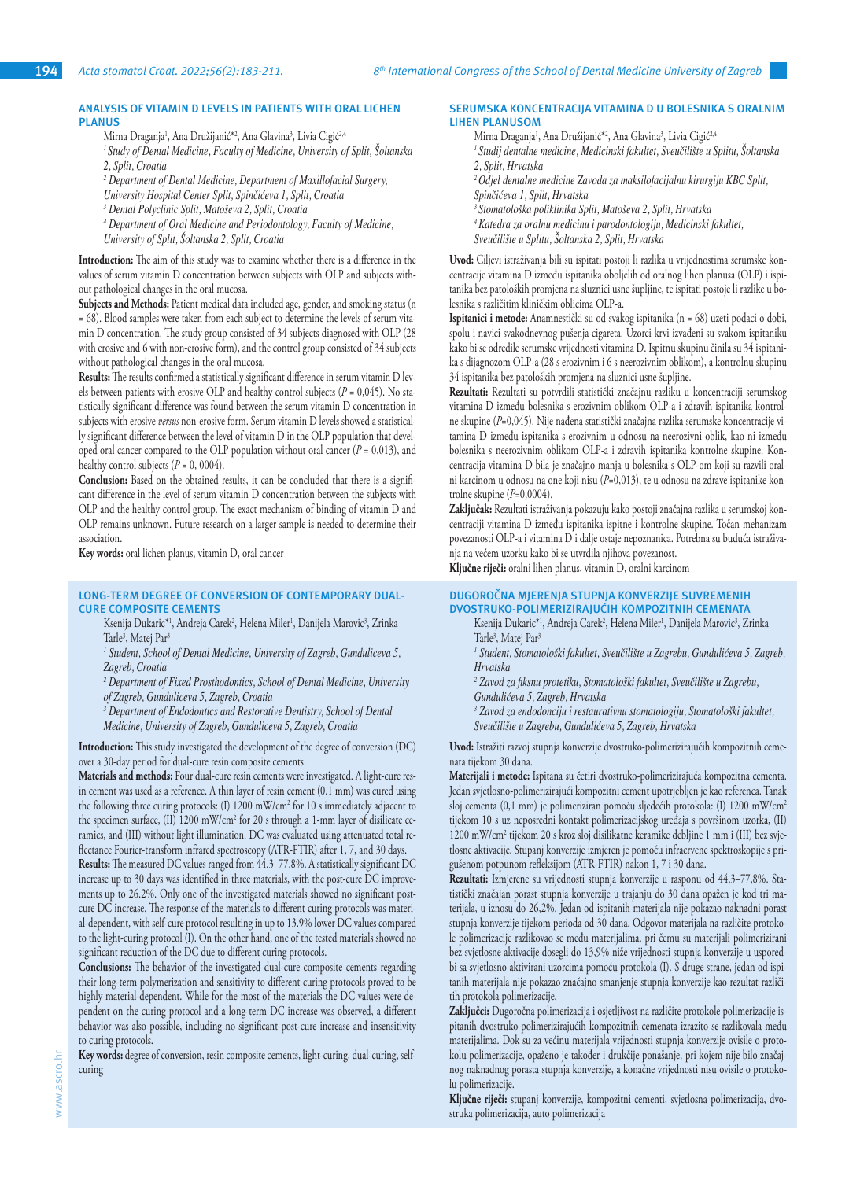## ANALYSIS OF VITAMIN D LEVELS IN PATIENTS WITH ORAL LICHEN PLANUS

Mirna Draganja[1], Ana Družijanić*[2], Ana Glavina[3], Livia Cigić[2,4]

*[1] Study of Dental Medicine, Faculty of Medicine, University of Split, Šoltanska 2, Split, Croatia*

*[2] Department of Dental Medicine, Department of Maxillofacial Surgery, University Hospital Center Split, Spinčićeva 1, Split, Croatia*

*[3] Dental Polyclinic Split, Matoševa 2, Split, Croatia*

*[4] Department of Oral Medicine and Periodontology, Faculty of Medicine, University of Split, Šoltanska 2, Split, Croatia*

**Introduction:** The aim of this study was to examine whether there is a difference in the values of serum vitamin D concentration between subjects with OLP and subjects without pathological changes in the oral mucosa.

**Subjects and Methods:** Patient medical data included age, gender, and smoking status (n = 68). Blood samples were taken from each subject to determine the levels of serum vitamin D concentration. The study group consisted of 34 subjects diagnosed with OLP (28 with erosive and 6 with non-erosive form), and the control group consisted of 34 subjects without pathological changes in the oral mucosa.

**Results:** The results confirmed a statistically significant difference in serum vitamin D levels between patients with erosive OLP and healthy control subjects ($P = 0,045$). No statistically significant difference was found between the serum vitamin D concentration in subjects with erosive *versus* non-erosive form. Serum vitamin D levels showed a statistically significant difference between the level of vitamin D in the OLP population that developed oral cancer compared to the OLP population without oral cancer ($P = 0,013$), and healthy control subjects ($P = 0, 0004$).

**Conclusion:** Based on the obtained results, it can be concluded that there is a significant difference in the level of serum vitamin D concentration between the subjects with OLP and the healthy control group. The exact mechanism of binding of vitamin D and OLP remains unknown. Future research on a larger sample is needed to determine their association.

**Key words:** oral lichen planus, vitamin D, oral cancer

## SERUMSKA KONCENTRACIJA VITAMINA D U BOLESNIKA S ORALNIM LIHEN PLANUSOM

Mirna Draganja[1], Ana Družijanić*[2], Ana Glavina[3], Livia Cigić[2,4]

*[1] Studij dentalne medicine, Medicinski fakultet, Sveučilište u Splitu, Šoltanska 2, Split, Hrvatska*

*[2] Odjel dentalne medicine Zavoda za maksilofacijalnu kirurgiju KBC Split, Spinčićeva 1, Split, Hrvatska*

*[3] Stomatološka poliklinika Split, Matoševa 2, Split, Hrvatska*

*[4] Katedra za oralnu medicinu i parodontologiju, Medicinski fakultet, Sveučilište u Splitu, Šoltanska 2, Split, Hrvatska*

**Uvod:** Ciljevi istraživanja bili su ispitati postoji li razlika u vrijednostima serumske koncentracije vitamina D između ispitanika oboljelih od oralnog lihen planusa (OLP) i ispitanika bez patoloških promjena na sluznici usne šupljine, te ispitati postoje li razlike u bolesnika s različitim kliničkim oblicima OLP-a.

**Ispitanici i metode:** Anamnestički su od svakog ispitanika (n = 68) uzeti podaci o dobi, spolu i navici svakodnevnog pušenja cigareta. Uzorci krvi izvađeni su svakom ispitaniku kako bi se odredile serumske vrijednosti vitamina D. Ispitnu skupinu činila su 34 ispitanika s dijagnozom OLP-a (28 s erozivnim i 6 s neerozivnim oblikom), a kontrolnu skupinu 34 ispitanika bez patoloških promjena na sluznici usne šupljine.

**Rezultati:** Rezultati su potvrdili statistički značajnu razliku u koncentraciji serumskog vitamina D između bolesnika s erozivnim oblikom OLP-a i zdravih ispitanika kontrolne skupine ($P=0,045$). Nije nađena statistički značajna razlika serumske koncentracije vitamina D između ispitanika s erozivnim u odnosu na neerozivni oblik, kao ni između bolesnika s neerozivnim oblikom OLP-a i zdravih ispitanika kontrolne skupine. Koncentracija vitamina D bila je značajno manja u bolesnika s OLP-om koji su razvili oralni karcinom u odnosu na one koji nisu ($P=0,013$), te u odnosu na zdrave ispitanike kontrolne skupine ($P=0,0004$).

**Zaključak:** Rezultati istraživanja pokazuju kako postoji značajna razlika u serumskoj koncentraciji vitamina D između ispitanika ispitne i kontrolne skupine. Točan mehanizam povezanosti OLP-a i vitamina D i dalje ostaje nepoznanica. Potrebna su buduća istraživanja na većem uzorku kako bi se utvrdila njihova povezanost.

**Ključne riječi:** oralni lihen planus, vitamin D, oralni karcinom

## LONG-TERM DEGREE OF CONVERSION OF CONTEMPORARY DUAL-CURE COMPOSITE CEMENTS

Ksenija Dukaric*[1], Andreja Carek[2], Helena Miler[1], Danijela Marovic[3], Zrinka Tarle[3], Matej Par[3]

*[1] Student, School of Dental Medicine, University of Zagreb, Gunduliceva 5, Zagreb, Croatia*

*[2] Department of Fixed Prosthodontics, School of Dental Medicine, University of Zagreb, Gunduliceva 5, Zagreb, Croatia*

*[3] Department of Endodontics and Restorative Dentistry, School of Dental Medicine, University of Zagreb, Gunduliceva 5, Zagreb, Croatia*

**Introduction:** This study investigated the development of the degree of conversion (DC) over a 30-day period for dual-cure resin composite cements.

**Materials and methods:** Four dual-cure resin cements were investigated. A light-cure resin cement was used as a reference. A thin layer of resin cement (0.1 mm) was cured using the following three curing protocols: (I) 1200 mW/cm$^2$ for 10 s immediately adjacent to the specimen surface, (II) 1200 mW/cm$^2$ for 20 s through a 1-mm layer of disilicate ceramics, and (III) without light illumination. DC was evaluated using attenuated total reflectance Fourier-transform infrared spectroscopy (ATR-FTIR) after 1, 7, and 30 days.

**Results:** The measured DC values ranged from 44.3–77.8%. A statistically significant DC increase up to 30 days was identified in three materials, with the post-cure DC improvements up to 26.2%. Only one of the investigated materials showed no significant post-cure DC increase. The response of the materials to different curing protocols was material-dependent, with self-cure protocol resulting in up to 13.9% lower DC values compared to the light-curing protocol (I). On the other hand, one of the tested materials showed no significant reduction of the DC due to different curing protocols.

**Conclusions:** The behavior of the investigated dual-cure composite cements regarding their long-term polymerization and sensitivity to different curing protocols proved to be highly material-dependent. While for the most of the materials the DC values were dependent on the curing protocol and a long-term DC increase was observed, a different behavior was also possible, including no significant post-cure increase and insensitivity to curing protocols.

**Key words:** degree of conversion, resin composite cements, light-curing, dual-curing, self-curing

## DUGOROČNA MJERENJA STUPNJA KONVERZIJE SUVREMENIH DVOSTRUKO-POLIMERIZIRAJUĆIH KOMPOZITNIH CEMENATA

Ksenija Dukaric*[1], Andreja Carek[2], Helena Miler[1], Danijela Marovic[3], Zrinka Tarle[3], Matej Par[3]

*[1] Student, Stomatološki fakultet, Sveučilište u Zagrebu, Gundulićeva 5, Zagreb, Hrvatska*

*[2] Zavod za fiksnu protetiku, Stomatološki fakultet, Sveučilište u Zagrebu, Gundulićeva 5, Zagreb, Hrvatska*

*[3] Zavod za endodonciju i restaurativnu stomatologiju, Stomatološki fakultet, Sveučilište u Zagrebu, Gundulićeva 5, Zagreb, Hrvatska*

**Uvod:** Istražiti razvoj stupnja konverzije dvostruko-polimerizirajućih kompozitnih cemenata tijekom 30 dana.

**Materijali i metode:** Ispitana su četiri dvostruko-polimerizirajuća kompozitna cementa. Jedan svjetlosno-polimerizirajući kompozitni cement upotrijebljen je kao referenca. Tanak sloj cementa (0,1 mm) je polimeriziran pomoću sljedećih protokola: (I) 1200 mW/cm$^2$ tijekom 10 s uz neposredni kontakt polimerizacijskog uređaja s površinom uzorka, (II) 1200 mW/cm$^2$ tijekom 20 s kroz sloj disilikatne keramike debljine 1 mm i (III) bez svjetlosne aktivacije. Stupanj konverzije izmjeren je pomoću infracrvene spektroskopije s prigušenom potpunom refleksijom (ATR-FTIR) nakon 1, 7 i 30 dana.

**Rezultati:** Izmjerene su vrijednosti stupnja konverzije u rasponu od 44,3–77,8%. Statistički značajan porast stupnja konverzije u trajanju do 30 dana opažen je kod tri materijala, u iznosu do 26,2%. Jedan od ispitanih materijala nije pokazao naknadni porast stupnja konverzije tijekom perioda od 30 dana. Odgovor materijala na različite protokole polimerizacije razlikovao se među materijalima, pri čemu su materijali polimerizirani bez svjetlosne aktivacije dosegli do 13,9% niže vrijednosti stupnja konverzije u usporedbi sa svjetlosno aktivirani uzorcima pomoću protokola (I). S druge strane, jedan od ispitanih materijala nije pokazao značajno smanjenje stupnja konverzije kao rezultat različitih protokola polimerizacije.

**Zaključci:** Dugoročna polimerizacija i osjetljivost na različite protokole polimerizacije ispitanih dvostruko-polimerizirajućih kompozitnih cemenata izrazito se razlikovala među materijalima. Dok su za većinu materijala vrijednosti stupnja konverzije ovisile o protokolu polimerizacije, opaženo je također i drukčije ponašanje, pri kojem nije bilo značajnog naknadnog porasta stupnja konverzije, a konačne vrijednosti nisu ovisile o protokolu polimerizacije.

**Ključne riječi:** stupanj konverzije, kompozitni cementi, svjetlosna polimerizacija, dvostruka polimerizacija, auto polimerizacija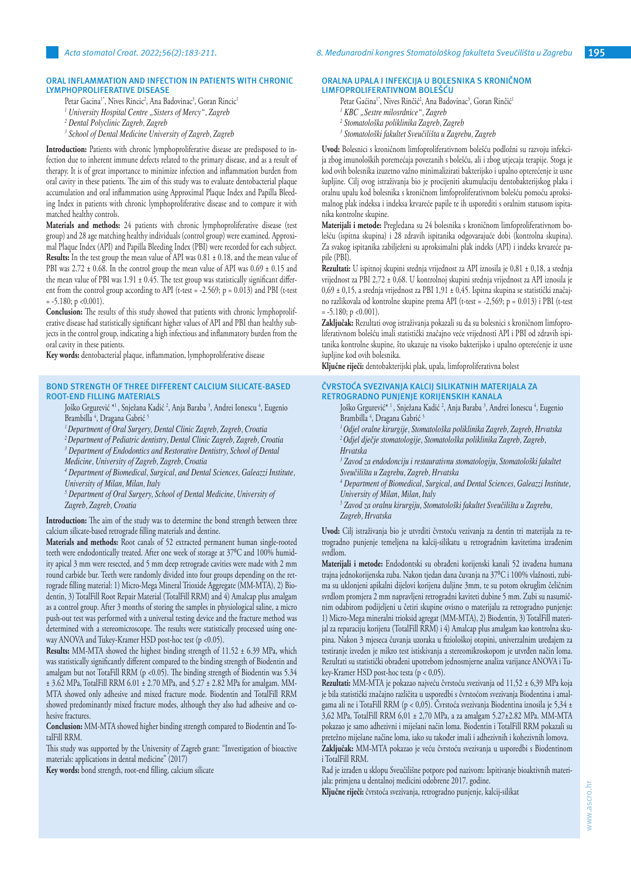## ORAL INFLAMMATION AND INFECTION IN PATIENTS WITH CHRONIC LYMPHOPROLIFERATIVE DISEASE

Petar Gacina[1*], Nives Rincic[2], Ana Badovinac[3], Goran Rincic[1]

*[1] University Hospital Centre „Sisters of Mercy", Zagreb*

*[2] Dental Polyclinic Zagreb, Zagreb*

*[3] School of Dental Medicine University of Zagreb, Zagreb*

**Introduction:** Patients with chronic lymphoproliferative disease are predisposed to infection due to inherent immune defects related to the primary disease, and as a result of therapy. It is of great importance to minimize infection and inflammation burden from oral cavity in these patients. The aim of this study was to evaluate dentobacterial plaque accumulation and oral inflammation using Approximal Plaque Index and Papilla Bleeding Index in patients with chronic lymphoproliferative disease and to compare it with matched healthy controls.

**Materials and methods:** 24 patients with chronic lymphoproliferative disease (test group) and 28 age matching healthy individuals (control group) were examined. Approximal Plaque Index (API) and Papilla Bleeding Index (PBI) were recorded for each subject.

**Results:** In the test group the mean value of API was 0.81 ± 0.18, and the mean value of PBI was 2.72 ± 0.68. In the control group the mean value of API was 0.69 ± 0.15 and the mean value of PBI was 1.91 ± 0.45. The test group was statistically significant different from the control group according to API (t-test = -2.569; p = 0.013) and PBI (t-test = -5.180; p <0.001).

**Conclusion:** The results of this study showed that patients with chronic lymphoproliferative disease had statistically significant higher values of API and PBI than healthy subjects in the control group, indicating a high infectious and inflammatory burden from the oral cavity in these patients.

**Key words:** dentobacterial plaque, inflammation, lymphoproliferative disease

## ORALNA UPALA I INFEKCIJA U BOLESNIKA S KRONIČNOM LIMFOPROLIFERATIVNOM BOLEŠĆU

Petar Gaćina[1*], Nives Rinčić[2], Ana Badovinac[3], Goran Rinčić[1]

*[1] KBC „Sestre milosrdnice", Zagreb*

*[2] Stomatološka poliklinika Zagreb, Zagreb*

*[3] Stomatološki fakultet Sveučilišta u Zagrebu, Zagreb*

**Uvod:** Bolesnici s kroničnom limfoproliferativnom bolešću podložni su razvoju infekcija zbog imunoloških poremećaja povezanih s bolešću, ali i zbog utjecaja terapije. Stoga je kod ovih bolesnika izuzetno važno minimalizirati bakterijsko i upalno opterećenje iz usne šupljine. Cilj ovog istraživanja bio je procijeniti akumulaciju dentobakterijskog plaka i oralnu upalu kod bolesnika s kroničnom limfoproliferativnom bolešću pomoću aproksimalnog plak indeksa i indeksa krvareće papile te ih usporediti s oralnim statusom ispitanika kontrolne skupine.

**Materijali i metode:** Pregledana su 24 bolesnika s kroničnom limfoproliferativnom bolešću (ispitna skupina) i 28 zdravih ispitanika odgovarajuće dobi (kontrolna skupina). Za svakog ispitanika zabilježeni su aproksimalni plak indeks (API) i indeks krvareće papile (PBI).

**Rezultati:** U ispitnoj skupini srednja vrijednost za API iznosila je 0,81 ± 0,18, a srednja vrijednost za PBI 2,72 ± 0,68. U kontrolnoj skupini srednja vrijednost za API iznosila je 0,69 ± 0,15, a srednja vrijednost za PBI 1,91 ± 0,45. Ispitna skupina se statistički značajno razlikovala od kontrolne skupine prema API (t-test = -2,569; p = 0.013) i PBI (t-test = -5.180; p <0.001).

**Zaključak:** Rezultati ovog istraživanja pokazali su da su bolesnici s kroničnom limfoproliferativnom bolešću imali statistički značajno veće vrijednosti API i PBI od zdravih ispitanika kontrolne skupine, što ukazuje na visoko bakterijsko i upalno opterećenje iz usne šupljine kod ovih bolesnika.

**Ključne riječi:** dentobakterijski plak, upala, limfoproliferativna bolest

## BOND STRENGTH OF THREE DIFFERENT CALCIUM SILICATE-BASED ROOT-END FILLING MATERIALS

Joško Grgurević *[1], Snježana Kadić [2], Anja Baraba [3], Andrei Ionescu [4], Eugenio Brambilla [4], Dragana Gabrić [5]

*[1] Department of Oral Surgery, Dental Clinic Zagreb, Zagreb, Croatia*

*[2] Department of Pediatric dentistry, Dental Clinic Zagreb, Zagreb, Croatia*

*[3] Department of Endodontics and Restorative Dentistry, School of Dental Medicine, University of Zagreb, Zagreb, Croatia*

*[4] Department of Biomedical, Surgical, and Dental Sciences, Galeazzi Institute, University of Milan, Milan, Italy*

*[5] Department of Oral Surgery, School of Dental Medicine, University of Zagreb, Zagreb, Croatia*

**Introduction:** The aim of the study was to determine the bond strength between three calcium silicate-based retrograde filling materials and dentine.

**Materials and methods:** Root canals of 52 extracted permanent human single-rooted teeth were endodontically treated. After one week of storage at 37°C and 100% humidity apical 3 mm were resected, and 5 mm deep retrograde cavities were made with 2 mm round carbide bur. Teeth were randomly divided into four groups depending on the retrograde filling material: 1) Micro-Mega Mineral Trioxide Aggregate (MM-MTA), 2) Biodentin, 3) TotalFill Root Repair Material (TotalFill RRM) and 4) Amalcap plus amalgam as a control group. After 3 months of storing the samples in physiological saline, a micro push-out test was performed with a universal testing device and the fracture method was determined with a stereomicroscope. The results were statistically processed using one-way ANOVA and Tukey-Kramer HSD post-hoc test (p <0.05).

**Results:** MM-MTA showed the highest binding strength of 11.52 ± 6.39 MPa, which was statistically significantly different compared to the binding strength of Biodentin and amalgam but not TotaFill RRM (p <0.05). The binding strength of Biodentin was 5.34 ± 3.62 MPa, TotalFill RRM 6.01 ± 2.70 MPa, and 5.27 ± 2.82 MPa for amalgam. MM-MTA showed only adhesive and mixed fracture mode. Biodentin and TotalFill RRM showed predominantly mixed fracture modes, although they also had adhesive and cohesive fractures.

**Conclusion:** MM-MTA showed higher binding strength compared to Biodentin and TotalFill RRM.

This study was supported by the University of Zagreb grant: "Investigation of bioactive materials: applications in dental medicine" (2017)

**Key words:** bond strength, root-end filling, calcium silicate

## ČVRSTOĆA SVEZIVANJA KALCIJ SILIKATNIH MATERIJALA ZA RETROGRADNO PUNJENJE KORIJENSKIH KANALA

Joško Grgurević* [1], Snježana Kadić [2], Anja Baraba [3], Andrei Ionescu [4], Eugenio Brambilla [4], Dragana Gabrić [5]

*[1] Odjel oralne kirurgije, Stomatološka poliklinika Zagreb, Zagreb, Hrvatska*

*[2] Odjel dječje stomatologije, Stomatološka poliklinika Zagreb, Zagreb, Hrvatska*

*[3] Zavod za endodonciju i restaurativnu stomatologiju, Stomatološki fakultet Sveučilišta u Zagrebu, Zagreb, Hrvatska*

*[4] Department of Biomedical, Surgical, and Dental Sciences, Galeazzi Institute, University of Milan, Milan, Italy*

*[5] Zavod za oralnu kirurgiju, Stomatološki fakultet Sveučilišta u Zagrebu, Zagreb, Hrvatska*

**Uvod:** Cilj istraživanja bio je utvrditi čvrstoću vezivanja za dentin tri materijala za retrogradno punjenje temeljena na kalcij-silikatu u retrogradnim kavitetima izrađenim svrdlom.

**Materijali i metode:** Endodontski su obrađeni korijenski kanali 52 izvađena humana trajna jednokorijenska zuba. Nakon tjedan dana čuvanja na 37°C i 100% vlažnosti, zubima su uklonjeni apikalni dijelovi korijena duljine 3mm, te su potom okruglim čeličnim svrdlom promjera 2 mm napravljeni retrogradni kaviteti dubine 5 mm. Zubi su nasumičnim odabirom podijeljeni u četiri skupine ovisno o materijalu za retrogradno punjenje: 1) Micro-Mega mineralni trioksid agregat (MM-MTA), 2) Biodentin, 3) TotalFill materijal za reparaciju korijena (TotalFill RRM) i 4) Amalcap plus amalgam kao kontrolna skupina. Nakon 3 mjeseca čuvanja uzoraka u fiziološkoj otopini, univerzalnim uređajem za testiranje izveden je mikro test istiskivanja a stereomikroskopom je utvrđen način loma. Rezultati su statistički obrađeni upotrebom jednosmjerne analiza varijance ANOVA i Tukey-Kramer HSD post-hoc testa (p < 0,05).

**Rezultati:** MM-MTA je pokazao najveću čvrstoću svezivanja od 11,52 ± 6,39 MPa koja je bila statistički značajno različita u usporedbi s čvrstoćom svezivanja Biodentina i amalgama ali ne i TotaFill RRM (p < 0,05). Čvrstoća svezivanja Biodentina iznosila je 5,34 ± 3,62 MPa, TotalFill RRM 6,01 ± 2,70 MPa, a za amalgam 5.27±2.82 MPa. MM-MTA pokazao je samo adhezivni i miješani način loma. Biodentin i TotalFill RRM pokazali su pretežno miješane načine loma, iako su također imali i adhezivnih i kohezivnih lomova.

**Zaključak:** MM-MTA pokazao je veću čvrstoću svezivanja u usporedbi s Biodentinom i TotalFill RRM.

Rad je izrađen u sklopu Sveučilišne potpore pod nazivom: Ispitivanje bioaktivnih materijala: primjena u dentalnoj medicini odobrene 2017. godine.

**Ključne riječi:** čvrstoća svezivanja, retrogradno punjenje, kalcij-silikat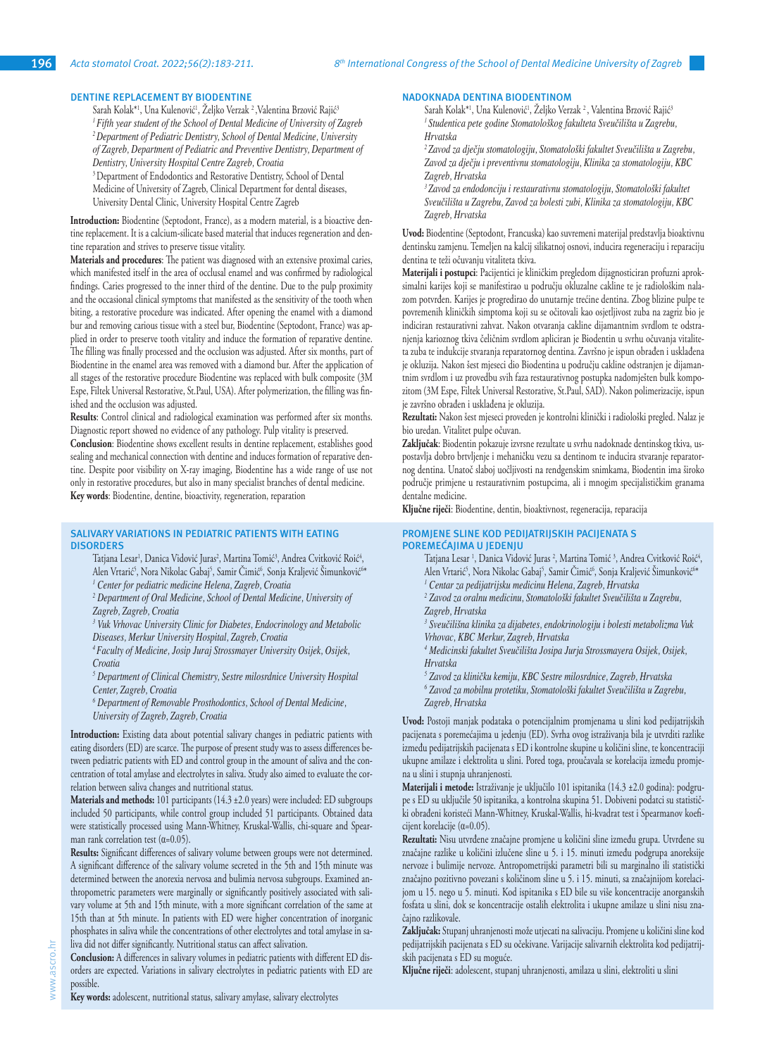## DENTINE REPLACEMENT BY BIODENTINE

Sarah Kolak*[1], Una Kulenović[1], Željko Verzak [2], Valentina Brzović Rajić[3]

[1] *Fifth year student of the School of Dental Medicine of University of Zagreb*

[2] *Department of Pediatric Dentistry, School of Dental Medicine, University of Zagreb, Department of Pediatric and Preventive Dentistry, Department of Dentistry, University Hospital Centre Zagreb, Croatia*

[3] Department of Endodontics and Restorative Dentistry, School of Dental Medicine of University of Zagreb, Clinical Department for dental diseases, University Dental Clinic, University Hospital Centre Zagreb

**Introduction:** Biodentine (Septodont, France), as a modern material, is a bioactive dentine replacement. It is a calcium-silicate based material that induces regeneration and dentine reparation and strives to preserve tissue vitality.

**Materials and procedures**: The patient was diagnosed with an extensive proximal caries, which manifested itself in the area of occlusal enamel and was confirmed by radiological findings. Caries progressed to the inner third of the dentine. Due to the pulp proximity and the occasional clinical symptoms that manifested as the sensitivity of the tooth when biting, a restorative procedure was indicated. After opening the enamel with a diamond bur and removing carious tissue with a steel bur, Biodentine (Septodont, France) was applied in order to preserve tooth vitality and induce the formation of reparative dentine. The filling was finally processed and the occlusion was adjusted. After six months, part of Biodentine in the enamel area was removed with a diamond bur. After the application of all stages of the restorative procedure Biodentine was replaced with bulk composite (3M Espe, Filtek Universal Restorative, St.Paul, USA). After polymerization, the filling was finished and the occlusion was adjusted.

**Results**: Control clinical and radiological examination was performed after six months. Diagnostic report showed no evidence of any pathology. Pulp vitality is preserved.

**Conclusion**: Biodentine shows excellent results in dentine replacement, establishes good sealing and mechanical connection with dentine and induces formation of reparative dentine. Despite poor visibility on X-ray imaging, Biodentine has a wide range of use not only in restorative procedures, but also in many specialist branches of dental medicine.

**Key words**: Biodentine, dentine, bioactivity, regeneration, reparation

## NADOKNADA DENTINA BIODENTINOM

Sarah Kolak*[1], Una Kulenović[1], Željko Verzak [2], Valentina Brzović Rajić[3]

[1] *Studentica pete godine Stomatološkog fakulteta Sveučilišta u Zagrebu, Hrvatska*

[2] *Zavod za dječju stomatologiju, Stomatološki fakultet Sveučilišta u Zagrebu, Zavod za dječju i preventivnu stomatologiju, Klinika za stomatologiju, KBC Zagreb, Hrvatska*

[3] *Zavod za endodonciju i restaurativnu stomatologiju, Stomatološki fakultet Sveučilišta u Zagrebu, Zavod za bolesti zubi, Klinika za stomatologiju, KBC Zagreb, Hrvatska*

**Uvod:** Biodentine (Septodont, Francuska) kao suvremeni materijal predstavlja bioaktivnu dentinsku zamjenu. Temeljen na kalcij silikatnoj osnovi, inducira regeneraciju i reparaciju dentina te teži očuvanju vitaliteta tkiva.

**Materijali i postupci**: Pacijentici je kliničkim pregledom dijagnosticiran profuzni aproksimalni karijes koji se manifestirao u području okluzalne cakline te je radiološkim nalazom potvrđen. Karijes je progredirao do unutarnje trećine dentina. Zbog blizine pulpe te povremenih kliničkih simptoma koji su se očitovali kao osjetljivost zuba na zagriz bio je indiciran restaurativni zahvat. Nakon otvaranja cakline dijamantnim svrdlom te odstranjenja karioznog tkiva čeličnim svrdlom apliciran je Biodentin u svrhu očuvanja vitaliteta zuba te indukcije stvaranja reparatornog dentina. Završno je ispun obrađen i usklađena je okluzija. Nakon šest mjeseci dio Biodentina u području cakline odstranjen je dijamantnim svrdlom i uz provedbu svih faza restaurativnog postupka nadomješten bulk kompozitom (3M Espe, Filtek Universal Restorative, St.Paul, SAD). Nakon polimerizacije, ispun je završno obrađen i usklađena je okluzija.

**Rezultati:** Nakon šest mjeseci proveden je kontrolni klinički i radiološki pregled. Nalaz je bio uredan. Vitalitet pulpe očuvan.

**Zaključak**: Biodentin pokazuje izvrsne rezultate u svrhu nadoknade dentinskog tkiva, uspostavlja dobro brtvljenje i mehaničku vezu sa dentinom te inducira stvaranje reparatornog dentina. Unatoč slaboj uočljivosti na rendgenskim snimkama, Biodentin ima široko područje primjene u restaurativnim postupcima, ali i mnogim specijalističkim granama dentalne medicine.

**Ključne riječi**: Biodentine, dentin, bioaktivnost, regeneracija, reparacija

## SALIVARY VARIATIONS IN PEDIATRIC PATIENTS WITH EATING DISORDERS

Tatjana Lesar[1], Danica Vidović Juras[2], Martina Tomić[3], Andrea Cvitković Roić[4], Alen Vrtarić[5], Nora Nikolac Gabaj[5], Samir Čimić[6], Sonja Kraljević Šimunković[6]*

[1] *Center for pediatric medicine Helena, Zagreb, Croatia*

[2] *Department of Oral Medicine, School of Dental Medicine, University of Zagreb, Zagreb, Croatia*

[3] *Vuk Vrhovac University Clinic for Diabetes, Endocrinology and Metabolic Diseases, Merkur University Hospital, Zagreb, Croatia*

[4] *Faculty of Medicine, Josip Juraj Strossmayer University Osijek, Osijek, Croatia*

[5] *Department of Clinical Chemistry, Sestre milosrdnice University Hospital Center, Zagreb, Croatia*

[6] *Department of Removable Prosthodontics, School of Dental Medicine, University of Zagreb, Zagreb, Croatia*

**Introduction:** Existing data about potential salivary changes in pediatric patients with eating disorders (ED) are scarce. The purpose of present study was to assess differences between pediatric patients with ED and control group in the amount of saliva and the concentration of total amylase and electrolytes in saliva. Study also aimed to evaluate the correlation between saliva changes and nutritional status.

**Materials and methods:** 101 participants (14.3 ±2.0 years) were included: ED subgroups included 50 participants, while control group included 51 participants. Obtained data were statistically processed using Mann-Whitney, Kruskal-Wallis, chi-square and Spearman rank correlation test (α=0.05).

**Results:** Significant differences of salivary volume between groups were not determined. A significant difference of the salivary volume secreted in the 5th and 15th minute was determined between the anorexia nervosa and bulimia nervosa subgroups. Examined anthropometric parameters were marginally or significantly positively associated with salivary volume at 5th and 15th minute, with a more significant correlation of the same at 15th than at 5th minute. In patients with ED were higher concentration of inorganic phosphates in saliva while the concentrations of other electrolytes and total amylase in saliva did not differ significantly. Nutritional status can affect salivation.

**Conclusion:** A differences in salivary volumes in pediatric patients with different ED disorders are expected. Variations in salivary electrolytes in pediatric patients with ED are possible.

**Key words:** adolescent, nutritional status, salivary amylase, salivary electrolytes

## PROMJENE SLINE KOD PEDIJATRIJSKIH PACIJENATA S POREMEĆAJIMA U JEDENJU

Tatjana Lesar [1], Danica Vidović Juras [2], Martina Tomić [3], Andrea Cvitković Roić[4], Alen Vrtarić[5], Nora Nikolac Gabaj[5], Samir Čimić[6], Sonja Kraljević Šimunković[6]*

[1] *Centar za pedijatrijsku medicinu Helena, Zagreb, Hrvatska*

[2] *Zavod za oralnu medicinu, Stomatološki fakultet Sveučilišta u Zagrebu, Zagreb, Hrvatska*

[3] *Sveučilišna klinika za dijabetes, endokrinologiju i bolesti metabolizma Vuk Vrhovac, KBC Merkur, Zagreb, Hrvatska*

[4] *Medicinski fakultet Sveučilišta Josipa Jurja Strossmayera Osijek, Osijek, Hrvatska*

[5] *Zavod za kliničku kemiju, KBC Sestre milosrdnice, Zagreb, Hrvatska*

[6] *Zavod za mobilnu protetiku, Stomatološki fakultet Sveučilišta u Zagrebu, Zagreb, Hrvatska*

**Uvod:** Postoji manjak podataka o potencijalnim promjenama u slini kod pedijatrijskih pacijenata s poremećajima u jedenju (ED). Svrha ovog istraživanja bila je utvrditi razlike između pedijatrijskih pacijenata s ED i kontrolne skupine u količini sline, te koncentraciji ukupne amilaze i elektrolita u slini. Pored toga, proučavala se korelacija između promjena u slini i stupnja uhranjenosti.

**Materijali i metode:** Istraživanje je uključilo 101 ispitanika (14.3 ±2.0 godina): podgrupe s ED su uključile 50 ispitanika, a kontrolna skupina 51. Dobiveni podatci su statistički obrađeni koristeći Mann-Whitney, Kruskal-Wallis, hi-kvadrat test i Spearmanov koeficijent korelacije (α=0.05).

**Rezultati:** Nisu utvrđene značajne promjene u količini sline između grupa. Utvrđene su značajne razlike u količini izlučene sline u 5. i 15. minuti između podgrupa anoreksije nervoze i bulimije nervoze. Antropometrijski parametri bili su marginalno ili statistički značajno pozitivno povezani s količinom sline u 5. i 15. minuti, sa značajnijom korelacijom u 15. nego u 5. minuti. Kod ispitanika s ED bile su više koncentracije anorganskih fosfata u slini, dok se koncentracije ostalih elektrolita i ukupne amilaze u slini nisu značajno razlikovale.

**Zaključak:** Stupanj uhranjenosti može utjecati na salivaciju. Promjene u količini sline kod pedijatrijskih pacijenata s ED su očekivane. Varijacije salivarnih elektrolita kod pedijatrijskih pacijenata s ED su moguće.

**Ključne riječi:** adolescent, stupanj uhranjenosti, amilaza u slini, elektroliti u slini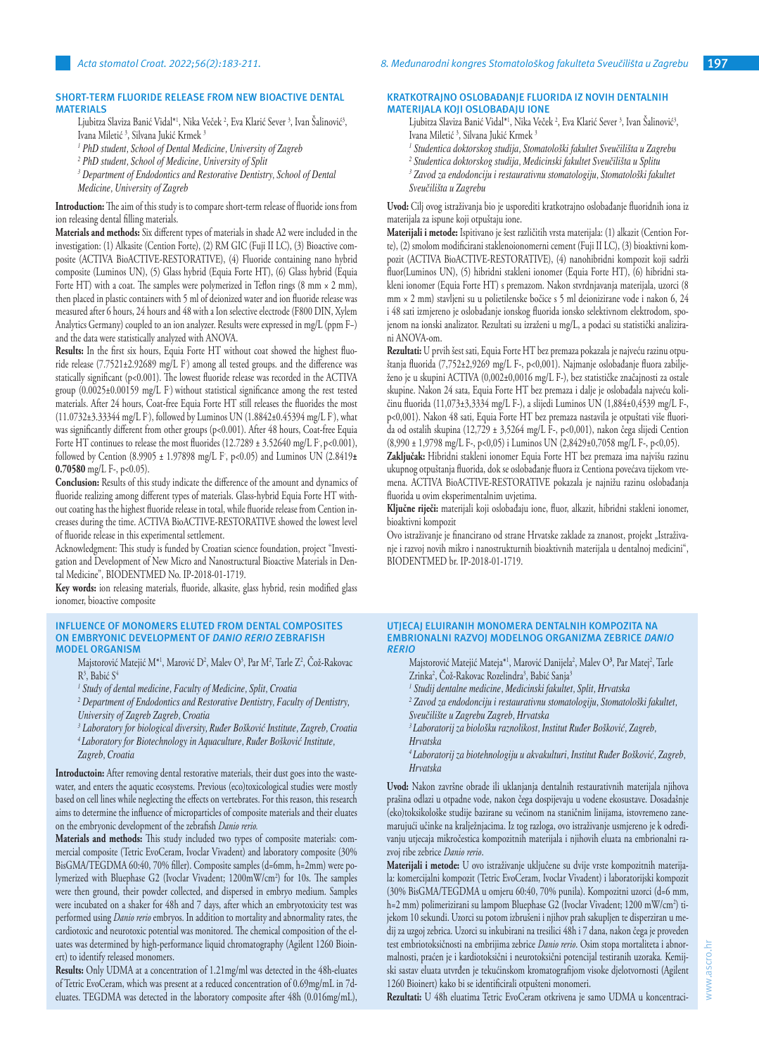## SHORT-TERM FLUORIDE RELEASE FROM NEW BIOACTIVE DENTAL MATERIALS

Ljubitza Slaviza Banić Vidal*[1], Nika Veček [2], Eva Klarić Sever [3], Ivan Šalinović[3], Ivana Miletić [3], Silvana Jukić Krmek [3]

*[1] PhD student, School of Dental Medicine, University of Zagreb*

*[2] PhD student, School of Medicine, University of Split*

*[3] Department of Endodontics and Restorative Dentistry, School of Dental Medicine, University of Zagreb*

**Introduction:** The aim of this study is to compare short-term release of fluoride ions from ion releasing dental filling materials.

**Materials and methods:** Six different types of materials in shade A2 were included in the investigation: (1) Alkasite (Cention Forte), (2) RM GIC (Fuji II LC), (3) Bioactive composite (ACTIVA BioACTIVE-RESTORATIVE), (4) Fluoride containing nano hybrid composite (Luminos UN), (5) Glass hybrid (Equia Forte HT), (6) Glass hybrid (Equia Forte HT) with a coat. The samples were polymerized in Teflon rings (8 mm × 2 mm), then placed in plastic containers with 5 ml of deionized water and ion fluoride release was measured after 6 hours, 24 hours and 48 with a Ion selective electrode (F800 DIN, Xylem Analytics Germany) coupled to an ion analyzer. Results were expressed in mg/L (ppm F−) and the data were statistically analyzed with ANOVA.

**Results:** In the first six hours, Equia Forte HT without coat showed the highest fluoride release (7.7521±2.92689 mg/L $F^-$) among all tested groups. and the difference was statically significant (p<0.001). The lowest fluoride release was recorded in the ACTIVA group (0.0025±0.00159 mg/L $F^-$) without statistical significance among the rest tested materials. After 24 hours, Coat-free Equia Forte HT still releases the fluorides the most (11.0732±3.33344 mg/L $F^-$), followed by Luminos UN (1.8842±0.45394 mg/L $F^-$), what was significantly different from other groups (p<0.001). After 48 hours, Coat-free Equia Forte HT continues to release the most fluorides (12.7289 ± 3.52640 mg/L $F^-$, p<0.001), followed by Cention (8.9905 ± 1.97898 mg/L $F^-$, p<0.05) and Luminos UN (2.8419**± 0.70580** mg/L F-, p<0.05).

**Conclusion:** Results of this study indicate the difference of the amount and dynamics of fluoride realizing among different types of materials. Glass-hybrid Equia Forte HT without coating has the highest fluoride release in total, while fluoride release from Cention increases during the time. ACTIVA BioACTIVE-RESTORATIVE showed the lowest level of fluoride release in this experimental settlement.

Acknowledgment: This study is funded by Croatian science foundation, project "Investigation and Development of New Micro and Nanostructural Bioactive Materials in Dental Medicine", BIODENTMED No. IP-2018-01-1719.

**Key words:** ion releasing materials, fluoride, alkasite, glass hybrid, resin modified glass ionomer, bioactive composite

## KRATKOTRAJNO OSLOBAĐANJE FLUORIDA IZ NOVIH DENTALNIH MATERIJALA KOJI OSLOBAĐAJU IONE

Ljubitza Slaviza Banić Vidal*[1], Nika Veček [2], Eva Klarić Sever [3], Ivan Šalinović[3], Ivana Miletić [3], Silvana Jukić Krmek [3]

*[1] Studentica doktorskog studija, Stomatološki fakultet Sveučilišta u Zagrebu*

*[2] Studentica doktorskog studija, Medicinski fakultet Sveučilišta u Splitu*

*[3] Zavod za endodonciju i restaurativnu stomatologiju, Stomatološki fakultet Sveučilišta u Zagrebu*

**Uvod:** Cilj ovog istraživanja bio je usporediti kratkotrajno oslobađanje fluoridnih iona iz materijala za ispune koji otpuštaju ione.

**Materijali i metode:** Ispitivano je šest različitih vrsta materijala: (1) alkazit (Cention Forte), (2) smolom modificirani staklenoionomerni cement (Fuji II LC), (3) bioaktivni kompozit (ACTIVA BioACTIVE-RESTORATIVE), (4) nanohibridni kompozit koji sadrži fluor(Luminos UN), (5) hibridni stakleni ionomer (Equia Forte HT), (6) hibridni stakleni ionomer (Equia Forte HT) s premazom. Nakon stvrdnjavanja materijala, uzorci (8 mm × 2 mm) stavljeni su u polietilenske bočice s 5 ml deionizirane vode i nakon 6, 24 i 48 sati izmjereno je oslobađanje ionskog fluorida ionsko selektivnom elektrodom, spojenom na ionski analizator. Rezultati su izraženi u mg/L, a podaci su statistički analizirani ANOVA-om.

**Rezultati:** U prvih šest sati, Equia Forte HT bez premaza pokazala je najveću razinu otpuštanja fluorida (7,752±2,9269 mg/L F-, p<0,001). Najmanje oslobađanje fluora zabilježeno je u skupini ACTIVA (0,002±0,0016 mg/L F-), bez statističke značajnosti za ostale skupine. Nakon 24 sata, Equia Forte HT bez premaza i dalje je oslobađala najveću količinu fluorida (11,073±3,3334 mg/L F-), a slijedi Luminos UN (1,884±0,4539 mg/L F-, p<0,001). Nakon 48 sati, Equia Forte HT bez premaza nastavila je otpuštati više fluorida od ostalih skupina (12,729 ± 3,5264 mg/L F-, p<0,001), nakon čega slijedi Cention (8,990 ± 1,9798 mg/L F-, p<0,05) i Luminos UN (2,8429±0,7058 mg/L F-, p<0,05).

**Zaključak:** Hibridni stakleni ionomer Equia Forte HT bez premaza ima najvišu razinu ukupnog otpuštanja fluorida, dok se oslobađanje fluora iz Centiona povećava tijekom vremena. ACTIVA BioACTIVE-RESTORATIVE pokazala je najnižu razinu oslobađanja fluorida u ovim eksperimentalnim uvjetima.

**Ključne riječi:** materijali koji oslobađaju ione, fluor, alkazit, hibridni stakleni ionomer, bioaktivni kompozit

Ovo istraživanje je financirano od strane Hrvatske zaklade za znanost, projekt „Istraživanje i razvoj novih mikro i nanostrukturnih bioaktivnih materijala u dentalnoj medicini", BIODENTMED br. IP-2018-01-1719.

## INFLUENCE OF MONOMERS ELUTED FROM DENTAL COMPOSITES ON EMBRYONIC DEVELOPMENT OF *DANIO RERIO* ZEBRAFISH MODEL ORGANISM

Majstorović Matejić M*[1], Marović D[2], Malev O[3], Par M[2], Tarle Z[2], Čož-Rakovac R[3], Babić S[4]

*[1] Study of dental medicine, Faculty of Medicine, Split, Croatia*

*[2] Department of Endodontics and Restorative Dentistry, Faculty of Dentistry, University of Zagreb Zagreb, Croatia*

*[3] Laboratory for biological diversity, Ruđer Bošković Institute, Zagreb, Croatia*

*[4] Laboratory for Biotechnology in Aquaculture, Ruđer Bošković Institute, Zagreb, Croatia*

**Introductoin:** After removing dental restorative materials, their dust goes into the wastewater, and enters the aquatic ecosystems. Previous (eco)toxicological studies were mostly based on cell lines while neglecting the effects on vertebrates. For this reason, this research aims to determine the influence of microparticles of composite materials and their eluates on the embryonic development of the zebrafish *Danio rerio.*

**Materials and methods:** This study included two types of composite materials: commercial composite (Tetric EvoCeram, Ivoclar Vivadent) and laboratory composite (30% BisGMA/TEGDMA 60:40, 70% filler). Composite samples (d=6mm, h=2mm) were polymerized with Bluephase G2 (Ivoclar Vivadent; 1200mW/cm$^2$) for 10s. The samples were then ground, their powder collected, and dispersed in embryo medium. Samples were incubated on a shaker for 48h and 7 days, after which an embryotoxicity test was performed using *Danio rerio* embryos. In addition to mortality and abnormality rates, the cardiotoxic and neurotoxic potential was monitored. The chemical composition of the eluates was determined by high-performance liquid chromatography (Agilent 1260 Bioinert) to identify released monomers.

**Results:** Only UDMA at a concentration of 1.21mg/ml was detected in the 48h-eluates of Tetric EvoCeram, which was present at a reduced concentration of 0.69mg/mL in 7d-eluates. TEGDMA was detected in the laboratory composite after 48h (0.016mg/mL),

## UTJECAJ ELUIRANIH MONOMERA DENTALNIH KOMPOZITA NA EMBRIONALNI RAZVOJ MODELNOG ORGANIZMA ZEBRICE *DANIO RERIO*

Majstorović Matejić Mateja*[1], Marović Danijela[2], Malev O[3], Par Matej[2], Tarle Zrinka[2], Čož-Rakovac Rozelindra[3], Babić Sanja[3]

*[1] Studij dentalne medicine, Medicinski fakultet, Split, Hrvatska*

*[2] Zavod za endodonciju i restaurativnu stomatologiju, Stomatološki fakultet, Sveučilište u Zagrebu Zagreb, Hrvatska*

*[3] Laboratorij za biološku raznolikost, Institut Ruđer Bošković, Zagreb, Hrvatska*

*[4] Laboratorij za biotehnologiju u akvakulturi, Institut Ruđer Bošković, Zagreb, Hrvatska*

**Uvod:** Nakon završne obrade ili uklanjanja dentalnih restaurativnih materijala njihova prašina odlazi u otpadne vode, nakon čega dospijevaju u vodene ekosustave. Dosadašnje (eko)toksikološke studije bazirane su većinom na staničnim linijama, istovremeno zanemarujući učinke na kralježnjacima. Iz tog razloga, ovo istraživanje usmjereno je k određivanju utjecaja mikročestica kompozitnih materijala i njihovih eluata na embrionalni razvoj ribe zebrice *Danio rerio*.

**Materijali i metode:** U ovo istraživanje uključene su dvije vrste kompozitnih materijala: komercijalni kompozit (Tetric EvoCeram, Ivoclar Vivadent) i laboratorijski kompozit (30% BisGMA/TEGDMA u omjeru 60:40, 70% punila). Kompozitni uzorci (d=6 mm, h=2 mm) polimerizirani su lampom Bluephase G2 (Ivoclar Vivadent; 1200 mW/cm$^2$) tijekom 10 sekundi. Uzorci su potom izbrušeni i njihov prah sakupljen te disperziran u medij za uzgoj zebrica. Uzorci su inkubirani na tresilici 48h i 7 dana, nakon čega je proveden test embriotoksičnosti na embrijima zebrice *Danio rerio*. Osim stopa mortaliteta i abnormalnosti, praćen je i kardiotoksični i neurotoksični potencijal testiranih uzoraka. Kemijski sastav eluata utvrđen je tekućinskom kromatografijom visoke djelotvornosti (Agilent 1260 Bioinert) kako bi se identificirali otpušteni monomeri.

**Rezultati:** U 48h eluatima Tetric EvoCeram otkrivena je samo UDMA u koncentraci-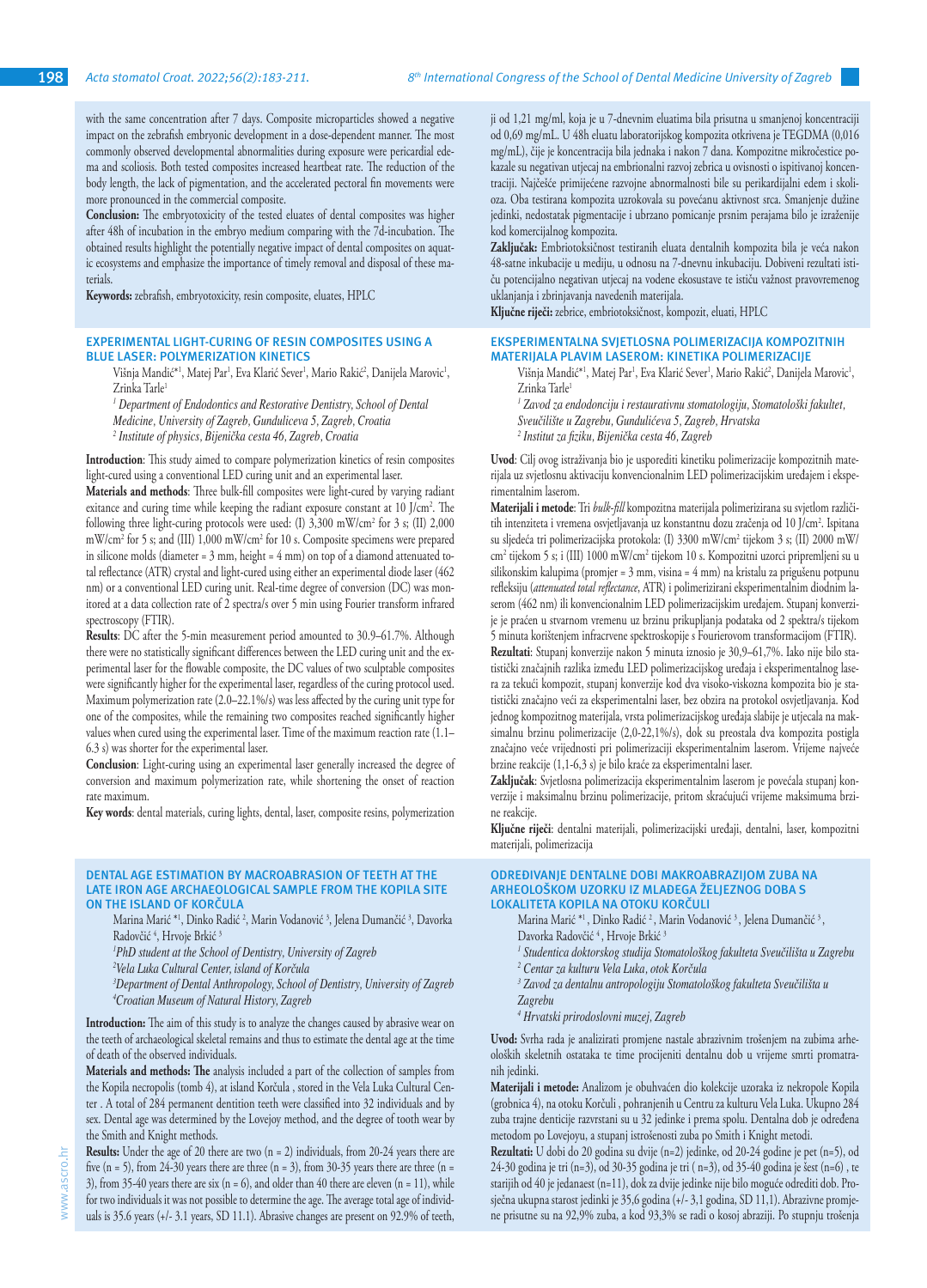with the same concentration after 7 days. Composite microparticles showed a negative impact on the zebrafish embryonic development in a dose-dependent manner. The most commonly observed developmental abnormalities during exposure were pericardial edema and scoliosis. Both tested composites increased heartbeat rate. The reduction of the body length, the lack of pigmentation, and the accelerated pectoral fin movements were more pronounced in the commercial composite.

**Conclusion:** The embryotoxicity of the tested eluates of dental composites was higher after 48h of incubation in the embryo medium comparing with the 7d-incubation. The obtained results highlight the potentially negative impact of dental composites on aquatic ecosystems and emphasize the importance of timely removal and disposal of these materials.

**Keywords:** zebrafish, embryotoxicity, resin composite, eluates, HPLC

ji od 1,21 mg/ml, koja je u 7-dnevnim eluatima bila prisutna u smanjenoj koncentraciji od 0,69 mg/mL. U 48h eluatu laboratorijskog kompozita otkrivena je TEGDMA (0,016 mg/mL), čije je koncentracija bila jednaka i nakon 7 dana. Kompozitne mikročestice pokazale su negativan utjecaj na embrionalni razvoj zebrica u ovisnosti o ispitivanoj koncentraciji. Najčešće primijećene razvojne abnormalnosti bile su perikardijalni edem i skolioza. Oba testirana kompozita uzrokovala su povećanu aktivnost srca. Smanjenje dužine jedinki, nedostatak pigmentacije i ubrzano pomicanje prsnim perajama bilo je izraženije kod komercijalnog kompozita.

**Zaključak:** Embriotoksičnost testiranih eluata dentalnih kompozita bila je veća nakon 48-satne inkubacije u mediju, u odnosu na 7-dnevnu inkubaciju. Dobiveni rezultati ističu potencijalno negativan utjecaj na vodene ekosustave te ističu važnost pravovremenog uklanjanja i zbrinjavanja navedenih materijala.

**Ključne riječi:** zebrice, embriotoksičnost, kompozit, eluati, HPLC

## EXPERIMENTAL LIGHT-CURING OF RESIN COMPOSITES USING A BLUE LASER: POLYMERIZATION KINETICS

Višnja Mandić*[1], Matej Par[1], Eva Klarić Sever[1], Mario Rakić[2], Danijela Marovic[1], Zrinka Tarle[1]

*[1] Department of Endodontics and Restorative Dentistry, School of Dental Medicine, University of Zagreb, Gunduliceva 5, Zagreb, Croatia*
*[2] Institute of physics, Bijenička cesta 46, Zagreb, Croatia*

**Introduction**: This study aimed to compare polymerization kinetics of resin composites light-cured using a conventional LED curing unit and an experimental laser.

**Materials and methods**: Three bulk-fill composites were light-cured by varying radiant exitance and curing time while keeping the radiant exposure constant at 10 J/cm². The following three light-curing protocols were used: (I) 3,300 mW/cm² for 3 s; (II) 2,000 mW/cm² for 5 s; and (III) 1,000 mW/cm² for 10 s. Composite specimens were prepared in silicone molds (diameter = 3 mm, height = 4 mm) on top of a diamond attenuated total reflectance (ATR) crystal and light-cured using either an experimental diode laser (462 nm) or a conventional LED curing unit. Real-time degree of conversion (DC) was monitored at a data collection rate of 2 spectra/s over 5 min using Fourier transform infrared spectroscopy (FTIR).

**Results**: DC after the 5-min measurement period amounted to 30.9–61.7%. Although there were no statistically significant differences between the LED curing unit and the experimental laser for the flowable composite, the DC values of two sculptable composites were significantly higher for the experimental laser, regardless of the curing protocol used. Maximum polymerization rate (2.0–22.1%/s) was less affected by the curing unit type for one of the composites, while the remaining two composites reached significantly higher values when cured using the experimental laser. Time of the maximum reaction rate (1.1–6.3 s) was shorter for the experimental laser.

**Conclusion**: Light-curing using an experimental laser generally increased the degree of conversion and maximum polymerization rate, while shortening the onset of reaction rate maximum.

**Key words**: dental materials, curing lights, dental, laser, composite resins, polymerization

## EKSPERIMENTALNA SVJETLOSNA POLIMERIZACIJA KOMPOZITNIH MATERIJALA PLAVIM LASEROM: KINETIKA POLIMERIZACIJE

Višnja Mandić*[1], Matej Par[1], Eva Klarić Sever[1], Mario Rakić[2], Danijela Marovic[1], Zrinka Tarle[1]

*[1] Zavod za endodonciju i restaurativnu stomatologiju, Stomatološki fakultet, Sveučilište u Zagrebu, Gundulićeva 5, Zagreb, Hrvatska*
*[2] Institut za fiziku, Bijenička cesta 46, Zagreb*

**Uvod**: Cilj ovog istraživanja bio je usporediti kinetiku polimerizacije kompozitnih materijala uz svjetlosnu aktivaciju konvencionalnim LED polimerizacijskim uređajem i eksperimentalnim laserom.

**Materijali i metode**: Tri *bulk-fill* kompozitna materijala polimerizirana su svjetlom različitih intenziteta i vremena osvjetljavanja uz konstantnu dozu zračenja od 10 J/cm². Ispitana su sljedeća tri polimerizacijska protokola: (I) 3300 mW/cm² tijekom 3 s; (II) 2000 mW/cm² tijekom 5 s; i (III) 1000 mW/cm² tijekom 10 s. Kompozitni uzorci pripremljeni su u silikonskim kalupima (promjer = 3 mm, visina = 4 mm) na kristalu za prigušenu potpunu refleksiju (*attenuated total reflectance*, ATR) i polimerizirani eksperimentalnim diodnim laserom (462 nm) ili konvencionalnim LED polimerizacijskim uređajem. Stupanj konverzije je praćen u stvarnom vremenu uz brzinu prikupljanja podataka od 2 spektra/s tijekom 5 minuta korištenjem infracrvene spektroskopije s Fourierovom transformacijom (FTIR).

**Rezultati**: Stupanj konverzije nakon 5 minuta iznosio je 30,9–61,7%. Iako nije bilo statistički značajnih razlika između LED polimerizacijskog uređaja i eksperimentalnog lasera za tekući kompozit, stupanj konverzije kod dva visoko-viskozna kompozita bio je statistički značajno veći za eksperimentalni laser, bez obzira na protokol osvjetljavanja. Kod jednog kompozitnog materijala, vrsta polimerizacijskog uređaja slabije je utjecala na maksimalnu brzinu polimerizacije (2,0-22,1%/s), dok su preostala dva kompozita postigla značajno veće vrijednosti pri polimerizaciji eksperimentalnim laserom. Vrijeme najveće brzine reakcije (1,1-6,3 s) je bilo kraće za eksperimentalni laser.

**Zaključak**: Svjetlosna polimerizacija eksperimentalnim laserom je povećala stupanj konverzije i maksimalnu brzinu polimerizacije, pritom skraćujući vrijeme maksimuma brzine reakcije.

**Ključne riječi**: dentalni materijali, polimerizacijski uređaji, dentalni, laser, kompozitni materijali, polimerizacija

## DENTAL AGE ESTIMATION BY MACROABRASION OF TEETH AT THE LATE IRON AGE ARCHAEOLOGICAL SAMPLE FROM THE KOPILA SITE ON THE ISLAND OF KORČULA

Marina Marić *[1], Dinko Radić [2], Marin Vodanović [3], Jelena Dumančić [3], Davorka Radovčić [4], Hrvoje Brkić [3]

*[1] PhD student at the School of Dentistry, University of Zagreb*
*[2] Vela Luka Cultural Center, island of Korčula*
*[3] Department of Dental Anthropology, School of Dentistry, University of Zagreb*
*[4] Croatian Museum of Natural History, Zagreb*

**Introduction:** The aim of this study is to analyze the changes caused by abrasive wear on the teeth of archaeological skeletal remains and thus to estimate the dental age at the time of death of the observed individuals.

**Materials and methods: The** analysis included a part of the collection of samples from the Kopila necropolis (tomb 4), at island Korčula , stored in the Vela Luka Cultural Center . A total of 284 permanent dentition teeth were classified into 32 individuals and by sex. Dental age was determined by the Lovejoy method, and the degree of tooth wear by the Smith and Knight methods.

**Results:** Under the age of 20 there are two (n = 2) individuals, from 20-24 years there are five (n = 5), from 24-30 years there are three (n = 3), from 30-35 years there are three (n = 3), from 35-40 years there are six (n = 6), and older than 40 there are eleven (n = 11), while for two individuals it was not possible to determine the age. The average total age of individuals is 35.6 years (+/- 3.1 years, SD 11.1). Abrasive changes are present on 92.9% of teeth,

## ODREĐIVANJE DENTALNE DOBI MAKROABRAZIJOM ZUBA NA ARHEOLOŠKOM UZORKU IZ MLAĐEGA ŽELJEZNOG DOBA S LOKALITETA KOPILA NA OTOKU KORČULI

Marina Marić *[1], Dinko Radić [2], Marin Vodanović [3], Jelena Dumančić [3], Davorka Radovčić [4], Hrvoje Brkić [3]

*[1] Studentica doktorskog studija Stomatološkog fakulteta Sveučilišta u Zagrebu*
*[2] Centar za kulturu Vela Luka, otok Korčula*
*[3] Zavod za dentalnu antropologiju Stomatološkog fakulteta Sveučilišta u Zagrebu*
*[4] Hrvatski prirodoslovni muzej, Zagreb*

**Uvod:** Svrha rada je analizirati promjene nastale abrazivnim trošenjem na zubima arheoloških skeletnih ostataka te time procijeniti dentalnu dob u vrijeme smrti promatranih jedinki.

**Materijali i metode:** Analizom je obuhvaćen dio kolekcije uzoraka iz nekropole Kopila (grobnica 4), na otoku Korčuli , pohranjenih u Centru za kulturu Vela Luka. Ukupno 284 zuba trajne denticije razvrstani su u 32 jedinke i prema spolu. Dentalna dob je određena metodom po Lovejoyu, a stupanj istrošenosti zuba po Smith i Knight metodi.

**Rezultati:** U dobi do 20 godina su dvije (n=2) jedinke, od 20-24 godine je pet (n=5), od 24-30 godina je tri (n=3), od 30-35 godina je tri ( n=3), od 35-40 godina je šest (n=6) , te starijih od 40 je jedanaest (n=11), dok za dvije jedinke nije bilo moguće odrediti dob. Prosječna ukupna starost jedinki je 35,6 godina (+/- 3,1 godina, SD 11,1). Abrazivne promjene prisutne su na 92,9% zuba, a kod 93,3% se radi o kosoj abraziji. Po stupnju trošenja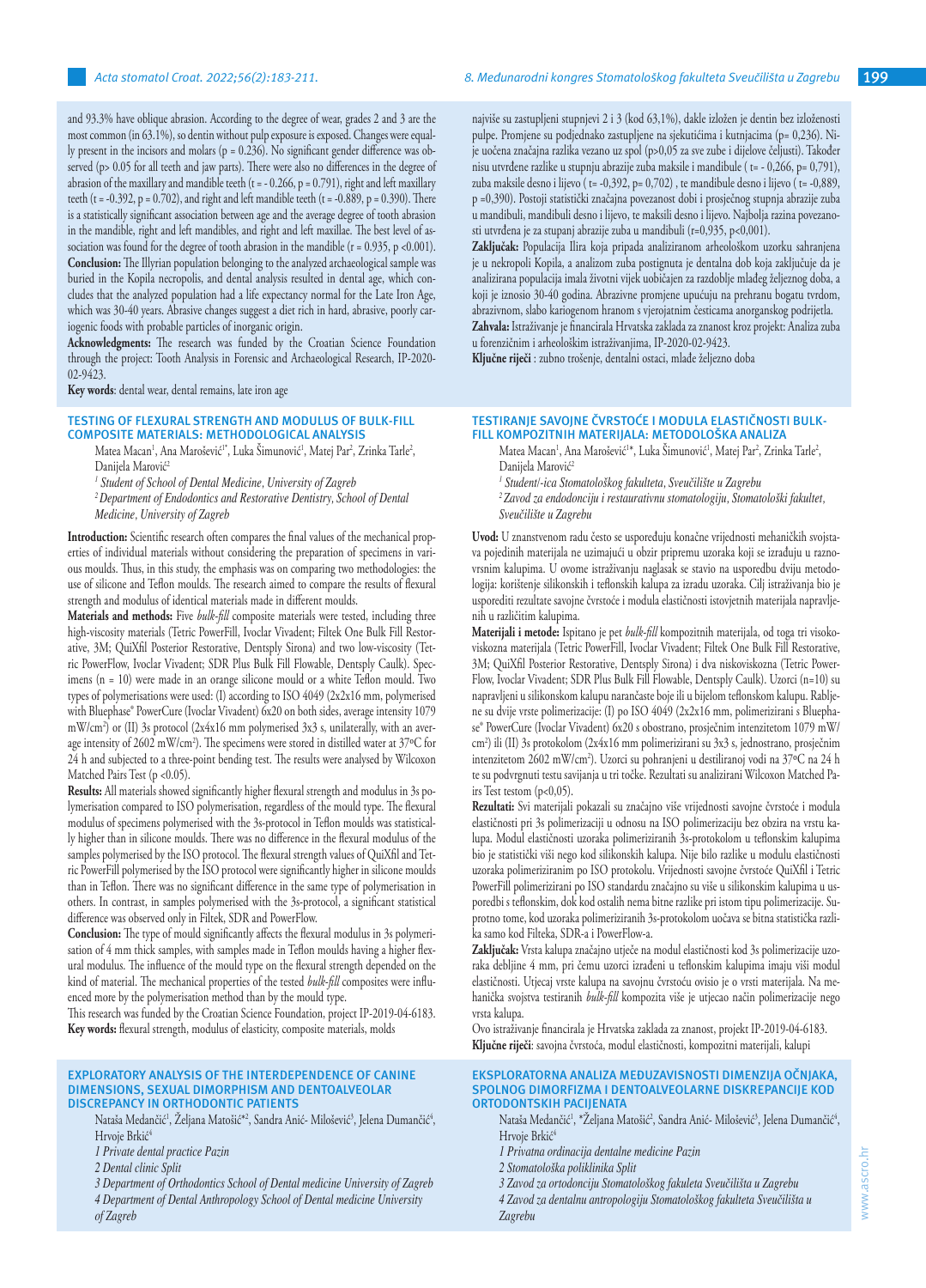and 93.3% have oblique abrasion. According to the degree of wear, grades 2 and 3 are the most common (in 63.1%), so dentin without pulp exposure is exposed. Changes were equally present in the incisors and molars (p = 0.236). No significant gender difference was observed (p> 0.05 for all teeth and jaw parts). There were also no differences in the degree of abrasion of the maxillary and mandible teeth (t = - 0.266, p = 0.791), right and left maxillary teeth (t = -0.392, p = 0.702), and right and left mandible teeth (t = -0.889, p = 0.390). There is a statistically significant association between age and the average degree of tooth abrasion in the mandible, right and left mandibles, and right and left maxillae. The best level of association was found for the degree of tooth abrasion in the mandible (r = 0.935, p <0.001).

**Conclusion:** The Illyrian population belonging to the analyzed archaeological sample was buried in the Kopila necropolis, and dental analysis resulted in dental age, which concludes that the analyzed population had a life expectancy normal for the Late Iron Age, which was 30-40 years. Abrasive changes suggest a diet rich in hard, abrasive, poorly cariogenic foods with probable particles of inorganic origin.

**Acknowledgments:** The research was funded by the Croatian Science Foundation through the project: Tooth Analysis in Forensic and Archaeological Research, IP-2020-02-9423.

**Key words**: dental wear, dental remains, late iron age

najviše su zastupljeni stupnjevi 2 i 3 (kod 63,1%), dakle izložen je dentin bez izloženosti pulpe. Promjene su podjednako zastupljene na sjekutićima i kutnjacima (p= 0,236). Nije uočena značajna razlika vezano uz spol (p>0,05 za sve zube i dijelove čeljusti). Također nisu utvrđene razlike u stupnju abrazije zuba maksile i mandibule ( t= - 0,266, p= 0,791), zuba maksile desno i lijevo ( t= -0,392, p= 0,702) , te mandibule desno i lijevo ( t= -0,889, p =0,390). Postoji statistički značajna povezanost dobi i prosječnog stupnja abrazije zuba u mandibuli, mandibuli desno i lijevo, te maksili desno i lijevo. Najbolja razina povezanosti utvrđena je za stupanj abrazije zuba u mandibuli (r=0,935, p<0,001).

**Zaključak:** Populacija Ilira koja pripada analiziranom arheološkom uzorku sahranjena je u nekropoli Kopila, a analizom zuba postignuta je dentalna dob koja zaključuje da je analizirana populacija imala životni vijek uobičajen za razdoblje mlađeg željeznog doba, a koji je iznosio 30-40 godina. Abrazivne promjene upućuju na prehranu bogatu tvrdom, abrazivnom, slabo kariogenom hranom s vjerojatnim česticama anorganskog podrijetla.

**Zahvala:** Istraživanje je financirala Hrvatska zaklada za znanost kroz projekt: Analiza zuba u forenzičnim i arheološkim istraživanjima, IP-2020-02-9423.

**Ključne riječi** : zubno trošenje, dentalni ostaci, mlađe željezno doba

## TESTING OF FLEXURAL STRENGTH AND MODULUS OF BULK-FILL COMPOSITE MATERIALS: METHODOLOGICAL ANALYSIS

Matea Macan[1], Ana Marošević[1*], Luka Šimunović[1], Matej Par[2], Zrinka Tarle[2], Danijela Marović[2]

*[1] Student of School of Dental Medicine, University of Zagreb*

*[2] Department of Endodontics and Restorative Dentistry, School of Dental Medicine, University of Zagreb*

**Introduction:** Scientific research often compares the final values of the mechanical properties of individual materials without considering the preparation of specimens in various moulds. Thus, in this study, the emphasis was on comparing two methodologies: the use of silicone and Teflon moulds. The research aimed to compare the results of flexural strength and modulus of identical materials made in different moulds.

**Materials and methods:** Five *bulk-fill* composite materials were tested, including three high-viscosity materials (Tetric PowerFill, Ivoclar Vivadent; Filtek One Bulk Fill Restorative, 3M; QuiXfil Posterior Restorative, Dentsply Sirona) and two low-viscosity (Tetric PowerFlow, Ivoclar Vivadent; SDR Plus Bulk Fill Flowable, Dentsply Caulk). Specimens (n = 10) were made in an orange silicone mould or a white Teflon mould. Two types of polymerisations were used: (I) according to ISO 4049 (2x2x16 mm, polymerised with Bluephase® PowerCure (Ivoclar Vivadent) 6x20 on both sides, average intensity 1079 mW/cm$^2$) or (II) 3s protocol (2x4x16 mm polymerised 3x3 s, unilaterally, with an average intensity of 2602 mW/cm$^2$). The specimens were stored in distilled water at 37°C for 24 h and subjected to a three-point bending test. The results were analysed by Wilcoxon Matched Pairs Test (p <0.05).

**Results:** All materials showed significantly higher flexural strength and modulus in 3s polymerisation compared to ISO polymerisation, regardless of the mould type. The flexural modulus of specimens polymerised with the 3s-protocol in Teflon moulds was statistically higher than in silicone moulds. There was no difference in the flexural modulus of the samples polymerised by the ISO protocol. The flexural strength values of QuiXfil and Tetric PowerFill polymerised by the ISO protocol were significantly higher in silicone moulds than in Teflon. There was no significant difference in the same type of polymerisation in others. In contrast, in samples polymerised with the 3s-protocol, a significant statistical difference was observed only in Filtek, SDR and PowerFlow.

**Conclusion:** The type of mould significantly affects the flexural modulus in 3s polymerisation of 4 mm thick samples, with samples made in Teflon moulds having a higher flexural modulus. The influence of the mould type on the flexural strength depended on the kind of material. The mechanical properties of the tested *bulk-fill* composites were influenced more by the polymerisation method than by the mould type.

This research was funded by the Croatian Science Foundation, project IP-2019-04-6183.

**Key words:** flexural strength, modulus of elasticity, composite materials, molds

## TESTIRANJE SAVOJNE ČVRSTOĆE I MODULA ELASTIČNOSTI BULK-FILL KOMPOZITNIH MATERIJALA: METODOLOŠKA ANALIZA

Matea Macan[1], Ana Marošević[1*], Luka Šimunović[1], Matej Par[2], Zrinka Tarle[2], Danijela Marović[2]

*[1] Student/-ica Stomatološkog fakulteta, Sveučilište u Zagrebu*

*[2] Zavod za endodonciju i restaurativnu stomatologiju, Stomatološki fakultet, Sveučilište u Zagrebu*

**Uvod:** U znanstvenom radu često se uspoređuju konačne vrijednosti mehaničkih svojstava pojedinih materijala ne uzimajući u obzir pripremu uzoraka koji se izrađuju u raznovrsnim kalupima. U ovome istraživanju naglasak se stavio na usporedbu dviju metodologija: korištenje silikonskih i teflonskih kalupa za izradu uzoraka. Cilj istraživanja bio je usporediti rezultate savojne čvrstoće i modula elastičnosti istovjetnih materijala napravljenih u različitim kalupima.

**Materijali i metode:** Ispitano je pet *bulk-fill* kompozitnih materijala, od toga tri visokoviskozna materijala (Tetric PowerFill, Ivoclar Vivadent; Filtek One Bulk Fill Restorative, 3M; QuiXfil Posterior Restorative, Dentsply Sirona) i dva niskoviskozna (Tetric PowerFlow, Ivoclar Vivadent; SDR Plus Bulk Fill Flowable, Dentsply Caulk). Uzorci (n=10) su napravljeni u silikonskom kalupu narančaste boje ili u bijelom teflonskom kalupu. Rabljene su dvije vrste polimerizacije: (I) po ISO 4049 (2x2x16 mm, polimerizirani s Bluephase® PowerCure (Ivoclar Vivadent) 6x20 s obostrano, prosječnim intenzitetom 1079 mW/cm$^2$) ili (II) 3s protokolom (2x4x16 mm polimerizirani su 3x3 s, jednostrano, prosječnim intenzitetom 2602 mW/cm$^2$). Uzorci su pohranjeni u destiliranoj vodi na 37°C na 24 h te su podvrgnuti testu savijanja u tri točke. Rezultati su analizirani Wilcoxon Matched Pairs Test testom (p<0,05).

**Rezultati:** Svi materijali pokazali su značajno više vrijednosti savojne čvrstoće i modula elastičnosti pri 3s polimerizaciji u odnosu na ISO polimerizaciju bez obzira na vrstu kalupa. Modul elastičnosti uzoraka polimeriziranih 3s-protokolom u teflonskim kalupima bio je statistički viši nego kod silikonskih kalupa. Nije bilo razlike u modulu elastičnosti uzoraka polimeriziranim po ISO protokolu. Vrijednosti savojne čvrstoće QuiXfil i Tetric PowerFill polimerizirani po ISO standardu značajno su više u silikonskim kalupima u usporedbi s teflonskim, dok kod ostalih nema bitne razlike pri istom tipu polimerizacije. Suprotno tome, kod uzoraka polimeriziranih 3s-protokolom uočava se bitna statistička razlika samo kod Filteka, SDR-a i PowerFlow-a.

**Zaključak:** Vrsta kalupa značajno utječe na modul elastičnosti kod 3s polimerizacije uzoraka debljine 4 mm, pri čemu uzorci izrađeni u teflonskim kalupima imaju viši modul elastičnosti. Utjecaj vrste kalupa na savojnu čvrstoću ovisio je o vrsti materijala. Na mehanička svojstva testiranih *bulk-fill* kompozita više je utjecao način polimerizacije nego vrsta kalupa.

Ovo istraživanje financirala je Hrvatska zaklada za znanost, projekt IP-2019-04-6183.

**Ključne riječi**: savojna čvrstoća, modul elastičnosti, kompozitni materijali, kalupi

## EXPLORATORY ANALYSIS OF THE INTERDEPENDENCE OF CANINE DIMENSIONS, SEXUAL DIMORPHISM AND DENTOALVEOLAR DISCREPANCY IN ORTHODONTIC PATIENTS

Nataša Medančić[1], Željana Matošić[*2], Sandra Anić- Milošević[3], Jelena Dumančić[4], Hrvoje Brkić[4]

*1 Private dental practice Pazin*

*2 Dental clinic Split*

*3 Department of Orthodontics School of Dental medicine University of Zagreb*

*4 Department of Dental Anthropology School of Dental medicine University of Zagreb*

## EKSPLORATORNA ANALIZA MEĐUZAVISNOSTI DIMENZIJA OČNJAKA, SPOLNOG DIMORFIZMA I DENTOALVEOLARNE DISKREPANCIJE KOD ORTODONTSKIH PACIJENATA

Nataša Medančić[1], *Željana Matošić[2], Sandra Anić- Milošević[3], Jelena Dumančić[4], Hrvoje Brkić[4]

*1 Privatna ordinacija dentalne medicine Pazin*

*2 Stomatološka poliklinika Split*

*3 Zavod za ortodonciju Stomatološkog fakuleta Sveučilišta u Zagrebu*

*4 Zavod za dentalnu antropologiju Stomatološkog fakulteta Sveučilišta u Zagrebu*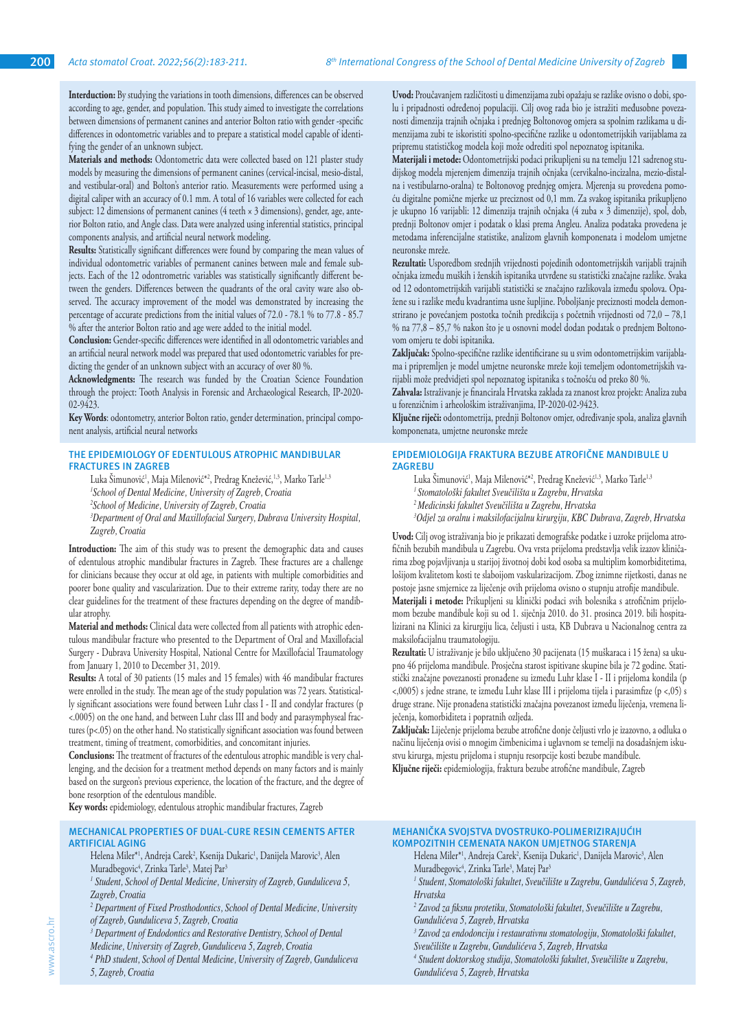**Interduction:** By studying the variations in tooth dimensions, differences can be observed according to age, gender, and population. This study aimed to investigate the correlations between dimensions of permanent canines and anterior Bolton ratio with gender -specific differences in odontometric variables and to prepare a statistical model capable of identifying the gender of an unknown subject.

**Materials and methods:** Odontometric data were collected based on 121 plaster study models by measuring the dimensions of permanent canines (cervical-incisal, mesio-distal, and vestibular-oral) and Bolton's anterior ratio. Measurements were performed using a digital caliper with an accuracy of 0.1 mm. A total of 16 variables were collected for each subject: 12 dimensions of permanent canines (4 teeth × 3 dimensions), gender, age, anterior Bolton ratio, and Angle class. Data were analyzed using inferential statistics, principal components analysis, and artificial neural network modeling.

**Results:** Statistically significant differences were found by comparing the mean values of individual odontometric variables of permanent canines between male and female subjects. Each of the 12 odontometric variables was statistically significantly different between the genders. Differences between the quadrants of the oral cavity ware also observed. The accuracy improvement of the model was demonstrated by increasing the percentage of accurate predictions from the initial values of 72.0 - 78.1 % to 77.8 - 85.7 % after the anterior Bolton ratio and age were added to the initial model.

**Conclusion:** Gender-specific differences were identified in all odontometric variables and an artificial neural network model was prepared that used odontometric variables for predicting the gender of an unknown subject with an accuracy of over 80 %.

**Acknowledgments:** The research was funded by the Croatian Science Foundation through the project: Tooth Analysis in Forensic and Archaeological Research, IP-2020-02-9423.

**Key Words**: odontometry, anterior Bolton ratio, gender determination, principal components analysis, artificial neural networks

**Uvod:** Proučavanjem različitosti u dimenzijama zubi opažaju se razlike ovisno o dobi, spolu i pripadnosti određenoj populaciji. Cilj ovog rada bio je istražiti međusobne povezanosti dimenzija trajnih očnjaka i prednjeg Boltonovog omjera sa spolnim razlikama u dimenzijama zubi te iskoristiti spolno-specifične razlike u odontometrijskih varijablama za pripremu statističkog modela koji može odrediti spol nepoznatog ispitanika.

**Materijali i metode:** Odontometrijski podaci prikupljeni su na temelju 121 sadrenog studijskog modela mjerenjem dimenzija trajnih očnjaka (cervikalno-incizalna, mezio-distalna i vestibularno-oralna) te Boltonovog prednjeg omjera. Mjerenja su provedena pomoću digitalne pomične mjerke uz preciznost od 0,1 mm. Za svakog ispitanika prikupljeno je ukupno 16 varijabli: 12 dimenzija trajnih očnjaka (4 zuba × 3 dimenzije), spol, dob, prednji Boltonov omjer i podatak o klasi prema Angleu. Analiza podataka provedena je metodama inferencijalne statistike, analizom glavnih komponenata i modelom umjetne neuronske mreže.

**Rezultati:** Usporedbom srednjih vrijednosti pojedinih odontometrijskih varijabli trajnih očnjaka između muških i ženskih ispitanika utvrđene su statistički značajne razlike. Svaka od 12 odontometrijskih varijabli statistički se značajno razlikovala između spolova. Opažene su i razlike među kvadrantima usne šupljine. Poboljšanje preciznosti modela demonstrirano je povećanjem postotka točnih predikcija s početnih vrijednosti od 72,0 – 78,1 % na 77,8 – 85,7 % nakon što je u osnovni model dodan podatak o prednjem Boltonovom omjeru te dobi ispitanika.

**Zaključak:** Spolno-specifične razlike identificirane su u svim odontometrijskim varijablama i pripremljen je model umjetne neuronske mreže koji temeljem odontometrijskih varijabli može predvidjeti spol nepoznatog ispitanika s točnošću od preko 80 %.

**Zahvala:** Istraživanje je financirala Hrvatska zaklada za znanost kroz projekt: Analiza zuba u forenzičnim i arheološkim istraživanjima, IP-2020-02-9423.

**Ključne riječi:** odontometrija, prednji Boltonov omjer, određivanje spola, analiza glavnih komponenata, umjetne neuronske mreže

## THE EPIDEMIOLOGY OF EDENTULOUS ATROPHIC MANDIBULAR FRACTURES IN ZAGREB

Luka Šimunović[1], Maja Milenović*[2], Predrag Knežević[1,3], Marko Tarle[1,3]

*[1]School of Dental Medicine, University of Zagreb, Croatia*
*[2]School of Medicine, University of Zagreb, Croatia*
*[3]Department of Oral and Maxillofacial Surgery, Dubrava University Hospital, Zagreb, Croatia*

**Introduction:** The aim of this study was to present the demographic data and causes of edentulous atrophic mandibular fractures in Zagreb. These fractures are a challenge for clinicians because they occur at old age, in patients with multiple comorbidities and poorer bone quality and vascularization. Due to their extreme rarity, today there are no clear guidelines for the treatment of these fractures depending on the degree of mandibular atrophy.

**Material and methods:** Clinical data were collected from all patients with atrophic edentulous mandibular fracture who presented to the Department of Oral and Maxillofacial Surgery - Dubrava University Hospital, National Centre for Maxillofacial Traumatology from January 1, 2010 to December 31, 2019.

**Results:** A total of 30 patients (15 males and 15 females) with 46 mandibular fractures were enrolled in the study. The mean age of the study population was 72 years. Statistically significant associations were found between Luhr class I - II and condylar fractures ($p < .0005$) on the one hand, and between Luhr class III and body and parasymphyseal fractures ($p < .05$) on the other hand. No statistically significant association was found between treatment, timing of treatment, comorbidities, and concomitant injuries.

**Conclusions:** The treatment of fractures of the edentulous atrophic mandible is very challenging, and the decision for a treatment method depends on many factors and is mainly based on the surgeon's previous experience, the location of the fracture, and the degree of bone resorption of the edentulous mandible.

**Key words:** epidemiology, edentulous atrophic mandibular fractures, Zagreb

## EPIDEMIOLOGIJA FRAKTURA BEZUBE ATROFIČNE MANDIBULE U ZAGREBU

Luka Šimunović[1], Maja Milenović*[2], Predrag Knežević[1,3], Marko Tarle[1,3]

*[1] Stomatološki fakultet Sveučilišta u Zagrebu, Hrvatska*
*[2] Medicinski fakultet Sveučilišta u Zagrebu, Hrvatska*
*[3]Odjel za oralnu i maksilofacijalnu kirurgiju, KBC Dubrava, Zagreb, Hrvatska*

**Uvod:** Cilj ovog istraživanja bio je prikazati demografske podatke i uzroke prijeloma atrofičnih bezubih mandibula u Zagrebu. Ova vrsta prijeloma predstavlja velik izazov kliničarima zbog pojavljivanja u starijoj životnoj dobi kod osoba sa multiplim komorbiditetima, lošijom kvalitetom kosti te slaboijom vaskularizacijom. Zbog iznimne rijetkosti, danas ne postoje jasne smjernice za liječenje ovih prijeloma ovisno o stupnju atrofije mandibule.

**Materijali i metode:** Prikupljeni su klinički podaci svih bolesnika s atrofičnim prijelomom bezube mandibule koji su od 1. siječnja 2010. do 31. prosinca 2019. bili hospitalizirani na Klinici za kirurgiju lica, čeljusti i usta, KB Dubrava u Nacionalnog centra za maksilofacijalnu traumatologiju.

**Rezultati:** U istraživanje je bilo uključeno 30 pacijenata (15 muškaraca i 15 žena) sa ukupno 46 prijeloma mandibule. Prosječna starost ispitivane skupine bila je 72 godine. Statistički značajne povezanosti pronađene su između Luhr klase I - II i prijeloma kondila ($p < ,0005$) s jedne strane, te između Luhr klase III i prijeloma tijela i parasimfize ($p < ,05$) s druge strane. Nije pronađena statistički značajna povezanost između liječenja, vremena liječenja, komorbiditeta i popratnih ozljeda.

**Zaključak:** Liječenje prijeloma bezube atrofične donje čeljusti vrlo je izazovno, a odluka o načinu liječenja ovisi o mnogim čimbenicima i uglavnom se temelji na dosadašnjem iskustvu kirurga, mjestu prijeloma i stupnju resorpcije kosti bezube mandibule.

**Ključne riječi:** epidemiologija, fraktura bezube atrofične mandibule, Zagreb

## MECHANICAL PROPERTIES OF DUAL-CURE RESIN CEMENTS AFTER ARTIFICIAL AGING

Helena Miler*[1], Andreja Carek[2], Ksenija Dukaric[1], Danijela Marovic[3], Alen Muradbegovic[4], Zrinka Tarle[3], Matej Par[3]

*[1] Student, School of Dental Medicine, University of Zagreb, Gunduliceva 5, Zagreb, Croatia*
*[2] Department of Fixed Prosthodontics, School of Dental Medicine, University of Zagreb, Gunduliceva 5, Zagreb, Croatia*
*[3] Department of Endodontics and Restorative Dentistry, School of Dental Medicine, University of Zagreb, Gunduliceva 5, Zagreb, Croatia*
*[4] PhD student, School of Dental Medicine, University of Zagreb, Gunduliceva 5, Zagreb, Croatia*

## MEHANIČKA SVOJSTVA DVOSTRUKO-POLIMERIZIRAJUĆIH KOMPOZITNIH CEMENATA NAKON UMJETNOG STARENJA

Helena Miler*[1], Andreja Carek[2], Ksenija Dukaric[1], Danijela Marovic[3], Alen Muradbegovic[4], Zrinka Tarle[3], Matej Par[3]

*[1] Student, Stomatološki fakultet, Sveučilište u Zagrebu, Gundulićeva 5, Zagreb, Hrvatska*
*[2] Zavod za fiksnu protetiku, Stomatološki fakultet, Sveučilište u Zagrebu, Gundulićeva 5, Zagreb, Hrvatska*
*[3] Zavod za endodonciju i restaurativnu stomatologiju, Stomatološki fakultet, Sveučilište u Zagrebu, Gundulićeva 5, Zagreb, Hrvatska*
*[4] Student doktorskog studija, Stomatološki fakultet, Sveučilište u Zagrebu, Gundulićeva 5, Zagreb, Hrvatska*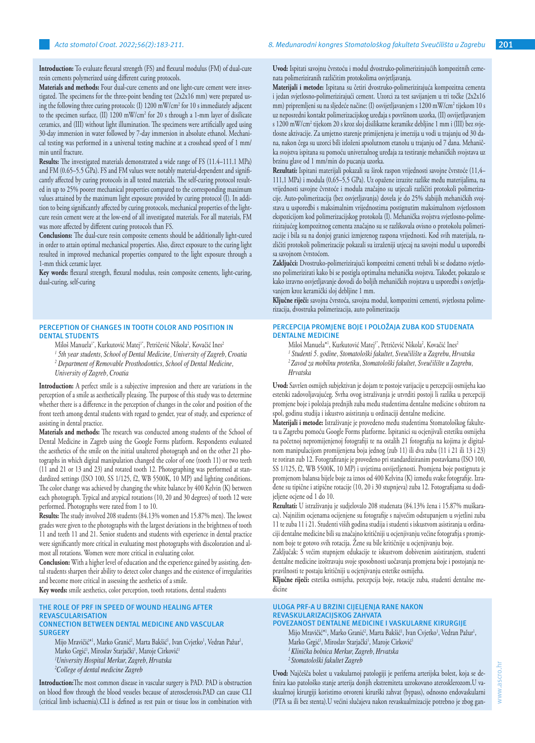**Introduction:** To evaluate flexural strength (FS) and flexural modulus (FM) of dual-cure resin cements polymerized using different curing protocols.

**Materials and methods:** Four dual-cure cements and one light-cure cement were investigated. The specimens for the three-point bending test (2x2x16 mm) were prepared using the following three curing protocols: (I) 1200 mW/cm² for 10 s immediately adjacent to the specimen surface, (II) 1200 mW/cm² for 20 s through a 1-mm layer of disilicate ceramics, and (III) without light illumination. The specimens were artificially aged using 30-day immersion in water followed by 7-day immersion in absolute ethanol. Mechanical testing was performed in a universal testing machine at a crosshead speed of 1 mm/min until fracture.

**Results:** The investigated materials demonstrated a wide range of FS (11.4–111.1 MPa) and FM (0.65–5.5 GPa). FS and FM values were notably material-dependent and significantly affected by curing protocols in all tested materials. The self-curing protocol resulted in up to 25% poorer mechanical properties compared to the corresponding maximum values attained by the maximum light exposure provided by curing protocol (I). In addition to being significantly affected by curing protocols, mechanical properties of the light-cure resin cement were at the low-end of all investigated materials. For all materials, FM was more affected by different curing protocols than FS.

**Conclusions:** The dual-cure resin composite cements should be additionally light-cured in order to attain optimal mechanical properties. Also, direct exposure to the curing light resulted in improved mechanical properties compared to the light exposure through a 1-mm thick ceramic layer.

**Key words:** flexural strength, flexural modulus, resin composite cements, light-curing, dual-curing, self-curing

**Uvod:** Ispitati savojnu čvrstoću i modul dvostruko-polimerizirajućih kompozitnih cemenata polimeriziranih različitim protokolima osvjetljavanja.

**Materijali i metode:** Ispitana su četiri dvostruko-polimerizirajuća kompozitna cementa i jedan svjetlosno-polimerizirajući cement. Uzorci za test savijanjem u tri točke (2x2x16 mm) pripremljeni su na sljedeće načine: (I) osvijetljavanjem s 1200 mW/cm² tijekom 10 s uz neposredni kontakt polimerizacijskog uređaja s površinom uzorka, (II) osvijetljavanjem s 1200 mW/cm² tijekom 20 s kroz sloj disilikatne keramike debljine 1 mm i (III) bez svjetlosne aktivacije. Za umjetno starenje primijenjena je imerzija u vodi u trajanju od 30 dana, nakon čega su uzorci bili izloženi apsolutnom etanolu u trajanju od 7 dana. Mehanička svojstva ispitana su pomoću univerzalnog uređaja za testiranje mehaničkih svojstava uz brzinu glave od 1 mm/min do pucanja uzorka.

**Rezultati:** Ispitani materijali pokazali su širok raspon vrijednosti savojne čvrstoće (11,4–111,1 MPa) i modula (0,65–5,5 GPa). Uz opažene izrazite razlike među materijalima, na vrijednosti savojne čvrstoće i modula značajno su utjecali različiti protokoli polimerizacije. Auto-polimerizacija (bez osvjetljavanja) dovela je do 25% slabijih mehaničkih svojstava u usporedbi s maksimalnim vrijednostima postignutim maksimalnom svjetlosnom ekspozicijom kod polimerizacijskog protokola (I). Mehanička svojstva svjetlosno-polimerizirajućeg kompozitnog cementa značajno su se razlikovala ovisno o protokolu polimerizacije i bila su na donjoj granici izmjerenog raspona vrijednosti. Kod svih materijala, različiti protokoli polimerizacije pokazali su izraženiji utjecaj na savojni modul u usporedbi sa savojnom čvrstoćom.

**Zaključci:** Dvostruko-polimerizirajući kompozitni cementi trebali bi se dodatno svjetlosno polimerizirati kako bi se postigla optimalna mehanička svojstva. Također, pokazalo se kako izravno osvjetljavanje dovodi do boljih mehaničkih svojstava u usporedbi s osvjetljavanjem kroz keramički sloj debljine 1 mm.

**Ključne riječi:** savojna čvrstoća, savojna modul, kompozitni cementi, svjetlosna polimerizacija, dvostruka polimerizacija, auto polimerizacija

## PERCEPTION OF CHANGES IN TOOTH COLOR AND POSITION IN DENTAL STUDENTS

Miloš Manuela[1*], Kurkutović Matej[1*], Petričević Nikola[2], Kovačić Ines[2]

*[1] 5th year students, School of Dental Medicine, University of Zagreb, Croatia*
*[2] Department of Removable Prosthodontics, School of Dental Medicine, University of Zagreb, Croatia*

**Introduction:** A perfect smile is a subjective impression and there are variations in the perception of a smile as aesthetically pleasing. The purpose of this study was to determine whether there is a difference in the perception of changes in the color and position of the front teeth among dental students with regard to gender, year of study, and experience of assisting in dental practice.

**Materials and methods:** The research was conducted among students of the School of Dental Medicine in Zagreb using the Google Forms platform. Respondents evaluated the aesthetics of the smile on the initial unaltered photograph and on the other 21 photographs in which digital manipulation changed the color of one (tooth 11) or two teeth (11 and 21 or 13 and 23) and rotated tooth 12. Photographing was performed at standardized settings (ISO 100, SS 1/125, f2, WB 5500K, 10 MP) and lighting conditions. The color change was achieved by changing the white balance by 400 Kelvin (K) between each photograph. Typical and atypical rotations (10, 20 and 30 degrees) of tooth 12 were performed. Photographs were rated from 1 to 10.

**Results:** The study involved 208 students (84.13% women and 15.87% men). The lowest grades were given to the photographs with the largest deviations in the brightness of tooth 11 and teeth 11 and 21. Senior students and students with experience in dental practice were significantly more critical in evaluating most photographs with discoloration and almost all rotations. Women were more critical in evaluating color.

**Conclusion:** With a higher level of education and the experience gained by assisting, dental students sharpen their ability to detect color changes and the existence of irregularities and become more critical in assessing the aesthetics of a smile.

**Key words:** smile aesthetics, color perception, tooth rotations, dental students

## PERCEPCIJA PROMJENE BOJE I POLOŽAJA ZUBA KOD STUDENATA DENTALNE MEDICINE

Miloš Manuela[1*], Kurkutović Matej[1*], Petričević Nikola[2], Kovačić Ines[2]

*[1] Studenti 5. godine, Stomatološki fakultet, Sveučilište u Zagrebu, Hrvatska*
*[2] Zavod za mobilnu protetiku, Stomatološki fakultet, Sveučilište u Zagrebu, Hrvatska*

**Uvod:** Savršen osmijeh subjektivan je dojam te postoje varijacije u percepciji osmijeha kao estetski zadovoljavajućeg. Svrha ovog istraživanja je utvrditi postoji li razlika u percepciji promjene boje i položaja prednjih zuba među studentima dentalne medicine s obzirom na spol, godinu studija i iskustvo asistiranja u ordinaciji dentalne medicine.

**Materijali i metode:** Istraživanje je provedeno među studentima Stomatološkog fakulteta u Zagrebu pomoću Google Forms platforme. Ispitanici su ocjenjivali estetiku osmijeha na početnoj nepromijenjenoj fotografiji te na ostalih 21 fotografija na kojima je digitalnom manipulacijom promijenjena boja jednog (zub 11) ili dva zuba (11 i 21 ili 13 i 23) te rotiran zub 12. Fotografiranje je provedeno pri standardiziranim postavkama (ISO 100, SS 1/125, f2, WB 5500K, 10 MP) i uvjetima osvijetljenosti. Promjena boje postignuta je promjenom balansa bijele boje za iznos od 400 Kelvina (K) između svake fotografije. Izrađene su tipične i atipične rotacije (10, 20 i 30 stupnjeva) zuba 12. Fotografijama su dodijeljene ocjene od 1 do 10.

**Rezultati:** U istraživanju je sudjelovalo 208 studenata (84.13% žena i 15.87% muškaraca). Najnižim ocjenama ocijenjene su fotografije s najvećim odstupanjem u svjetlini zuba 11 te zuba 11 i 21. Studenti viših godina studija i studenti s iskustvom asistiranja u ordinaciji dentalne medicine bili su značajno kritičniji u ocjenjivanju većine fotografija s promjenom boje te gotovo svih rotacija. Žene su bile kritičnije u ocjenjivanju boje.

Zaključak: S većim stupnjem edukacije te iskustvom dobivenim asistiranjem, studenti dentalne medicine izoštravaju svoje sposobnosti uočavanja promjena boje i postojanja nepravilnosti te postaju kritičniji u ocjenjivanju estetike osmijeha.

**Ključne riječi:** estetika osmijeha, percepcija boje, rotacije zuba, studenti dentalne medicine

## THE ROLE OF PRF IN SPEED OF WOUND HEALING AFTER REVASCULARISATION
## CONNECTION BETWEEN DENTAL MEDICINE AND VASCULAR SURGERY

Mijo Mravičić[*1], Marko Granić[2], Marta Bakšić[1], Ivan Cvjetko[1], Vedran Pažur[1], Marko Grgić[1], Miroslav Starjački[1], Maroje Cirković[1]

*[1] University Hospital Merkur, Zagreb, Hrvatska*
*[2] College of dental medicine Zagreb*

**Introduction:** The most common disease in vascular surgery is PAD. PAD is obstruction on blood flow through the blood vesseles because of aterosclerosis.PAD can cause CLI (critical limb ischaemia).CLI is defined as rest pain or tissue loss in combination with

## ULOGA PRF-A U BRZINI CIJELJENJA RANE NAKON REVASKULARIZACIJSKOG ZAHVATA
## POVEZANOST DENTALNE MEDICINE I VASKULARNE KIRURGIJE

Mijo Mravičić[*1], Marko Granić[2], Marta Bakšić[1], Ivan Cvjetko[1], Vedran Pažur[1], Marko Grgić[1], Miroslav Starjački[1], Maroje Cirković[1]

*[1] Klinička bolnica Merkur, Zagreb, Hrvatska*
*[2] Stomatološki fakultet Zagreb*

**Uvod:** Najčešća bolest u vaskularnoj patologiji je periferna arterijska bolest, koja se definira kao patološko stanje arterija donjih ekstremiteta uzrokovano aterosklerozom.U vaskularnoj kirurgiji koristimo otvoreni kirurški zahvat (bypass), odnosno endovaskularni (PTA sa ili bez stenta).U većini slučajeva nakon revaskualrnizacije potrebno je zbog gan-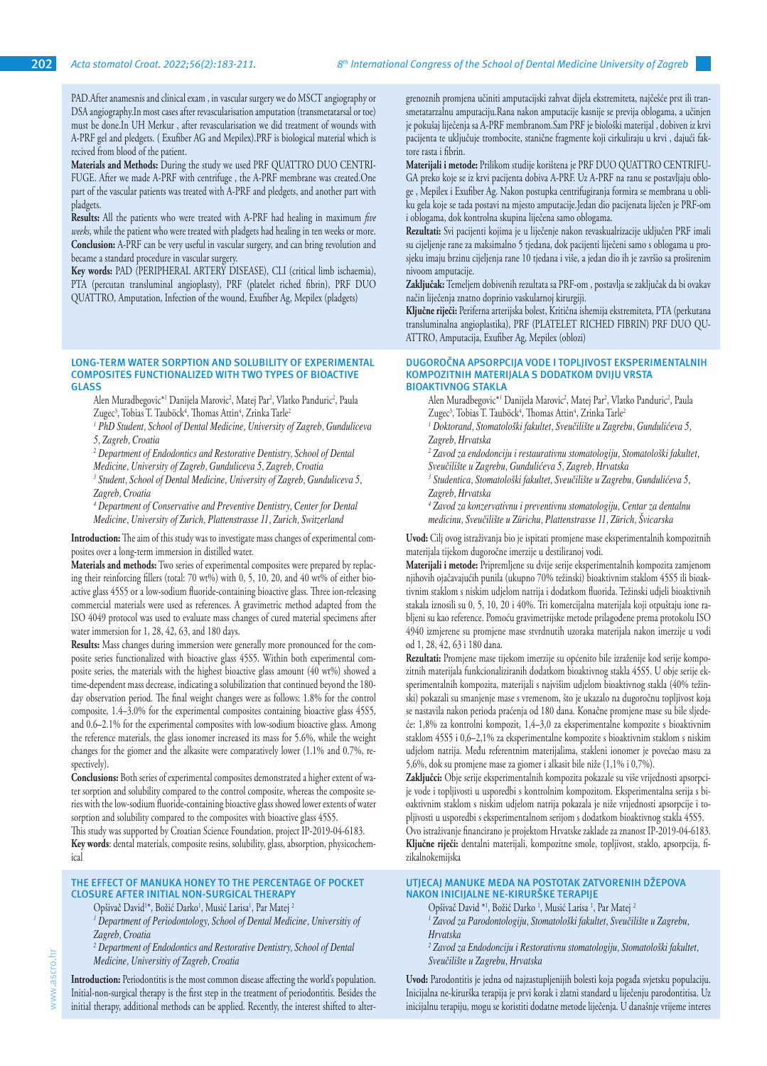PAD.After anamesnis and clinical exam , in vascular surgery we do MSCT angiography or DSA angiography.In most cases after revascularisation amputation (transmetatarsal or toe) must be done.In UH Merkur , after revascularisation we did treatment of wounds with A-PRF gel and pledgets. ( Exufiber AG and Mepilex).PRF is biological material which is recived from blood of the patient.

**Materials and Methods:** During the study we used PRF QUATTRO DUO CENTRIFUGE. After we made A-PRF with centrifuge , the A-PRF membrane was created.One part of the vascular patients was treated with A-PRF and pledgets, and another part with pladgets.

**Results:** All the patients who were treated with A-PRF had healing in maximum *five weeks*, while the patient who were treated with pladgets had healing in ten weeks or more.

**Conclusion:** A-PRF can be very useful in vascular surgery, and can bring revolution and became a standard procedure in vascular surgery.

**Key words:** PAD (PERIPHERAL ARTERY DISEASE), CLI (critical limb ischaemia), PTA (percutan transluminal angioplasty), PRF (platelet riched fibrin), PRF DUO QUATTRO, Amputation, Infection of the wound, Exufiber Ag, Mepilex (pladgets)

grenoznih promjena učiniti amputacijski zahvat dijela ekstremiteta, najčešće prst ili transmetatarzalnu amputaciju.Rana nakon amputacije kasnije se previja oblogama, a učinjen je pokušaj liječenja sa A-PRF membranom.Sam PRF je biološki materijal , dobiven iz krvi pacijenta te uključuje trombocite, stanične fragmente koji cirkuliraju u krvi , dajući faktore rasta i fibrin.

**Materijali i metode:** Prilikom studije korištena je PRF DUO QUATTRO CENTRIFUGA preko koje se iz krvi pacijenta dobiva A-PRF. Uz A-PRF na ranu se postavljaju obloge , Mepilex i Exufiber Ag. Nakon postupka centrifugiranja formira se membrana u obliku gela koje se tada postavi na mjesto amputacije.Jedan dio pacijenata liječen je PRF-om i oblogama, dok kontrolna skupina liječena samo oblogama.

**Rezultati:** Svi pacijenti kojima je u liječenje nakon revaskualrizacije uključen PRF imali su cijeljenje rane za maksimalno 5 tjedana, dok pacijenti liječeni samo s oblogama u prosjeku imaju brzinu cijeljenja rane 10 tjedana i više, a jedan dio ih je završio sa proširenim nivoom amputacije.

**Zaključak:** Temeljem dobivenih rezultata sa PRF-om , postavlja se zaključak da bi ovakav način liječenja znatno doprinio vaskularnoj kirurgiji.

**Ključne riječi:** Periferna arterijska bolest, Kritična ishemija ekstremiteta, PTA (perkutana transluminalna angioplastika), PRF (PLATELET RICHED FIBRIN) PRF DUO QUATTRO, Amputacija, Exufiber Ag, Mepilex (oblozi)

## LONG-TERM WATER SORPTION AND SOLUBILITY OF EXPERIMENTAL COMPOSITES FUNCTIONALIZED WITH TWO TYPES OF BIOACTIVE GLASS

Alen Muradbegovic*[1] Danijela Marovic[2], Matej Par[2], Vlatko Panduric[2], Paula Zugec[3], Tobias T. Tauböck[4], Thomas Attin[4], Zrinka Tarle[2]

*[1] PhD Student, School of Dental Medicine, University of Zagreb, Gunduliceva 5, Zagreb, Croatia*

*[2] Department of Endodontics and Restorative Dentistry, School of Dental Medicine, University of Zagreb, Gunduliceva 5, Zagreb, Croatia*

*[3] Student, School of Dental Medicine, University of Zagreb, Gunduliceva 5, Zagreb, Croatia*

*[4] Department of Conservative and Preventive Dentistry, Center for Dental Medicine, University of Zurich, Plattenstrasse 11, Zurich, Switzerland*

**Introduction:** The aim of this study was to investigate mass changes of experimental composites over a long-term immersion in distilled water.

**Materials and methods:** Two series of experimental composites were prepared by replacing their reinforcing fillers (total: 70 wt%) with 0, 5, 10, 20, and 40 wt% of either bioactive glass 45S5 or a low-sodium fluoride-containing bioactive glass. Three ion-releasing commercial materials were used as references. A gravimetric method adapted from the ISO 4049 protocol was used to evaluate mass changes of cured material specimens after water immersion for 1, 28, 42, 63, and 180 days.

**Results:** Mass changes during immersion were generally more pronounced for the composite series functionalized with bioactive glass 45S5. Within both experimental composite series, the materials with the highest bioactive glass amount (40 wt%) showed a time-dependent mass decrease, indicating a solubilization that continued beyond the 180-day observation period. The final weight changes were as follows: 1.8% for the control composite, 1.4–3.0% for the experimental composites containing bioactive glass 45S5, and 0.6–2.1% for the experimental composites with low-sodium bioactive glass. Among the reference materials, the glass ionomer increased its mass for 5.6%, while the weight changes for the giomer and the alkasite were comparatively lower (1.1% and 0.7%, respectively).

**Conclusions:** Both series of experimental composites demonstrated a higher extent of water sorption and solubility compared to the control composite, whereas the composite series with the low-sodium fluoride-containing bioactive glass showed lower extents of water sorption and solubility compared to the composites with bioactive glass 45S5.

This study was supported by Croatian Science Foundation, project IP-2019-04-6183.

**Key words**: dental materials, composite resins, solubility, glass, absorption, physicochemical

## DUGOROČNA APSORPCIJA VODE I TOPLJIVOST EKSPERIMENTALNIH KOMPOZITNIH MATERIJALA S DODATKOM DVIJU VRSTA BIOAKTIVNOG STAKLA

Alen Muradbegović*[1] Danijela Marović[2], Matej Par[2], Vlatko Pandurić[2], Paula Zugec[3], Tobias T. Tauböck[4], Thomas Attin[4], Zrinka Tarle[2]

*[1] Doktorand, Stomatološki fakultet, Sveučilište u Zagrebu, Gundulićeva 5, Zagreb, Hrvatska*

*[2] Zavod za endodonciju i restaurativnu stomatologiju, Stomatološki fakultet, Sveučilište u Zagrebu, Gundulićeva 5, Zagreb, Hrvatska*

*[3] Studentica, Stomatološki fakultet, Sveučilište u Zagrebu, Gundulićeva 5, Zagreb, Hrvatska*

*[4] Zavod za konzervativnu i preventivnu stomatologiju, Centar za dentalnu medicinu, Sveučilište u Zürichu, Plattenstrasse 11, Zürich, Švicarska*

**Uvod:** Cilj ovog istraživanja bio je ispitati promjene mase eksperimentalnih kompozitnih materijala tijekom dugoročne imerzije u destiliranoj vodi.

**Materijali i metode:** Pripremljene su dvije serije eksperimentalnih kompozita zamjenom njihovih ojačavajućih punila (ukupno 70% težinski) bioaktivnim staklom 45S5 ili bioaktivnim staklom s niskim udjelom natrija i dodatkom fluorida. Težinski udjeli bioaktivnih stakala iznosili su 0, 5, 10, 20 i 40%. Tri komercijalna materijala koji otpuštaju ione rabljeni su kao reference. Pomoću gravimetrijske metode prilagođene prema protokolu ISO 4940 izmjerene su promjene mase stvrdnutih uzoraka materijala nakon imerzije u vodi od 1, 28, 42, 63 i 180 dana.

**Rezultati:** Promjene mase tijekom imerzije su općenito bile izraženije kod serije kompozitnih materijala funkcionaliziranih dodatkom bioaktivnog stakla 45S5. U obje serije eksperimentalnih kompozita, materijali s najvišim udjelom bioaktivnog stakla (40% težinski) pokazali su smanjenje mase s vremenom, što je ukazalo na dugoročnu topljivost koja se nastavila nakon perioda praćenja od 180 dana. Konačne promjene mase su bile sljedeće: 1,8% za kontrolni kompozit, 1,4–3,0 za eksperimentalne kompozite s bioaktivnim staklom 45S5 i 0,6–2,1% za eksperimentalne kompozite s bioaktivnim staklom s niskim udjelom natrija. Među referentnim materijalima, stakleni ionomer je povećao masu za 5,6%, dok su promjene mase za giomer i alkasit bile niže (1,1% i 0,7%).

**Zaključci:** Obje serije eksperimentalnih kompozita pokazale su više vrijednosti apsorpcije vode i topljivosti u usporedbi s kontrolnim kompozitom. Eksperimentalna serija s bioaktivnim staklom s niskim udjelom natrija pokazala je niže vrijednosti apsorpcije i topljivosti u usporedbi s eksperimentalnom serijom s dodatkom bioaktivnog stakla 45S5.

Ovo istraživanje financirano je projektom Hrvatske zaklade za znanost IP-2019-04-6183.

**Ključne riječi:** dentalni materijali, kompozitne smole, topljivost, staklo, apsorpcija, fizikalnokemijska

## THE EFFECT OF MANUKA HONEY TO THE PERCENTAGE OF POCKET CLOSURE AFTER INITIAL NON-SURGICAL THERAPY

Opšivač David[1]*, Božić Darko[1], Musić Larisa[1], Par Matej [2]

*[1] Department of Periodontology, School of Dental Medicine, Universtity of Zagreb, Croatia*

*[2] Department of Endodontics and Restorative Dentistry, School of Dental Medicine, Universtity of Zagreb, Croatia*

**Introduction:** Periodontitis is the most common disease affecting the world's population. Initial-non-surgical therapy is the first step in the treatment of periodontitis. Besides the initial therapy, additional methods can be applied. Recently, the interest shifted to alter-

## UTJECAJ MANUKE MEDA NA POSTOTAK ZATVORENIH DŽEPOVA NAKON INICIJALNE NE-KIRURŠKE TERAPIJE

Opšivač David *[1], Božić Darko [1], Musić Larisa [1], Par Matej [2]

*[1] Zavod za Parodontologiju, Stomatološki fakultet, Sveučilište u Zagrebu, Hrvatska*

*[2] Zavod za Endodonciju i Restorativnu stomatologiju, Stomatološki fakultet, Sveučilište u Zagrebu, Hrvatska*

**Uvod:** Parodontitis je jedna od najzastupljenijih bolesti koja pogađa svjetsku populaciju. Inicijalna ne-kirurška terapija je prvi korak i zlatni standard u liječenju parodontitisa. Uz inicijalnu terapiju, mogu se koristiti dodatne metode liječenja. U današnje vrijeme interes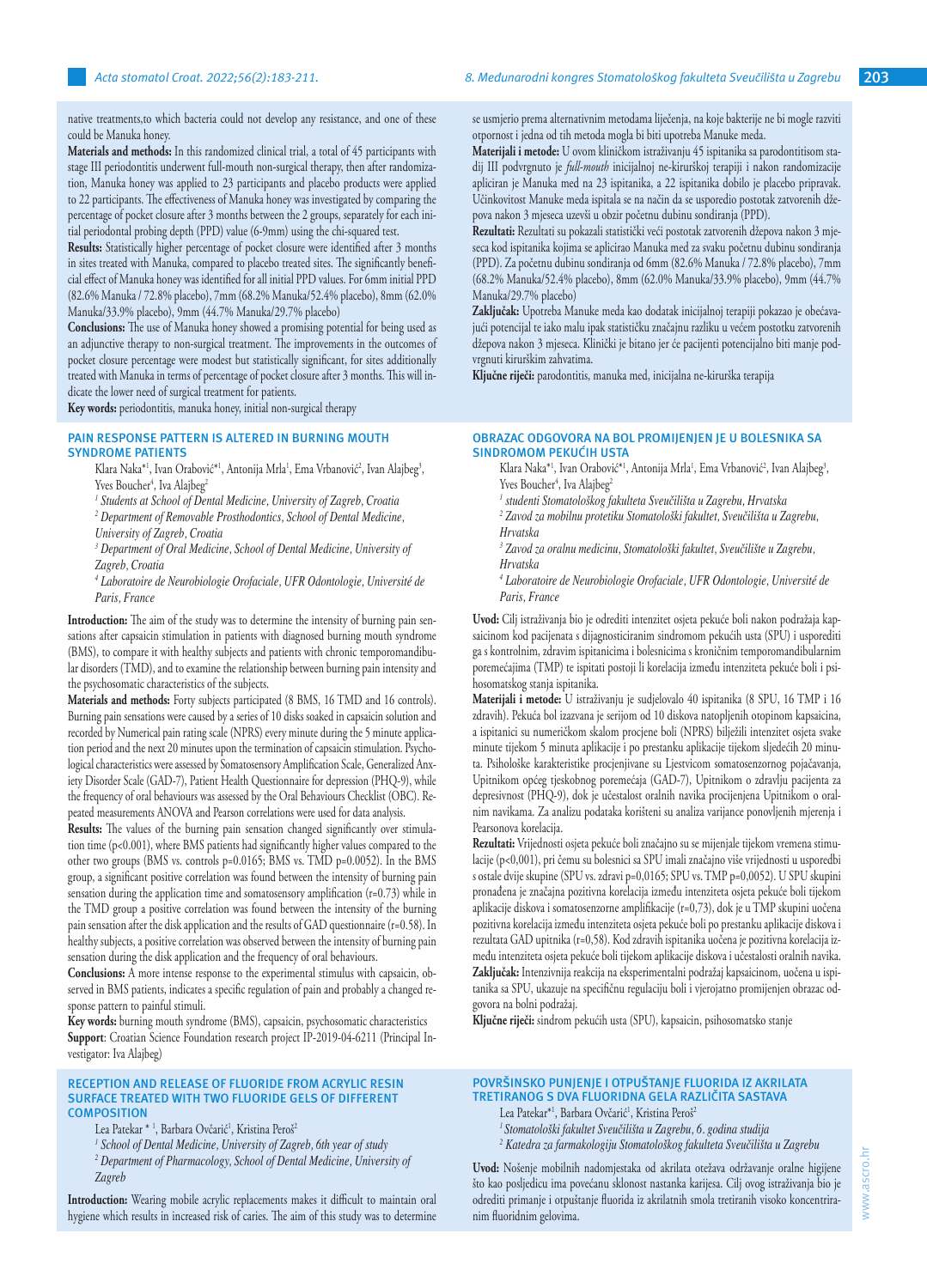native treatments,to which bacteria could not develop any resistance, and one of these could be Manuka honey.

**Materials and methods:** In this randomized clinical trial, a total of 45 participants with stage III periodontitis underwent full-mouth non-surgical therapy, then after randomization, Manuka honey was applied to 23 participants and placebo products were applied to 22 participants. The effectiveness of Manuka honey was investigated by comparing the percentage of pocket closure after 3 months between the 2 groups, separately for each initial periodontal probing depth (PPD) value (6-9mm) using the chi-squared test.

**Results:** Statistically higher percentage of pocket closure were identified after 3 months in sites treated with Manuka, compared to placebo treated sites. The significantly beneficial effect of Manuka honey was identified for all initial PPD values. For 6mm initial PPD (82.6% Manuka / 72.8% placebo), 7mm (68.2% Manuka/52.4% placebo), 8mm (62.0% Manuka/33.9% placebo), 9mm (44.7% Manuka/29.7% placebo)

**Conclusions:** The use of Manuka honey showed a promising potential for being used as an adjunctive therapy to non-surgical treatment. The improvements in the outcomes of pocket closure percentage were modest but statistically significant, for sites additionally treated with Manuka in terms of percentage of pocket closure after 3 months. This will indicate the lower need of surgical treatment for patients.

**Key words:** periodontitis, manuka honey, initial non-surgical therapy

se usmjerio prema alternativnim metodama liječenja, na koje bakterije ne bi mogle razviti otpornost i jedna od tih metoda mogla bi biti upotreba Manuke meda.

**Materijali i metode:** U ovom kliničkom istraživanju 45 ispitanika sa parodontitisom stadij III podvrgnuto je *full-mouth* inicijalnoj ne-kirurškoj terapiji i nakon randomizacije apliciran je Manuka med na 23 ispitanika, a 22 ispitanika dobilo je placebo pripravak. Učinkovitost Manuke meda ispitala se na način da se usporedio postotak zatvorenih džepova nakon 3 mjeseca uzevši u obzir početnu dubinu sondiranja (PPD).

**Rezultati:** Rezultati su pokazali statistički veći postotak zatvorenih džepova nakon 3 mjeseca kod ispitanika kojima se aplicirao Manuka med za svaku početnu dubinu sondiranja (PPD). Za početnu dubinu sondiranja od 6mm (82.6% Manuka / 72.8% placebo), 7mm (68.2% Manuka/52.4% placebo), 8mm (62.0% Manuka/33.9% placebo), 9mm (44.7% Manuka/29.7% placebo)

**Zaključak:** Upotreba Manuke meda kao dodatak inicijalnoj terapiji pokazao je obećavajući potencijal te iako mali ipak statističku značajnu razliku u većem postotku zatvorenih džepova nakon 3 mjeseca. Klinički je bitano jer će pacijenti potencijalno biti manje podvrgnuti kirurškim zahvatima.

**Ključne riječi:** parodontitis, manuka med, inicijalna ne-kirurška terapija

## PAIN RESPONSE PATTERN IS ALTERED IN BURNING MOUTH SYNDROME PATIENTS

Klara Naka*[1], Ivan Orabović*[1], Antonija Mrla[1], Ema Vrbanović[2], Ivan Alajbeg[3], Yves Boucher[4], Iva Alajbeg[2]

*[1] Students at School of Dental Medicine, University of Zagreb, Croatia*

*[2] Department of Removable Prosthodontics, School of Dental Medicine, University of Zagreb, Croatia*

*[3] Department of Oral Medicine, School of Dental Medicine, University of Zagreb, Croatia*

*[4] Laboratoire de Neurobiologie Orofaciale, UFR Odontologie, Université de Paris, France*

**Introduction:** The aim of the study was to determine the intensity of burning pain sensations after capsaicin stimulation in patients with diagnosed burning mouth syndrome (BMS), to compare it with healthy subjects and patients with chronic temporomandibular disorders (TMD), and to examine the relationship between burning pain intensity and the psychosomatic characteristics of the subjects.

**Materials and methods:** Forty subjects participated (8 BMS, 16 TMD and 16 controls). Burning pain sensations were caused by a series of 10 disks soaked in capsaicin solution and recorded by Numerical pain rating scale (NPRS) every minute during the 5 minute application period and the next 20 minutes upon the termination of capsaicin stimulation. Psychological characteristics were assessed by Somatosensory Amplification Scale, Generalized Anxiety Disorder Scale (GAD-7), Patient Health Questionnaire for depression (PHQ-9), while the frequency of oral behaviours was assessed by the Oral Behaviours Checklist (OBC). Repeated measurements ANOVA and Pearson correlations were used for data analysis.

**Results:** The values of the burning pain sensation changed significantly over stimulation time ($p<0.001$), where BMS patients had significantly higher values compared to the other two groups (BMS vs. controls $p=0.0165$; BMS vs. TMD $p=0.0052$). In the BMS group, a significant positive correlation was found between the intensity of burning pain sensation during the application time and somatosensory amplification ($r=0.73$) while in the TMD group a positive correlation was found between the intensity of the burning pain sensation after the disk application and the results of GAD questionnaire ($r=0.58$). In healthy subjects, a positive correlation was observed between the intensity of burning pain sensation during the disk application and the frequency of oral behaviours.

**Conclusions:** A more intense response to the experimental stimulus with capsaicin, observed in BMS patients, indicates a specific regulation of pain and probably a changed response pattern to painful stimuli.

**Key words:** burning mouth syndrome (BMS), capsaicin, psychosomatic characteristics

**Support**: Croatian Science Foundation research project IP-2019-04-6211 (Principal Investigator: Iva Alajbeg)

## OBRAZAC ODGOVORA NA BOL PROMIJENJEN JE U BOLESNIKA SA SINDROMOM PEKUĆIH USTA

Klara Naka*[1], Ivan Orabović*[1], Antonija Mrla[1], Ema Vrbanović[2], Ivan Alajbeg[3], Yves Boucher[4], Iva Alajbeg[2]

*[1] studenti Stomatološkog fakulteta Sveučilišta u Zagrebu, Hrvatska*

*[2] Zavod za mobilnu protetiku Stomatološki fakultet, Sveučilišta u Zagrebu, Hrvatska*

*[3] Zavod za oralnu medicinu, Stomatološki fakultet, Sveučilište u Zagrebu, Hrvatska*

*[4] Laboratoire de Neurobiologie Orofaciale, UFR Odontologie, Université de Paris, France*

**Uvod:** Cilj istraživanja bio je odrediti intenzitet osjeta pekuće boli nakon podražaja kapsaicinom kod pacijenata s dijagnosticiranim sindromom pekućih usta (SPU) i usporediti ga s kontrolnim, zdravim ispitanicima i bolesnicima s kroničnim temporomandibularnim poremećajima (TMP) te ispitati postoji li korelacija između intenziteta pekuće boli i psihosomatskog stanja ispitanika.

**Materijali i metode:** U istraživanju je sudjelovalo 40 ispitanika (8 SPU, 16 TMP i 16 zdravih). Pekuća bol izazvana je serijom od 10 diskova natopljenih otopinom kapsaicina, a ispitanici su numeričkom skalom procjene boli (NPRS) bilježili intenzitet osjeta svake minute tijekom 5 minuta aplikacije i po prestanku aplikacije tijekom sljedećih 20 minuta. Psihološke karakteristike procjenjivane su Ljestvicom somatosenzornog pojačavanja, Upitnikom općeg tjeskobnog poremećaja (GAD-7), Upitnikom o zdravlju pacijenta za depresivnost (PHQ-9), dok je učestalost oralnih navika procijenjena Upitnikom o oralnim navikama. Za analizu podataka korišteni su analiza varijance ponovljenih mjerenja i Pearsonova korelacija.

**Rezultati:** Vrijednosti osjeta pekuće boli značajno su se mijenjale tijekom vremena stimulacije ($p<0,001$), pri čemu su bolesnici sa SPU imali značajno više vrijednosti u usporedbi s ostale dvije skupine (SPU vs. zdravi $p=0,0165$; SPU vs. TMP $p=0,0052$). U SPU skupini pronađena je značajna pozitivna korelacija između intenziteta osjeta pekuće boli tijekom aplikacije diskova i somatosenzorne amplifikacije ($r=0,73$), dok je u TMP skupini uočena pozitivna korelacija između intenziteta osjeta pekuće boli po prestanku aplikacije diskova i rezultata GAD upitnika ($r=0,58$). Kod zdravih ispitanika uočena je pozitivna korelacija između intenziteta osjeta pekuće boli tijekom aplikacije diskova i učestalosti oralnih navika.

**Zaključak:** Intenzivnija reakcija na eksperimentalni podražaj kapsaicinom, uočena u ispitanika sa SPU, ukazuje na specifičnu regulaciju boli i vjerojatno promijenjen obrazac odgovora na bolni podražaj.

**Ključne riječi:** sindrom pekućih usta (SPU), kapsaicin, psihosomatsko stanje

## RECEPTION AND RELEASE OF FLUORIDE FROM ACRYLIC RESIN SURFACE TREATED WITH TWO FLUORIDE GELS OF DIFFERENT COMPOSITION

Lea Patekar * [1], Barbara Ovčarić[1], Kristina Peroš[2]

*[1] School of Dental Medicine, University of Zagreb, 6th year of study*

*[2] Department of Pharmacology, School of Dental Medicine, University of Zagreb*

**Introduction:** Wearing mobile acrylic replacements makes it difficult to maintain oral hygiene which results in increased risk of caries. The aim of this study was to determine

## POVRŠINSKO PUNJENJE I OTPUŠTANJE FLUORIDA IZ AKRILATA TRETIRANOG S DVA FLUORIDNA GELA RAZLIČITA SASTAVA

Lea Patekar*[1], Barbara Ovčarić[1], Kristina Peroš[2]

*[1] Stomatološki fakultet Sveučilišta u Zagrebu, 6. godina studija*

*[2] Katedra za farmakologiju Stomatološkog fakulteta Sveučilišta u Zagrebu*

**Uvod:** Nošenje mobilnih nadomjestaka od akrilata otežava održavanje oralne higijene što kao posljedicu ima povećanu sklonost nastanka karijesa. Cilj ovog istraživanja bio je odrediti primanje i otpuštanje fluorida iz akrilatnih smola tretiranih visoko koncentriranim fluoridnim gelovima.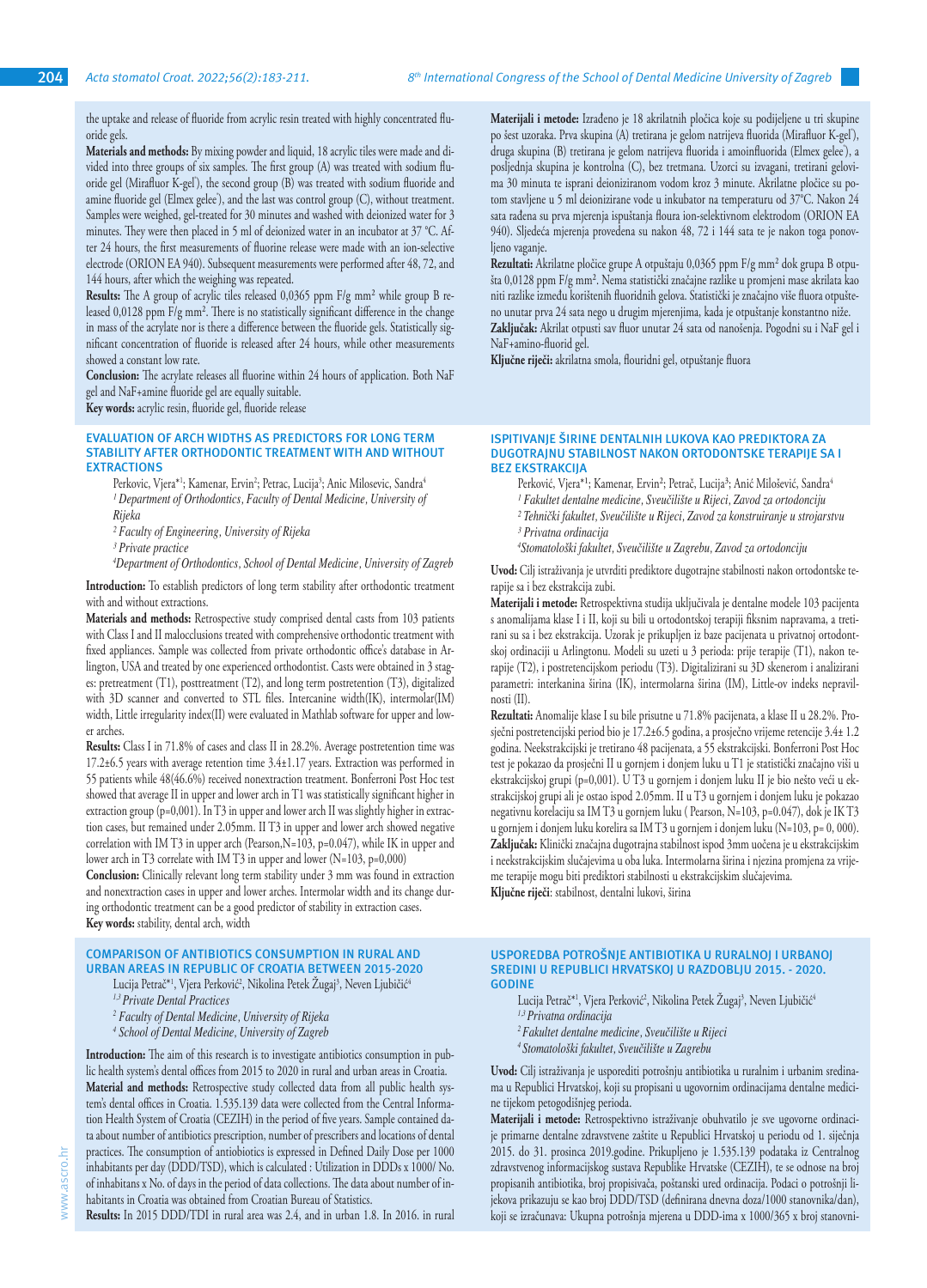the uptake and release of fluoride from acrylic resin treated with highly concentrated fluoride gels.

**Materials and methods:** By mixing powder and liquid, 18 acrylic tiles were made and divided into three groups of six samples. The first group (A) was treated with sodium fluoride gel (Mirafluor K-gel), the second group (B) was treated with sodium fluoride and amine fluoride gel (Elmex gelee), and the last was control group (C), without treatment. Samples were weighed, gel-treated for 30 minutes and washed with deionized water for 3 minutes. They were then placed in 5 ml of deionized water in an incubator at 37 °C. After 24 hours, the first measurements of fluorine release were made with an ion-selective electrode (ORION EA 940). Subsequent measurements were performed after 48, 72, and 144 hours, after which the weighing was repeated.

**Results:** The A group of acrylic tiles released 0,0365 ppm F/g mm² while group B released 0,0128 ppm F/g mm². There is no statistically significant difference in the change in mass of the acrylate nor is there a difference between the fluoride gels. Statistically significant concentration of fluoride is released after 24 hours, while other measurements showed a constant low rate.

**Conclusion:** The acrylate releases all fluorine within 24 hours of application. Both NaF gel and NaF+amine fluoride gel are equally suitable.

**Key words:** acrylic resin, fluoride gel, fluoride release

**Materijali i metode:** Izrađeno je 18 akrilatnih pločica koje su podijeljene u tri skupine po šest uzoraka. Prva skupina (A) tretirana je gelom natrijeva fluorida (Mirafluor K-gel), druga skupina (B) tretirana je gelom natrijeva fluorida i amoinfluorida (Elmex gelee), a posljednja skupina je kontrolna (C), bez tretmana. Uzorci su izvagani, tretirani gelovima 30 minuta te isprani deioniziranom vodom kroz 3 minute. Akrilatne pločice su potom stavljene u 5 ml deionizirane vode u inkubator na temperaturu od 37°C. Nakon 24 sata rađena su prva mjerenja ispuštanja floura ion-selektivnom elektrodom (ORION EA 940). Sljedeća mjerenja provedena su nakon 48, 72 i 144 sata te je nakon toga ponovljeno vaganje.

**Rezultati:** Akrilatne pločice grupe A otpuštaju 0,0365 ppm F/g mm² dok grupa B otpušta 0,0128 ppm F/g mm². Nema statistički značajne razlike u promjeni mase akrilata kao niti razlike između korištenih fluoridnih gelova. Statistički je značajno više fluora otpušteno unutar prva 24 sata nego u drugim mjerenjima, kada je otpuštanje konstantno niže.

**Zaključak:** Akrilat otpusti sav fluor unutar 24 sata od nanošenja. Pogodni su i NaF gel i NaF+amino-fluorid gel.

**Ključne riječi:** akrilatna smola, flouridni gel, otpuštanje fluora

## EVALUATION OF ARCH WIDTHS AS PREDICTORS FOR LONG TERM STABILITY AFTER ORTHODONTIC TREATMENT WITH AND WITHOUT EXTRACTIONS

Perkovic, Vjera*[1]; Kamenar, Ervin[2]; Petrac, Lucija[3]; Anic Milosevic, Sandra[4]

*[1] Department of Orthodontics, Faculty of Dental Medicine, University of Rijeka*

*[2] Faculty of Engineering, University of Rijeka*

*[3] Private practice*

*[4] Department of Orthodontics, School of Dental Medicine, University of Zagreb*

**Introduction:** To establish predictors of long term stability after orthodontic treatment with and without extractions.

**Materials and methods:** Retrospective study comprised dental casts from 103 patients with Class I and II malocclusions treated with comprehensive orthodontic treatment with fixed appliances. Sample was collected from private orthodontic office's database in Arlington, USA and treated by one experienced orthodontist. Casts were obtained in 3 stages: pretreatment (T1), posttreatment (T2), and long term postretention (T3), digitalized with 3D scanner and converted to STL files. Intercanine width(IK), intermolar(IM) width, Little irregularity index(II) were evaluated in Mathlab software for upper and lower arches.

**Results:** Class I in 71.8% of cases and class II in 28.2%. Average postretention time was 17.2±6.5 years with average retention time 3.4±1.17 years. Extraction was performed in 55 patients while 48(46.6%) received nonextraction treatment. Bonferroni Post Hoc test showed that average II in upper and lower arch in T1 was statistically significant higher in extraction group (p=0,001). In T3 in upper and lower arch II was slightly higher in extraction cases, but remained under 2.05mm. II T3 in upper and lower arch showed negative correlation with IM T3 in upper arch (Pearson,N=103, p=0.047), while IK in upper and lower arch in T3 correlate with IM T3 in upper and lower (N=103, p=0,000)

**Conclusion:** Clinically relevant long term stability under 3 mm was found in extraction and nonextraction cases in upper and lower arches. Intermolar width and its change during orthodontic treatment can be a good predictor of stability in extraction cases.

**Key words:** stability, dental arch, width

## ISPITIVANJE ŠIRINE DENTALNIH LUKOVA KAO PREDIKTORA ZA DUGOTRAJNU STABILNOST NAKON ORTODONTSKE TERAPIJE SA I BEZ EKSTRAKCIJA

Perković, Vjera*[1]; Kamenar, Ervin[2]; Petrač, Lucija[3]; Anić Milošević, Sandra[4]

*[1] Fakultet dentalne medicine, Sveučilište u Rijeci, Zavod za ortodonciju*

*[2] Tehnički fakultet, Sveučilište u Rijeci, Zavod za konstruiranje u strojarstvu*

*[3] Privatna ordinacija*

*[4] Stomatološki fakultet, Sveučilište u Zagrebu, Zavod za ortodonciju*

**Uvod:** Cilj istraživanja je utvrditi prediktore dugotrajne stabilnosti nakon ortodontske terapije sa i bez ekstrakcija zubi.

**Materijali i metode:** Retrospektivna studija uključivala je dentalne modele 103 pacijenta s anomalijama klase I i II, koji su bili u ortodontskoj terapiji fiksnim napravama, a tretirani su sa i bez ekstrakcija. Uzorak je prikupljen iz baze pacijenata u privatnoj ortodontskoj ordinaciji u Arlingtonu. Modeli su uzeti u 3 perioda: prije terapije (T1), nakon terapije (T2), i postretencijskom periodu (T3). Digitalizirani su 3D skenerom i analizirani parametri: interkanina širina (IK), intermolarna širina (IM), Little-ov indeks nepravilnosti (II).

**Rezultati:** Anomalije klase I su bile prisutne u 71.8% pacijenata, a klase II u 28.2%. Prosječni postretencijski period bio je 17.2±6.5 godina, a prosječno vrijeme retencije 3.4± 1.2 godina. Neekstrakcijski je tretirano 48 pacijenata, a 55 ekstrakcijski. Bonferroni Post Hoc test je pokazao da prosječni II u gornjem i donjem luku u T1 je statistički značajno viši u ekstrakcijskoj grupi (p=0,001). U T3 u gornjem i donjem luku II je bio nešto veći u ekstrakcijskoj grupi ali je ostao ispod 2.05mm. II u T3 u gornjem i donjem luku je pokazao negativnu korelaciju sa IM T3 u gornjem luku ( Pearson, N=103, p=0.047), dok je IK T3 u gornjem i donjem luku korelira sa IM T3 u gornjem i donjem luku (N=103, p= 0, 000).

**Zaključak:** Klinički značajna dugotrajna stabilnost ispod 3mm uočena je u ekstrakcijskim i neekstrakcijskim slučajevima u oba luka. Intermolarna širina i njezina promjena za vrijeme terapije mogu biti prediktori stabilnosti u ekstrakcijskim slučajevima.

**Ključne riječi**: stabilnost, dentalni lukovi, širina

## COMPARISON OF ANTIBIOTICS CONSUMPTION IN RURAL AND URBAN AREAS IN REPUBLIC OF CROATIA BETWEEN 2015-2020

Lucija Petrač*[1], Vjera Perković[2], Nikolina Petek Žugaj[3], Neven Ljubičić[4]

*[1,3] Private Dental Practices*

*[2] Faculty of Dental Medicine, University of Rijeka*

*[4] School of Dental Medicine, University of Zagreb*

**Introduction:** The aim of this research is to investigate antibiotics consumption in public health system's dental offices from 2015 to 2020 in rural and urban areas in Croatia.

**Material and methods:** Retrospective study collected data from all public health system's dental offices in Croatia. 1.535.139 data were collected from the Central Information Health System of Croatia (CEZIH) in the period of five years. Sample contained data about number of antibiotics prescription, number of prescribers and locations of dental practices. The consumption of antiobiotics is expressed in Defined Daily Dose per 1000 inhabitants per day (DDD/TSD), which is calculated : Utilization in DDDs x 1000/ No. of inhabitans x No. of days in the period of data collections. The data about number of inhabitants in Croatia was obtained from Croatian Bureau of Statistics.

**Results:** In 2015 DDD/TDI in rural area was 2.4, and in urban 1.8. In 2016. in rural

## USPOREDBA POTROŠNJE ANTIBIOTIKA U RURALNOJ I URBANOJ SREDINI U REPUBLICI HRVATSKOJ U RAZDOBLJU 2015. - 2020. GODINE

Lucija Petrač*[1], Vjera Perković[2], Nikolina Petek Žugaj[3], Neven Ljubičić[4]

*[1,3] Privatna ordinacija*

*[2] Fakultet dentalne medicine, Sveučilište u Rijeci*

*[4] Stomatološki fakultet, Sveučilište u Zagrebu*

**Uvod:** Cilj istraživanja je usporediti potrošnju antibiotika u ruralnim i urbanim sredinama u Republici Hrvatskoj, koji su propisani u ugovornim ordinacijama dentalne medicine tijekom petogodišnjeg perioda.

**Materijali i metode:** Retrospektivno istraživanje obuhvatilo je sve ugovorne ordinacije primarne dentalne zdravstvene zaštite u Republici Hrvatskoj u periodu od 1. siječnja 2015. do 31. prosinca 2019.godine. Prikupljeno je 1.535.139 podataka iz Centralnog zdravstvenog informacijskog sustava Republike Hrvatske (CEZIH), te se odnose na broj propisanih antibiotika, broj propisivača, poštanski ured ordinacija. Podaci o potrošnji lijekova prikazuju se kao broj DDD/TSD (definirana dnevna doza/1000 stanovnika/dan), koji se izračunava: Ukupna potrošnja mjerena u DDD-ima x 1000/365 x broj stanovni-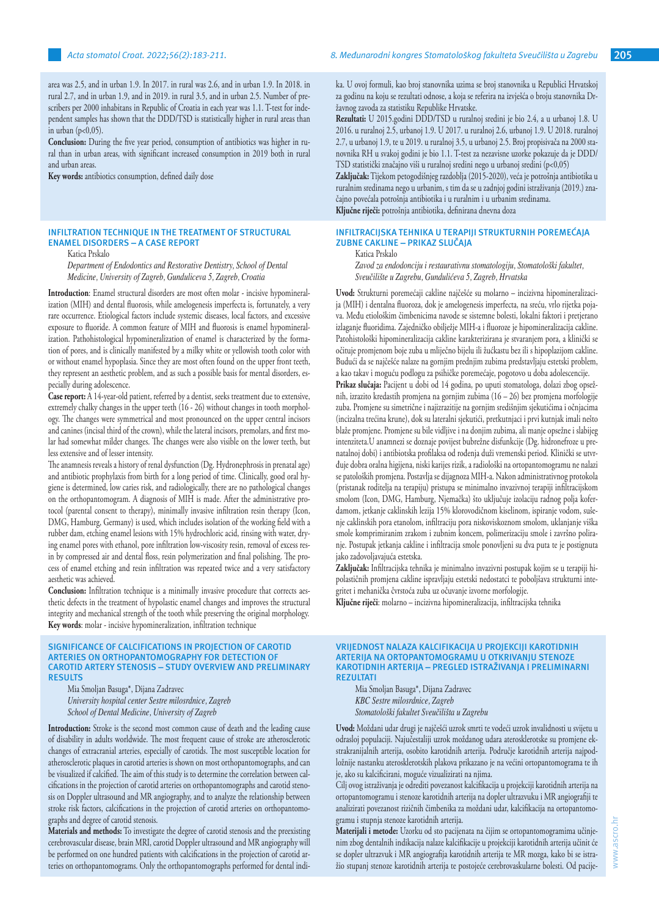area was 2.5, and in urban 1.9. In 2017. in rural was 2.6, and in urban 1.9. In 2018. in rural 2.7, and in urban 1.9, and in 2019. in rural 3.5, and in urban 2.5. Number of prescribers per 2000 inhabitans in Republic of Croatia in each year was 1.1. T-test for independent samples has shown that the DDD/TSD is statistically higher in rural areas than in urban ($p<0,05$).

**Conclusion:** During the five year period, consumption of antibiotics was higher in rural than in urban areas, with significant increased consumption in 2019 both in rural and urban areas.

**Key words:** antibiotics consumption, defined daily dose

ka. U ovoj formuli, kao broj stanovnika uzima se broj stanovnika u Republici Hrvatskoj za godinu na koju se rezultati odnose, a koja se referira na izvješća o broju stanovnika Državnog zavoda za statistiku Republike Hrvatske.

**Rezultati:** U 2015.godini DDD/TSD u ruralnoj sredini je bio 2.4, a u urbanoj 1.8. U 2016. u ruralnoj 2.5, urbanoj 1.9. U 2017. u ruralnoj 2.6, urbanoj 1.9. U 2018. ruralnoj 2.7, u urbanoj 1.9, te u 2019. u ruralnoj 3.5, u urbanoj 2.5. Broj propisivača na 2000 stanovnika RH u svakoj godini je bio 1.1. T-test za nezavisne uzorke pokazuje da je DDD/TSD statistički značajno viši u ruralnoj sredini nego u urbanoj sredini ($p<0,05$)

**Zaključak:** Tijekom petogodišnjeg razdoblja (2015-2020), veća je potrošnja antibiotika u ruralnim sredinama nego u urbanim, s tim da se u zadnjoj godini istraživanja (2019.) značajno povećala potrošnja antibiotika i u ruralnim i u urbanim sredinama.

**Ključne riječi:** potrošnja antibiotika, definirana dnevna doza

## INFILTRATION TECHNIQUE IN THE TREATMENT OF STRUCTURAL ENAMEL DISORDERS – A CASE REPORT

Katica Prskalo

*Department of Endodontics and Restorative Dentistry, School of Dental Medicine, University of Zagreb, Gunduliceva 5, Zagreb, Croatia*

**Introduction**: Enamel structural disorders are most often molar - incisive hypomineralization (MIH) and dental fluorosis, while amelogenesis imperfecta is, fortunately, a very rare occurrence. Etiological factors include systemic diseases, local factors, and excessive exposure to fluoride. A common feature of MIH and fluorosis is enamel hypomineralization. Pathohistological hypomineralization of enamel is characterized by the formation of pores, and is clinically manifested by a milky white or yellowish tooth color with or without enamel hypoplasia. Since they are most often found on the upper front teeth, they represent an aesthetic problem, and as such a possible basis for mental disorders, especially during adolescence.

**Case report:** A 14-year-old patient, referred by a dentist, seeks treatment due to extensive, extremely chalky changes in the upper teeth (16 - 26) without changes in tooth morphology. The changes were symmetrical and most pronounced on the upper central incisors and canines (incisal third of the crown), while the lateral incisors, premolars, and first molar had somewhat milder changes. The changes were also visible on the lower teeth, but less extensive and of lesser intensity.

The anamnesis reveals a history of renal dysfunction (Dg. Hydronephrosis in prenatal age) and antibiotic prophylaxis from birth for a long period of time. Clinically, good oral hygiene is determined, low caries risk, and radiologically, there are no pathological changes on the orthopantomogram. A diagnosis of MIH is made. After the administrative protocol (parental consent to therapy), minimally invasive infiltration resin therapy (Icon, DMG, Hamburg, Germany) is used, which includes isolation of the working field with a rubber dam, etching enamel lesions with 15% hydrochloric acid, rinsing with water, drying enamel pores with ethanol, pore infiltration low-viscosity resin, removal of excess resin by compressed air and dental floss, resin polymerization and final polishing. The process of enamel etching and resin infiltration was repeated twice and a very satisfactory aesthetic was achieved.

**Conclusion:** Infiltration technique is a minimally invasive procedure that corrects aesthetic defects in the treatment of hypoplastic enamel changes and improves the structural integrity and mechanical strength of the tooth while preserving the original morphology.

**Key words**: molar - incisive hypomineralization, infiltration technique

## INFILTRACIJSKA TEHNIKA U TERAPIJI STRUKTURNIH POREMEĆAJA ZUBNE CAKLINE – PRIKAZ SLUČAJA

Katica Prskalo

*Zavod za endodonciju i restaurativnu stomatologiju, Stomatološki fakultet, Sveučilište u Zagrebu, Gundulićeva 5, Zagreb, Hrvatska*

**Uvod:** Strukturni poremećaji cakline najčešće su molarno – incizivna hipomineralizacija (MIH) i dentalna fluoroza, dok je amelogenesis imperfecta, na sreću, vrlo rijetka pojava. Među etiološkim čimbenicima navode se sistemne bolesti, lokalni faktori i pretjerano izlaganje fluoridima. Zajedničko obilježje MIH-a i fluoroze je hipomineralizacija cakline. Patohistološki hipomineralizacija cakline karakterizirana je stvaranjem pora, a klinički se očituje promjenom boje zuba u mliječno bijelu ili žućkastu bez ili s hipoplazijom cakline. Budući da se najčešće nalaze na gornjim prednjim zubima predstavljaju estetski problem, a kao takav i moguću podlogu za psihičke poremećaje, pogotovo u doba adolescencije.

**Prikaz slučaja:** Pacijent u dobi od 14 godina, po uputi stomatologa, dolazi zbog opsežnih, izrazito kredastih promjena na gornjim zubima (16 – 26) bez promjena morfologije zuba. Promjene su simetrične i najizrazitije na gornjim središnjim sjekutićima i očnjacima (incizalna trećina krune), dok su lateralni sjekutići, pretkutnjaci i prvi kutnjak imali nešto blaže promjene. Promjene su bile vidljive i na donjim zubima, ali manje opsežne i slabijeg intenziteta.U anamnezi se doznaje povijest bubrežne disfunkcije (Dg. hidronefroze u prenatalnoj dobi) i antibiotska profilaksa od rođenja duži vremenski period. Klinički se utvrđuje dobra oralna higijena, niski karijes rizik, a radiološki na ortopantomogramu ne nalazi se patoloških promjena. Postavlja se dijagnoza MIH-a. Nakon administrativnog protokola (pristanak roditelja na terapiju) pristupa se minimalno invazivnoj terapiji infiltracijskom smolom (Icon, DMG, Hamburg, Njemačka) što uključuje izolaciju radnog polja koferdamom, jetkanje caklinskih lezija 15% klorovodičnom kiselinom, ispiranje vodom, sušenje caklinskih pora etanolom, infiltraciju pora niskoviskoznom smolom, uklanjanje viška smole komprimiranim zrakom i zubnim koncem, polimerizaciju smole i završno poliranje. Postupak jetkanja cakline i infiltracija smole ponovljeni su dva puta te je postignuta jako zadovoljavajuća estetska.

**Zaključak:** Infiltracijska tehnika je minimalno invazivni postupak kojim se u terapiji hipolastičnih promjena cakline ispravljaju estetski nedostatci te poboljšava strukturni integritet i mehanička čvrstoća zuba uz očuvanje izvorne morfologije.

**Ključne riječi**: molarno – incizivna hipomineralizacija, infiltracijska tehnika

## SIGNIFICANCE OF CALCIFICATIONS IN PROJECTION OF CAROTID ARTERIES ON ORTHOPANTOMOGRAPHY FOR DETECTION OF CAROTID ARTERY STENOSIS – STUDY OVERVIEW AND PRELIMINARY RESULTS

Mia Smoljan Basuga*, Dijana Zadravec

*University hospital center Sestre milosrdnice, Zagreb*

*School of Dental Medicine, University of Zagreb*

**Introduction:** Stroke is the second most common cause of death and the leading cause of disability in adults worldwide. The most frequent cause of stroke are atherosclerotic changes of extracranial arteries, especially of carotids. The most susceptible location for atherosclerotic plaques in carotid arteries is shown on most orthopantomographs, and can be visualized if calcified. The aim of this study is to determine the correlation between calcifications in the projection of carotid arteries on orthopantomographs and carotid stenosis on Doppler ultrasound and MR angiography, and to analyze the relationship between stroke risk factors, calcifications in the projection of carotid arteries on orthopantomographs and degree of carotid stenosis.

**Materials and methods:** To investigate the degree of carotid stenosis and the preexisting cerebrovascular disease, brain MRI, carotid Doppler ultrasound and MR angiography will be performed on one hundred patients with calcifications in the projection of carotid arteries on orthopantomograms. Only the orthopantomographs performed for dental indi-

## VRIJEDNOST NALAZA KALCIFIKACIJA U PROJEKCIJI KAROTIDNIH ARTERIJA NA ORTOPANTOMOGRAMU U OTKRIVANJU STENOZE KAROTIDNIH ARTERIJA – PREGLED ISTRAŽIVANJA I PRELIMINARNI REZULTATI

Mia Smoljan Basuga*, Dijana Zadravec

*KBC Sestre milosrdnice, Zagreb*

*Stomatološki fakultet Sveučilišta u Zagrebu*

**Uvod:** Moždani udar drugi je najčešći uzrok smrti te vodeći uzrok invalidnosti u svijetu u odrasloj populaciji. Najučestaliji uzrok moždanog udara aterosklerotske su promjene ekstrakranijalnih arterija, osobito karotidnih arterija. Područje karotidnih arterija najpodložnije nastanku aterosklerotskih plakova prikazano je na većini ortopantomograma te ih je, ako su kalcificirani, moguće vizualizirati na njima.

Cilj ovog istraživanja je odrediti povezanost kalcifikacija u projekciji karotidnih arterija na ortopantomogramu i stenoze karotidnih arterija na dopler ultrazvuku i MR angiografiji te analizirati povezanost rizičnih čimbenika za moždani udar, kalcifikacija na ortopantomogramu i stupnja stenoze karotidnih arterija.

**Materijali i metode:** Uzorku od sto pacijenata na čijim se ortopantomogramima učinjenim zbog dentalnih indikacija nalaze kalcifikacije u projekciji karotidnih arterija učinit će se dopler ultrazvuk i MR angiografija karotidnih arterija te MR mozga, kako bi se istražio stupanj stenoze karotidnih arterija te postojeće cerebrovaskularne bolesti. Od pacije-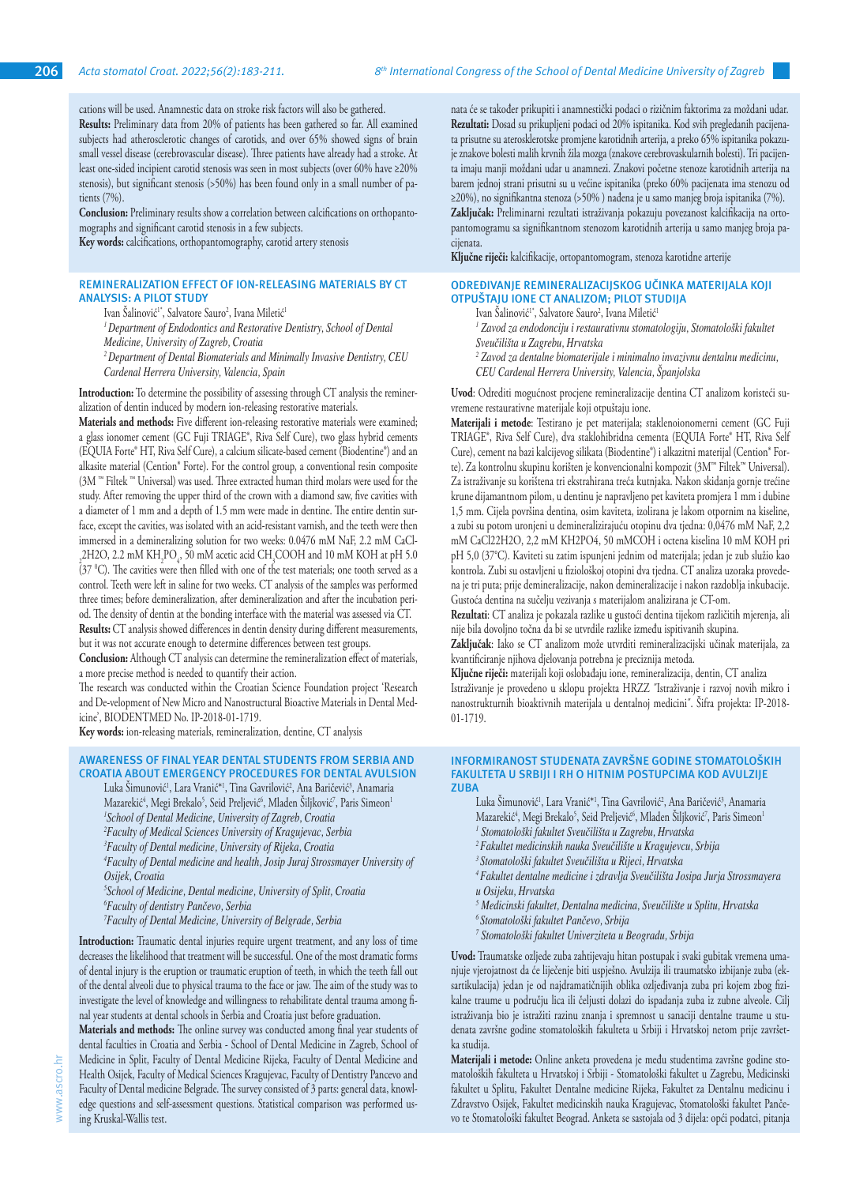cations will be used. Anamnestic data on stroke risk factors will also be gathered.

**Results:** Preliminary data from 20% of patients has been gathered so far. All examined subjects had atherosclerotic changes of carotids, and over 65% showed signs of brain small vessel disease (cerebrovascular disease). Three patients have already had a stroke. At least one-sided incipient carotid stenosis was seen in most subjects (over 60% have ≥20% stenosis), but significant stenosis (>50%) has been found only in a small number of patients (7%).

**Conclusion:** Preliminary results show a correlation between calcifications on orthopantomographs and significant carotid stenosis in a few subjects.

**Key words:** calcifications, orthopantomography, carotid artery stenosis

## REMINERALIZATION EFFECT OF ION-RELEASING MATERIALS BY CT ANALYSIS: A PILOT STUDY

Ivan Šalinović[1*], Salvatore Sauro[2], Ivana Miletić[1]

*[1] Department of Endodontics and Restorative Dentistry, School of Dental Medicine, University of Zagreb, Croatia*

*[2] Department of Dental Biomaterials and Minimally Invasive Dentistry, CEU Cardenal Herrera University, Valencia, Spain*

**Introduction:** To determine the possibility of assessing through CT analysis the remineralization of dentin induced by modern ion-releasing restorative materials.

**Materials and methods:** Five different ion-releasing restorative materials were examined; a glass ionomer cement (GC Fuji TRIAGE®, Riva Self Cure), two glass hybrid cements (EQUIA Forte® HT, Riva Self Cure), a calcium silicate-based cement (Biodentine®) and an alkasite material (Cention® Forte). For the control group, a conventional resin composite (3M ™ Filtek ™ Universal) was used. Three extracted human third molars were used for the study. After removing the upper third of the crown with a diamond saw, five cavities with a diameter of 1 mm and a depth of 1.5 mm were made in dentine. The entire dentin surface, except the cavities, was isolated with an acid-resistant varnish, and the teeth were then immersed in a demineralizing solution for two weeks: 0.0476 mM NaF, 2.2 mM $CaCl_2 2H_2O$, 2.2 mM $KH_2PO_4$, 50 mM acetic acid $CH_3COOH$ and 10 mM KOH at pH 5.0 (37 °C). The cavities were then filled with one of the test materials; one tooth served as a control. Teeth were left in saline for two weeks. CT analysis of the samples was performed three times; before demineralization, after demineralization and after the incubation period. The density of dentin at the bonding interface with the material was assessed via CT.

**Results:** CT analysis showed differences in dentin density during different measurements, but it was not accurate enough to determine differences between test groups.

**Conclusion:** Although CT analysis can determine the remineralization effect of materials, a more precise method is needed to quantify their action.

The research was conducted within the Croatian Science Foundation project 'Research and De-velopment of New Micro and Nanostructural Bioactive Materials in Dental Medicine', BIODENTMED No. IP-2018-01-1719.

**Key words:** ion-releasing materials, remineralization, dentine, CT analysis

## AWARENESS OF FINAL YEAR DENTAL STUDENTS FROM SERBIA AND CROATIA ABOUT EMERGENCY PROCEDURES FOR DENTAL AVULSION

Luka Šimunović[1], Lara Vranić*[1], Tina Gavrilović[2], Ana Baričević[3], Anamaria Mazarekić[4], Megi Brekalo[5], Seid Preljević[6], Mladen Šiljković[7], Paris Simeon[1]

*[1]School of Dental Medicine, University of Zagreb, Croatia*

*[2]Faculty of Medical Sciences University of Kragujevac, Serbia*

*[3]Faculty of Dental medicine, University of Rijeka, Croatia*

*[4]Faculty of Dental medicine and health, Josip Juraj Strossmayer University of Osijek, Croatia*

*[5]School of Medicine, Dental medicine, University of Split, Croatia*

*[6]Faculty of dentistry Pančevo, Serbia*

*[7]Faculty of Dental Medicine, University of Belgrade, Serbia*

**Introduction:** Traumatic dental injuries require urgent treatment, and any loss of time decreases the likelihood that treatment will be successful. One of the most dramatic forms of dental injury is the eruption or traumatic eruption of teeth, in which the teeth fall out of the dental alveoli due to physical trauma to the face or jaw. The aim of the study was to investigate the level of knowledge and willingness to rehabilitate dental trauma among final year students at dental schools in Serbia and Croatia just before graduation.

**Materials and methods:** The online survey was conducted among final year students of dental faculties in Croatia and Serbia - School of Dental Medicine in Zagreb, School of Medicine in Split, Faculty of Dental Medicine Rijeka, Faculty of Dental Medicine and Health Osijek, Faculty of Medical Sciences Kragujevac, Faculty of Dentistry Pancevo and Faculty of Dental medicine Belgrade. The survey consisted of 3 parts: general data, knowledge questions and self-assessment questions. Statistical comparison was performed using Kruskal-Wallis test.

nata će se također prikupiti i anamnestički podaci o rizičnim faktorima za moždani udar.

**Rezultati:** Dosad su prikupljeni podaci od 20% ispitanika. Kod svih pregledanih pacijenata prisutne su aterosklerotske promjene karotidnih arterija, a preko 65% ispitanika pokazuje znakove bolesti malih krvnih žila mozga (znakove cerebrovaskularnih bolesti). Tri pacijenta imaju manji moždani udar u anamnezi. Znakovi početne stenoze karotidnih arterija na barem jednoj strani prisutni su u većine ispitanika (preko 60% pacijenata ima stenozu od ≥20%), no signifikantna stenoza (>50% ) nađena je u samo manjeg broja ispitanika (7%).

**Zaključak:** Preliminarni rezultati istraživanja pokazuju povezanost kalcifikacija na ortopantomogramu sa signifikantnom stenozom karotidnih arterija u samo manjeg broja pacijenata.

**Ključne riječi:** kalcifikacije, ortopantomogram, stenoza karotidne arterije

## ODREĐIVANJE REMINERALIZACIJSKOG UČINKA MATERIJALA KOJI OTPUŠTAJU IONE CT ANALIZOM; PILOT STUDIJA

Ivan Šalinović[1*], Salvatore Sauro[2], Ivana Miletić[1]

*[1] Zavod za endodonciju i restaurativnu stomatologiju, Stomatološki fakultet Sveučilišta u Zagrebu, Hrvatska*

*[2] Zavod za dentalne biomaterijale i minimalno invazivnu dentalnu medicinu, CEU Cardenal Herrera University, Valencia, Španjolska*

**Uvod**: Odrediti mogućnost procjene remineralizacije dentina CT analizom koristeći suvremene restaurativne materijale koji otpuštaju ione.

**Materijali i metode**: Testirano je pet materijala; staklenoionomerni cement (GC Fuji TRIAGE®, Riva Self Cure), dva staklohibridna cementa (EQUIA Forte® HT, Riva Self Cure), cement na bazi kalcijevog silikata (Biodentine®) i alkazitni materijal (Cention® Forte). Za kontrolnu skupinu korišten je konvencionalni kompozit (3M™ Filtek™ Universal). Za istraživanje su korištena tri ekstrahirana treća kutnjaka. Nakon skidanja gornje trećine krune dijamantnom pilom, u dentinu je napravljeno pet kaviteta promjera 1 mm i dubine 1,5 mm. Cijela površina dentina, osim kaviteta, izolirana je lakom otpornim na kiseline, a zubi su potom uronjeni u demineralizirajuću otopinu dva tjedna: 0,0476 mM NaF, 2,2 mM CaCl22H2O, 2,2 mM KH2PO4, 50 mMCOH i octena kiselina 10 mM KOH pri pH 5,0 (37°C). Kaviteti su zatim ispunjeni jednim od materijala; jedan je zub služio kao kontrola. Zubi su ostavljeni u fiziološkoj otopini dva tjedna. CT analiza uzoraka provedena je tri puta; prije demineralizacije, nakon demineralizacije i nakon razdoblja inkubacije. Gustoća dentina na sučelju vezivanja s materijalom analizirana je CT-om.

**Rezultati**: CT analiza je pokazala razlike u gustoći dentina tijekom različitih mjerenja, ali nije bila dovoljno točna da bi se utvrdile razlike između ispitivanih skupina.

**Zaključak**: Iako se CT analizom može utvrditi remineralizacijski učinak materijala, za kvantificiranje njihova djelovanja potrebna je preciznija metoda.

**Ključne riječi:** materijali koji oslobađaju ione, remineralizacija, dentin, CT analiza

Istraživanje je provedeno u sklopu projekta HRZZ "Istraživanje i razvoj novih mikro i nanostrukturnih bioaktivnih materijala u dentalnoj medicini". Šifra projekta: IP-2018-01-1719.

## INFORMIRANOST STUDENATA ZAVRŠNE GODINE STOMATOLOŠKIH FAKULTETA U SRBIJI I RH O HITNIM POSTUPCIMA KOD AVULZIJE ZUBA

Luka Šimunović[1], Lara Vranić*[1], Tina Gavrilović[2], Ana Baričević[3], Anamaria Mazarekić[4], Megi Brekalo[5], Seid Preljević[6], Mladen Šiljković[7], Paris Simeon[1]

*[1] Stomatološki fakultet Sveučilišta u Zagrebu, Hrvatska*

*[2] Fakultet medicinskih nauka Sveučilište u Kragujevcu, Srbija*

*[3] Stomatološki fakultet Sveučilišta u Rijeci, Hrvatska*

*[4] Fakultet dentalne medicine i zdravlja Sveučilišta Josipa Jurja Strossmayera u Osijeku, Hrvatska*

*[5] Medicinski fakultet, Dentalna medicina, Sveučilište u Splitu, Hrvatska*

*[6] Stomatološki fakultet Pančevo, Srbija*

*[7] Stomatološki fakultet Univerziteta u Beogradu, Srbija*

**Uvod:** Traumatske ozljede zuba zahtijevaju hitan postupak i svaki gubitak vremena umanjuje vjerojatnost da će liječenje biti uspješno. Avulzija ili traumatsko izbijanje zuba (eksartikulacija) jedan je od najdramatičnijih oblika ozljeđivanja zuba pri kojem zbog fizikalne traume u području lica ili čeljusti dolazi do ispadanja zuba iz zubne alveole. Cilj istraživanja bio je istražiti razinu znanja i spremnost u sanaciji dentalne traume u studenata završne godine stomatoloških fakulteta u Srbiji i Hrvatskoj netom prije završetka studija.

**Materijali i metode:** Online anketa provedena je među studentima završne godine stomatoloških fakulteta u Hrvatskoj i Srbiji - Stomatološki fakultet u Zagrebu, Medicinski fakultet u Splitu, Fakultet Dentalne medicine Rijeka, Fakultet za Dentalnu medicinu i Zdravstvo Osijek, Fakultet medicinskih nauka Kragujevac, Stomatološki fakultet Pančevo te Stomatološki fakultet Beograd. Anketa se sastojala od 3 dijela: opći podatci, pitanja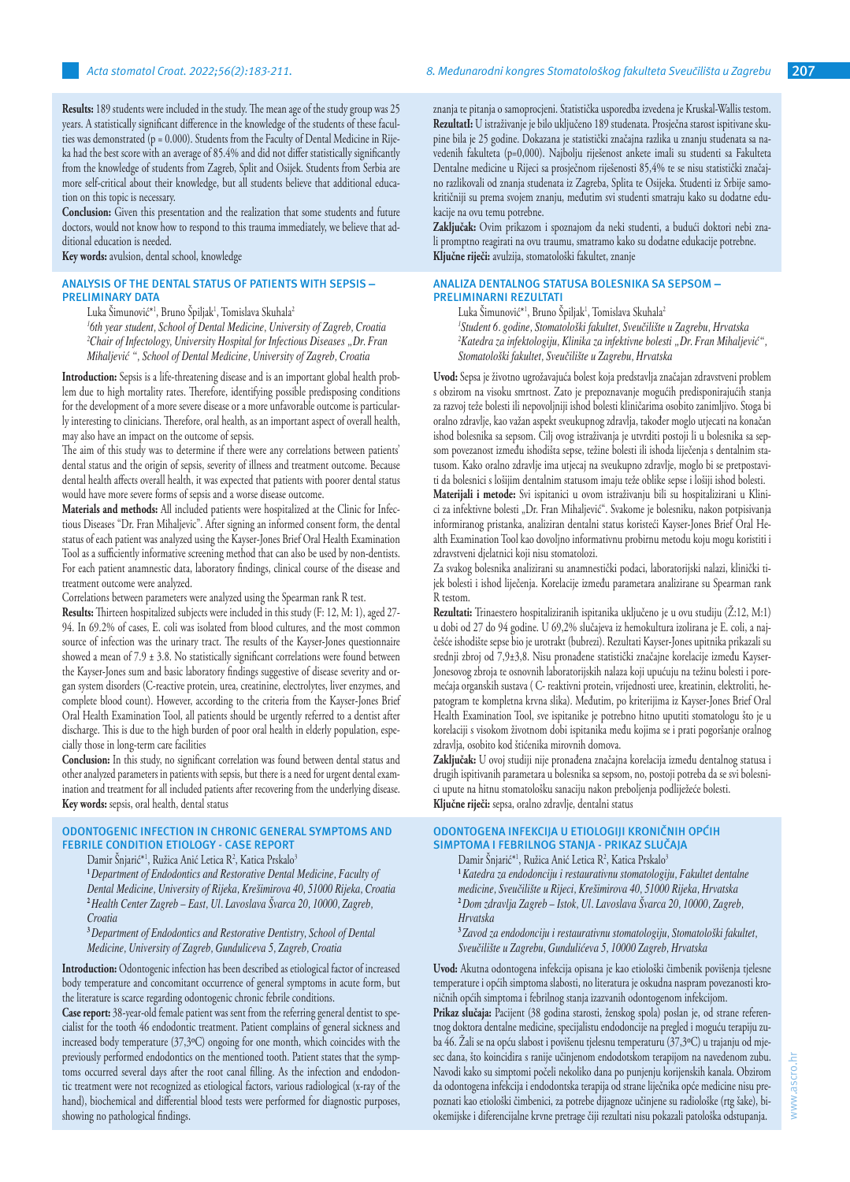**Results:** 189 students were included in the study. The mean age of the study group was 25 years. A statistically significant difference in the knowledge of the students of these faculties was demonstrated (p = 0.000). Students from the Faculty of Dental Medicine in Rijeka had the best score with an average of 85.4% and did not differ statistically significantly from the knowledge of students from Zagreb, Split and Osijek. Students from Serbia are more self-critical about their knowledge, but all students believe that additional education on this topic is necessary.

**Conclusion:** Given this presentation and the realization that some students and future doctors, would not know how to respond to this trauma immediately, we believe that additional education is needed.

**Key words:** avulsion, dental school, knowledge

znanja te pitanja o samoprocjeni. Statistička usporedba izvedena je Kruskal-Wallis testom.

**Rezultati:** U istraživanje je bilo uključeno 189 studenata. Prosječna starost ispitivane skupine bila je 25 godine. Dokazana je statistički značajna razlika u znanju studenata sa navedenih fakulteta (p=0,000). Najbolju riješenost ankete imali su studenti sa Fakulteta Dentalne medicine u Rijeci sa prosječnom riješenosti 85,4% te se nisu statistički značajno razlikovali od znanja studenata iz Zagreba, Splita te Osijeka. Studenti iz Srbije samokritičniji su prema svojem znanju, međutim svi studenti smatraju kako su dodatne edukacije na ovu temu potrebne.

**Zaključak:** Ovim prikazom i spoznajom da neki studenti, a budući doktori nebi znali promptno reagirati na ovu traumu, smatramo kako su dodatne edukacije potrebne.

**Ključne riječi:** avulzija, stomatološki fakultet, znanje

## ANALYSIS OF THE DENTAL STATUS OF PATIENTS WITH SEPSIS – PRELIMINARY DATA

Luka Šimunović*[1], Bruno Špiljak[1], Tomislava Skuhala[2]

*[1]6th year student, School of Dental Medicine, University of Zagreb, Croatia*
*[2]Chair of Infectology, University Hospital for Infectious Diseases „Dr. Fran Mihaljević ", School of Dental Medicine, University of Zagreb, Croatia*

**Introduction:** Sepsis is a life-threatening disease and is an important global health problem due to high mortality rates. Therefore, identifying possible predisposing conditions for the development of a more severe disease or a more unfavorable outcome is particularly interesting to clinicians. Therefore, oral health, as an important aspect of overall health, may also have an impact on the outcome of sepsis.

The aim of this study was to determine if there were any correlations between patients' dental status and the origin of sepsis, severity of illness and treatment outcome. Because dental health affects overall health, it was expected that patients with poorer dental status would have more severe forms of sepsis and a worse disease outcome.

**Materials and methods:** All included patients were hospitalized at the Clinic for Infectious Diseases "Dr. Fran Mihaljevic". After signing an informed consent form, the dental status of each patient was analyzed using the Kayser-Jones Brief Oral Health Examination Tool as a sufficiently informative screening method that can also be used by non-dentists. For each patient anamnestic data, laboratory findings, clinical course of the disease and treatment outcome were analyzed.

Correlations between parameters were analyzed using the Spearman rank R test.

**Results:** Thirteen hospitalized subjects were included in this study (F: 12, M: 1), aged 27-94. In 69.2% of cases, E. coli was isolated from blood cultures, and the most common source of infection was the urinary tract. The results of the Kayser-Jones questionnaire showed a mean of 7.9 ± 3.8. No statistically significant correlations were found between the Kayser-Jones sum and basic laboratory findings suggestive of disease severity and organ system disorders (C-reactive protein, urea, creatinine, electrolytes, liver enzymes, and complete blood count). However, according to the criteria from the Kayser-Jones Brief Oral Health Examination Tool, all patients should be urgently referred to a dentist after discharge. This is due to the high burden of poor oral health in elderly population, especially those in long-term care facilities

**Conclusion:** In this study, no significant correlation was found between dental status and other analyzed parameters in patients with sepsis, but there is a need for urgent dental examination and treatment for all included patients after recovering from the underlying disease.

**Key words:** sepsis, oral health, dental status

## ANALIZA DENTALNOG STATUSA BOLESNIKA SA SEPSOM – PRELIMINARNI REZULTATI

Luka Šimunović*[1], Bruno Špiljak[1], Tomislava Skuhala[2]

*[1]Student 6. godine, Stomatološki fakultet, Sveučilište u Zagrebu, Hrvatska*
*[2]Katedra za infektologiju, Klinika za infektivne bolesti „Dr. Fran Mihaljević", Stomatološki fakultet, Sveučilište u Zagrebu, Hrvatska*

**Uvod:** Sepsa je životno ugrožavajuća bolest koja predstavlja značajan zdravstveni problem s obzirom na visoku smrtnost. Zato je prepoznavanje mogućih predisponirajućih stanja za razvoj teže bolesti ili nepovoljniji ishod bolesti kliničarima osobito zanimljivo. Stoga bi oralno zdravlje, kao važan aspekt sveukupnog zdravlja, također moglo utjecati na konačan ishod bolesnika sa sepsom. Cilj ovog istraživanja je utvrditi postoji li u bolesnika sa sepsom povezanost između ishodišta sepse, težine bolesti ili ishoda liječenja s dentalnim statusom. Kako oralno zdravlje ima utjecaj na sveukupno zdravlje, moglo bi se pretpostaviti da bolesnici s lošijim dentalnim statusom imaju teže oblike sepse i lošiji ishod bolesti.

**Materijali i metode:** Svi ispitanici u ovom istraživanju bili su hospitalizirani u Klinici za infektivne bolesti „Dr. Fran Mihaljević". Svakome je bolesniku, nakon potpisivanja informiranog pristanka, analiziran dentalni status koristeći Kayser-Jones Brief Oral Health Examination Tool kao dovoljno informativnu probirnu metodu koju mogu koristiti i zdravstveni djelatnici koji nisu stomatolozi.

Za svakog bolesnika analizirani su anamnestički podaci, laboratorijski nalazi, klinički tijek bolesti i ishod liječenja. Korelacije između parametara analizirane su Spearman rank R testom.

**Rezultati:** Trinaestero hospitaliziranih ispitanika uključeno je u ovu studiju (Ž:12, M:1) u dobi od 27 do 94 godine. U 69,2% slučajeva iz hemokultura izolirana je E. coli, a najčešće ishodište sepse bio je urotrakt (bubrezi). Rezultati Kayser-Jones upitnika prikazali su srednji zbroj od 7,9±3,8. Nisu pronađene statistički značajne korelacije između Kayser-Jonesovog zbroja te osnovnih laboratorijskih nalaza koji upućuju na težinu bolesti i poremećaja organskih sustava ( C- reaktivni protein, vrijednosti uree, kreatinina, elektroliti, hepatogram te kompletna krvna slika). Međutim, po kriterijima iz Kayser-Jones Brief Oral Health Examination Tool, sve ispitanike je potrebno hitno uputiti stomatologu što je u korelaciji s visokom životnom dobi ispitanika među kojima se i prati pogoršanje oralnog zdravlja, osobito kod štićenika mirovnih domova.

**Zaključak:** U ovoj studiji nije pronađena značajna korelacija između dentalnog statusa i drugih ispitivanih parametara u bolesnika sa sepsom, no, postoji potreba da se svi bolesnici upute na hitnu stomatološku sanaciju nakon preboljenja podliježeće bolesti.

**Ključne riječi:** sepsa, oralno zdravlje, dentalni status

## ODONTOGENIC INFECTION IN CHRONIC GENERAL SYMPTOMS AND FEBRILE CONDITION ETIOLOGY - CASE REPORT

Damir Šnjarić*[1], Ružica Anić Letica R[2], Katica Prskalo[3]

*[1]Department of Endodontics and Restorative Dental Medicine, Faculty of Dental Medicine, University of Rijeka, Krešimirova 40, 51000 Rijeka, Croatia*
*[2]Health Center Zagreb – East, Ul. Lavoslava Švarca 20, 10000, Zagreb, Croatia*
*[3]Department of Endodontics and Restorative Dentistry, School of Dental Medicine, University of Zagreb, Gunduliceva 5, Zagreb, Croatia*

**Introduction:** Odontogenic infection has been described as etiological factor of increased body temperature and concomitant occurrence of general symptoms in acute form, but the literature is scarce regarding odontogenic chronic febrile conditions.

**Case report:** 38-year-old female patient was sent from the referring general dentist to specialist for the tooth 46 endodontic treatment. Patient complains of general sickness and increased body temperature (37,3ºC) ongoing for one month, which coincides with the previously performed endodontics on the mentioned tooth. Patient states that the symptoms occurred several days after the root canal filling. As the infection and endodontic treatment were not recognized as etiological factors, various radiological (x-ray of the hand), biochemical and differential blood tests were performed for diagnostic purposes, showing no pathological findings.

## ODONTOGENA INFEKCIJA U ETIOLOGIJI KRONIČNIH OPĆIH SIMPTOMA I FEBRILNOG STANJA - PRIKAZ SLUČAJA

Damir Šnjarić*[1], Ružica Anić Letica R[2], Katica Prskalo[3]

*[1]Katedra za endodonciju i restaurativnu stomatologiju, Fakultet dentalne medicine, Sveučilište u Rijeci, Krešimirova 40, 51000 Rijeka, Hrvatska*
*[2]Dom zdravlja Zagreb – Istok, Ul. Lavoslava Švarca 20, 10000, Zagreb, Hrvatska*
*[3]Zavod za endodonciju i restaurativnu stomatologiju, Stomatološki fakultet, Sveučilište u Zagrebu, Gundulićeva 5, 10000 Zagreb, Hrvatska*

**Uvod:** Akutna odontogena infekcija opisana je kao etiološki čimbenik povišenja tjelesne temperature i općih simptoma slabosti, no literatura je oskudna naspram povezanosti kroničnih općih simptoma i febrilnog stanja izazvanih odontogenom infekcijom.

**Prikaz slučaja:** Pacijent (38 godina starosti, ženskog spola) poslan je, od strane referentnog doktora dentalne medicine, specijalistu endodoncije na pregled i moguću terapiju zuba 46. Žali se na opću slabost i povišenu tjelesnu temperaturu (37,3ºC) u trajanju od mjesec dana, što koincidira s ranije učinjenom endodotskom terapijom na navedenom zubu. Navodi kako su simptomi počeli nekoliko dana po punjenju korijenskih kanala. Obzirom da odontogena infekcija i endodontska terapija od strane liječnika opće medicine nisu prepoznati kao etiološki čimbenici, za potrebe dijagnoze učinjene su radiološke (rtg šake), biokemijske i diferencijalne krvne pretrage čiji rezultati nisu pokazali patološka odstupanja.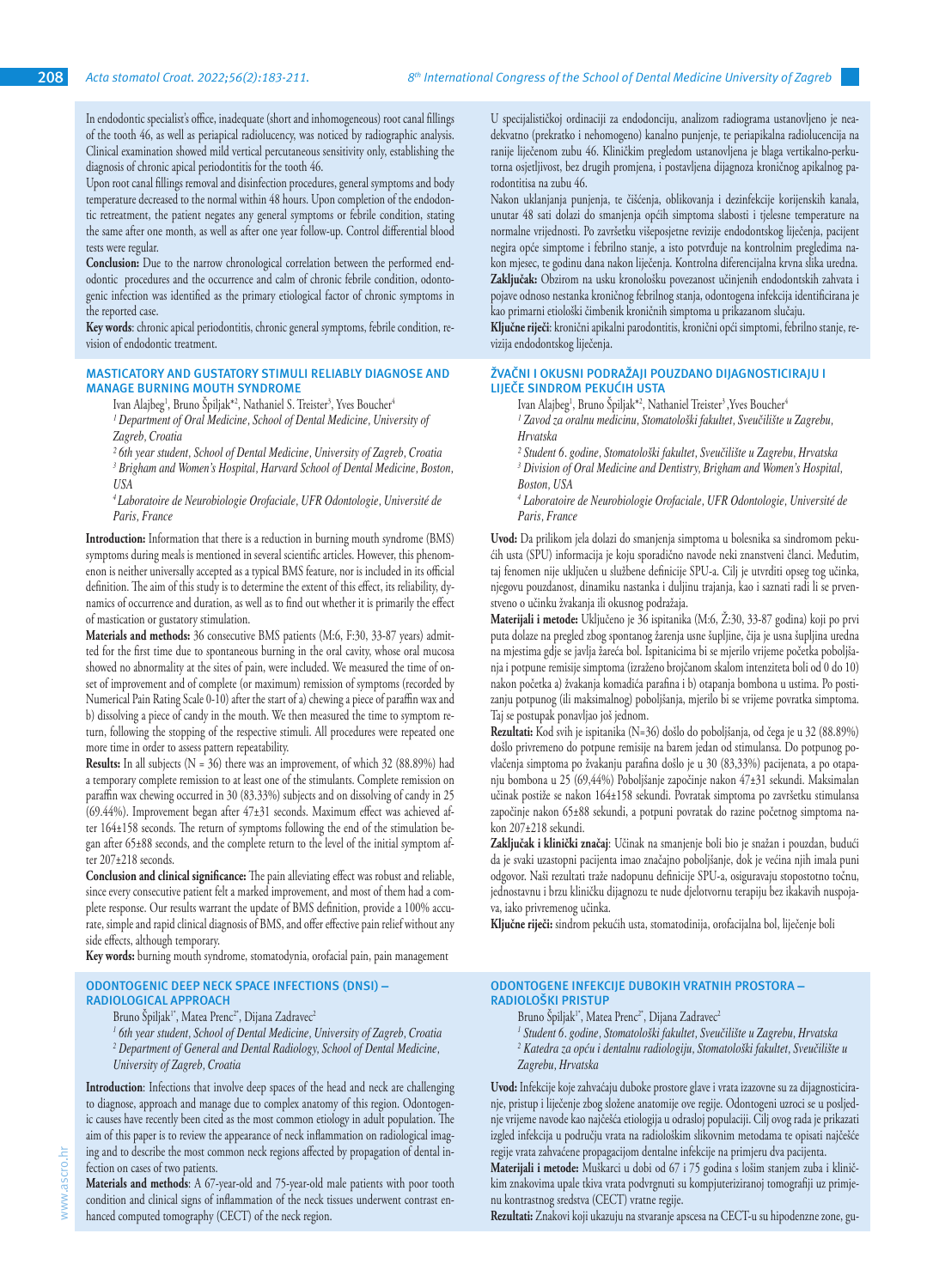In endodontic specialist's office, inadequate (short and inhomogeneous) root canal fillings of the tooth 46, as well as periapical radiolucency, was noticed by radiographic analysis. Clinical examination showed mild vertical percutaneous sensitivity only, establishing the diagnosis of chronic apical periodontitis for the tooth 46.

Upon root canal fillings removal and disinfection procedures, general symptoms and body temperature decreased to the normal within 48 hours. Upon completion of the endodontic retreatment, the patient negates any general symptoms or febrile condition, stating the same after one month, as well as after one year follow-up. Control differential blood tests were regular.

**Conclusion:** Due to the narrow chronological correlation between the performed endodontic procedures and the occurrence and calm of chronic febrile condition, odontogenic infection was identified as the primary etiological factor of chronic symptoms in the reported case.

**Key words**: chronic apical periodontitis, chronic general symptoms, febrile condition, revision of endodontic treatment.

U specijalističkoj ordinaciji za endodonciju, analizom radiograma ustanovljeno je neadekvatno (prekratko i nehomogeno) kanalno punjenje, te periapikalna radiolucencija na ranije liječenom zubu 46. Kliničkim pregledom ustanovljena je blaga vertikalno-perkutorna osjetljivost, bez drugih promjena, i postavljena dijagnoza kroničnog apikalnog parodontitisa na zubu 46.

Nakon uklanjanja punjenja, te čišćenja, oblikovanja i dezinfekcije korijenskih kanala, unutar 48 sati dolazi do smanjenja općih simptoma slabosti i tjelesne temperature na normalne vrijednosti. Po završetku višeposjetne revizije endodontskog liječenja, pacijent negira opće simptome i febrilno stanje, a isto potvrđuje na kontrolnim pregledima nakon mjesec, te godinu dana nakon liječenja. Kontrolna diferencijalna krvna slika uredna.

**Zaključak:** Obzirom na usku kronološku povezanost učinjenih endodontskih zahvata i pojave odnoso nestanka kroničnog febrilnog stanja, odontogena infekcija identificirana je kao primarni etiološki čimbenik kroničnih simptoma u prikazanom slučaju.

**Ključne riječi**: kronični apikalni parodontitis, kronični opći simptomi, febrilno stanje, revizija endodontskog liječenja.

## MASTICATORY AND GUSTATORY STIMULI RELIABLY DIAGNOSE AND MANAGE BURNING MOUTH SYNDROME

Ivan Alajbeg[1], Bruno Špiljak*[2], Nathaniel S. Treister[3], Yves Boucher[4]

*[1] Department of Oral Medicine, School of Dental Medicine, University of Zagreb, Croatia*

*[2] 6th year student, School of Dental Medicine, University of Zagreb, Croatia*

*[3] Brigham and Women's Hospital, Harvard School of Dental Medicine, Boston, USA*

*[4] Laboratoire de Neurobiologie Orofaciale, UFR Odontologie, Université de Paris, France*

**Introduction:** Information that there is a reduction in burning mouth syndrome (BMS) symptoms during meals is mentioned in several scientific articles. However, this phenomenon is neither universally accepted as a typical BMS feature, nor is included in its official definition. The aim of this study is to determine the extent of this effect, its reliability, dynamics of occurrence and duration, as well as to find out whether it is primarily the effect of mastication or gustatory stimulation.

**Materials and methods:** 36 consecutive BMS patients (M:6, F:30, 33-87 years) admitted for the first time due to spontaneous burning in the oral cavity, whose oral mucosa showed no abnormality at the sites of pain, were included. We measured the time of onset of improvement and of complete (or maximum) remission of symptoms (recorded by Numerical Pain Rating Scale 0-10) after the start of a) chewing a piece of paraffin wax and b) dissolving a piece of candy in the mouth. We then measured the time to symptom return, following the stopping of the respective stimuli. All procedures were repeated one more time in order to assess pattern repeatability.

**Results:** In all subjects (N = 36) there was an improvement, of which 32 (88.89%) had a temporary complete remission to at least one of the stimulants. Complete remission on paraffin wax chewing occurred in 30 (83.33%) subjects and on dissolving of candy in 25 (69.44%). Improvement began after 47±31 seconds. Maximum effect was achieved after 164±158 seconds. The return of symptoms following the end of the stimulation began after 65±88 seconds, and the complete return to the level of the initial symptom after 207±218 seconds.

**Conclusion and clinical significance:** The pain alleviating effect was robust and reliable, since every consecutive patient felt a marked improvement, and most of them had a complete response. Our results warrant the update of BMS definition, provide a 100% accurate, simple and rapid clinical diagnosis of BMS, and offer effective pain relief without any side effects, although temporary.

**Key words:** burning mouth syndrome, stomatodynia, orofacial pain, pain management

## ŽVAČNI I OKUSNI PODRAŽAJI POUZDANO DIJAGNOSTICIRAJU I LIJEČE SINDROM PEKUĆIH USTA

Ivan Alajbeg[1], Bruno Špiljak*[2], Nathaniel Treister[3], Yves Boucher[4]

*[1] Zavod za oralnu medicinu, Stomatološki fakultet, Sveučilište u Zagrebu, Hrvatska*

*[2] Student 6. godine, Stomatološki fakultet, Sveučilište u Zagrebu, Hrvatska*

*[3] Division of Oral Medicine and Dentistry, Brigham and Women's Hospital, Boston, USA*

*[4] Laboratoire de Neurobiologie Orofaciale, UFR Odontologie, Université de Paris, France*

**Uvod:** Da prilikom jela dolazi do smanjenja simptoma u bolesnika sa sindromom pekućih usta (SPU) informacija je koju sporadično navode neki znanstveni članci. Međutim, taj fenomen nije uključen u službene definicije SPU-a. Cilj je utvrditi opseg tog učinka, njegovu pouzdanost, dinamiku nastanka i duljinu trajanja, kao i saznati radi li se prvenstveno o učinku žvakanja ili okusnog podražaja.

**Materijali i metode:** Uključeno je 36 ispitanika (M:6, Ž:30, 33-87 godina) koji po prvi puta dolaze na pregled zbog spontanog žarenja usne šupljine, čija je usna šupljina uredna na mjestima gdje se javlja žareća bol. Ispitanicima bi se mjerilo vrijeme početka poboljšanja i potpune remisije simptoma (izraženo brojčanom skalom intenziteta boli od 0 do 10) nakon početka a) žvakanja komadića parafina i b) otapanja bombona u ustima. Po postizanju potpunog (ili maksimalnog) poboljšanja, mjerilo bi se vrijeme povratka simptoma. Taj se postupak ponavljao još jednom.

**Rezultati:** Kod svih je ispitanika (N=36) došlo do poboljšanja, od čega je u 32 (88.89%) došlo privremeno do potpune remisije na barem jedan od stimulansa. Do potpunog povlačenja simptoma po žvakanju parafina došlo je u 30 (83,33%) pacijenata, a po otapanju bombona u 25 (69,44%) Poboljšanje započinje nakon 47±31 sekundi. Maksimalan učinak postiže se nakon 164±158 sekundi. Povratak simptoma po završetku stimulansa započinje nakon 65±88 sekundi, a potpuni povratak do razine početnog simptoma nakon 207±218 sekundi.

**Zaključak i klinički značaj**: Učinak na smanjenje boli bio je snažan i pouzdan, budući da je svaki uzastopni pacijenta imao značajno poboljšanje, dok je većina njih imala puni odgovor. Naši rezultati traže nadopunu definicije SPU-a, osiguravaju stopostotno točnu, jednostavnu i brzu kliničku dijagnozu te nude djelotvornu terapiju bez ikakvih nuspojava, iako privremenog učinka.

**Ključne riječi:** sindrom pekućih usta, stomatodinija, orofacijalna bol, liječenje boli

## ODONTOGENIC DEEP NECK SPACE INFECTIONS (DNSI) – RADIOLOGICAL APPROACH

Bruno Špiljak[1*], Matea Prenc[2*], Dijana Zadravec[2]

*[1] 6th year student, School of Dental Medicine, University of Zagreb, Croatia*

*[2] Department of General and Dental Radiology, School of Dental Medicine, University of Zagreb, Croatia*

**Introduction**: Infections that involve deep spaces of the head and neck are challenging to diagnose, approach and manage due to complex anatomy of this region. Odontogenic causes have recently been cited as the most common etiology in adult population. The aim of this paper is to review the appearance of neck inflammation on radiological imaging and to describe the most common neck regions affected by propagation of dental infection on cases of two patients.

**Materials and methods**: A 67-year-old and 75-year-old male patients with poor tooth condition and clinical signs of inflammation of the neck tissues underwent contrast enhanced computed tomography (CECT) of the neck region.

## ODONTOGENE INFEKCIJE DUBOKIH VRATNIH PROSTORA – RADIOLOŠKI PRISTUP

Bruno Špiljak[1*], Matea Prenc[2*], Dijana Zadravec[2]

*[1] Student 6. godine, Stomatološki fakultet, Sveučilište u Zagrebu, Hrvatska*

*[2] Katedra za opću i dentalnu radiologiju, Stomatološki fakultet, Sveučilište u Zagrebu, Hrvatska*

**Uvod:** Infekcije koje zahvaćaju duboke prostore glave i vrata izazovne su za dijagnosticiranje, pristup i liječenje zbog složene anatomije ove regije. Odontogeni uzroci se u posljednje vrijeme navode kao najčešća etiologija u odrasloj populaciji. Cilj ovog rada je prikazati izgled infekcija u području vrata na radiološkim slikovnim metodama te opisati najčešće regije vrata zahvaćene propagacijom dentalne infekcije na primjeru dva pacijenta.

**Materijali i metode:** Muškarci u dobi od 67 i 75 godina s lošim stanjem zuba i kliničkim znakovima upale tkiva vrata podvrgnuti su kompjuteriziranoj tomografiji uz primjenu kontrastnog sredstva (CECT) vratne regije.

**Rezultati:** Znakovi koji ukazuju na stvaranje apscesa na CECT-u su hipodenzne zone, gu-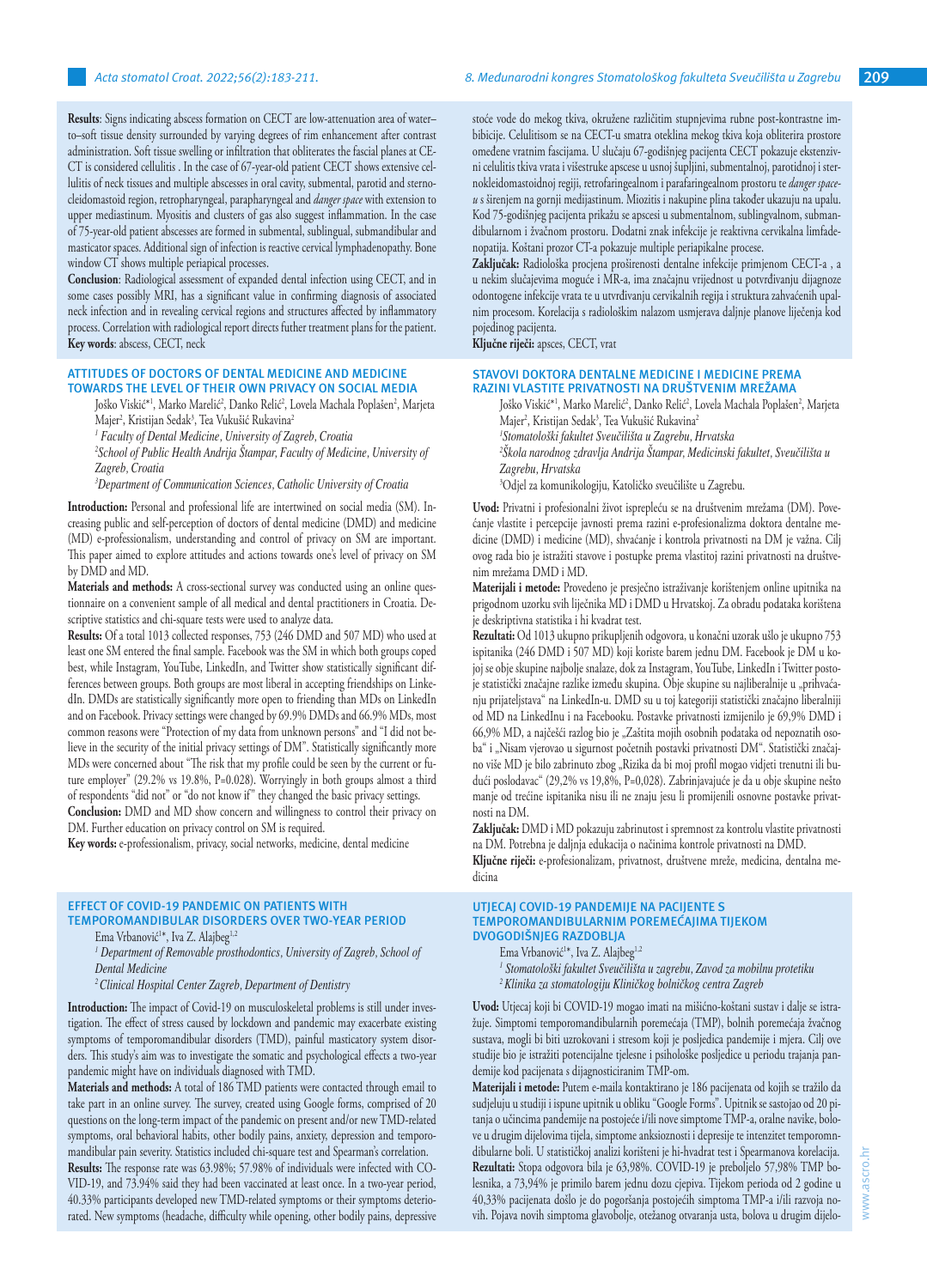**Results**: Signs indicating abscess formation on CECT are low-attenuation area of water–to–soft tissue density surrounded by varying degrees of rim enhancement after contrast administration. Soft tissue swelling or infiltration that obliterates the fascial planes at CE-CT is considered cellulitis . In the case of 67-year-old patient CECT shows extensive cellulitis of neck tissues and multiple abscesses in oral cavity, submental, parotid and sternocleidomastoid region, retropharyngeal, parapharyngeal and *danger space* with extension to upper mediastinum. Myositis and clusters of gas also suggest inflammation. In the case of 75-year-old patient abscesses are formed in submental, sublingual, submandibular and masticator spaces. Additional sign of infection is reactive cervical lymphadenopathy. Bone window CT shows multiple periapical processes.

**Conclusion**: Radiological assessment of expanded dental infection using CECT, and in some cases possibly MRI, has a significant value in confirming diagnosis of associated neck infection and in revealing cervical regions and structures affected by inflammatory process. Correlation with radiological report directs futher treatment plans for the patient.

**Key words**: abscess, CECT, neck

stoće vode do mekog tkiva, okružene različitim stupnjevima rubne post-kontrastne imbibicije. Celulitisom se na CECT-u smatra oteklina mekog tkiva koja oblitterira prostore omeđene vratnim fascijama. U slučaju 67-godišnjeg pacijenta CECT pokazuje ekstenzivni celulitis tkiva vrata i višestruke apscese u usnoj šupljini, submentalnoj, parotidnoj i sternokleidomastoidnoj regiji, retrofaringealnom i parafaringealnom prostoru te *danger space-u* s širenjem na gornji medijastinum. Miozitis i nakupine plina također ukazuju na upalu. Kod 75-godišnjeg pacijenta prikažu se apscesi u submentalnom, sublingvalnom, submandibularnom i žvačnom prostoru. Dodatni znak infekcije je reaktivna cervikalna limfadenopatija. Koštani prozor CT-a pokazuje multiple periapikalne procese.

**Zaključak:** Radiološka procjena proširenosti dentalne infekcije primjenom CECT-a , a u nekim slučajevima moguće i MR-a, ima značajnu vrijednost u potvrđivanju dijagnoze odontogene infekcije vrata te u utvrđivanju cervikalnih regija i struktura zahvaćenih upalnim procesom. Korelacija s radiološkim nalazom usmjerava daljnje planove liječenja kod pojedinog pacijenta.

**Ključne riječi:** apsces, CECT, vrat

## ATTITUDES OF DOCTORS OF DENTAL MEDICINE AND MEDICINE TOWARDS THE LEVEL OF THEIR OWN PRIVACY ON SOCIAL MEDIA

Joško Viskić*[1], Marko Marelić[2], Danko Relić[2], Lovela Machala Poplašen[2], Marjeta Majer[2], Kristijan Sedak[3], Tea Vukušić Rukavina[2]

[1] *Faculty of Dental Medicine, University of Zagreb, Croatia*

[2] *School of Public Health Andrija Štampar, Faculty of Medicine, University of Zagreb, Croatia*

[3] *Department of Communication Sciences, Catholic University of Croatia*

**Introduction:** Personal and professional life are intertwined on social media (SM). Increasing public and self-perception of doctors of dental medicine (DMD) and medicine (MD) e-professionalism, understanding and control of privacy on SM are important. This paper aimed to explore attitudes and actions towards one's level of privacy on SM by DMD and MD.

**Materials and methods:** A cross-sectional survey was conducted using an online questionnaire on a convenient sample of all medical and dental practitioners in Croatia. Descriptive statistics and chi-square tests were used to analyze data.

**Results:** Of a total 1013 collected responses, 753 (246 DMD and 507 MD) who used at least one SM entered the final sample. Facebook was the SM in which both groups coped best, while Instagram, YouTube, LinkedIn, and Twitter show statistically significant differences between groups. Both groups are most liberal in accepting friendships on LinkedIn. DMDs are statistically significantly more open to friending than MDs on LinkedIn and on Facebook. Privacy settings were changed by 69.9% DMDs and 66.9% MDs, most common reasons were "Protection of my data from unknown persons" and "I did not believe in the security of the initial privacy settings of DM". Statistically significantly more MDs were concerned about "The risk that my profile could be seen by the current or future employer" (29.2% vs 19.8%, P=0.028). Worryingly in both groups almost a third of respondents "did not" or "do not know if" they changed the basic privacy settings.

**Conclusion:** DMD and MD show concern and willingness to control their privacy on DM. Further education on privacy control on SM is required.

**Key words:** e-professionalism, privacy, social networks, medicine, dental medicine

## STAVOVI DOKTORA DENTALNE MEDICINE I MEDICINE PREMA RAZINI VLASTITE PRIVATNOSTI NA DRUŠTVENIM MREŽAMA

Joško Viskić*[1], Marko Marelić[2], Danko Relić[2], Lovela Machala Poplašen[2], Marjeta Majer[2], Kristijan Sedak[3], Tea Vukušić Rukavina[2]

[1]*Stomatološki fakultet Sveučilišta u Zagrebu, Hrvatska*

[2]*Škola narodnog zdravlja Andrija Štampar, Medicinski fakultet, Sveučilišta u Zagrebu, Hrvatska*

[3]Odjel za komunikologiju, Katoličko sveučilište u Zagrebu.

**Uvod:** Privatni i profesionalni život isprepleću se na društvenim mrežama (DM). Povećanje vlastite i percepcije javnosti prema razini e-profesionalizma doktora dentalne medicine (DMD) i medicine (MD), shvaćanje i kontrola privatnosti na DM je važna. Cilj ovog rada bio je istražiti stavove i postupke prema vlastitoj razini privatnosti na društvenim mrežama DMD i MD.

**Materijali i metode:** Provedeno je presječno istraživanje korištenjem online upitnika na prigodnom uzorku svih liječnika MD i DMD u Hrvatskoj. Za obradu podataka korištena je deskriptivna statistika i hi kvadrat test.

**Rezultati:** Od 1013 ukupno prikupljenih odgovora, u konačni uzorak ušlo je ukupno 753 ispitanika (246 DMD i 507 MD) koji koriste barem jednu DM. Facebook je DM u kojoj se obje skupine najbolje snalaze, dok za Instagram, YouTube, LinkedIn i Twitter postoje statistički značajne razlike između skupina. Obje skupine su najliberalnije u „prihvaćanju prijateljstava" na LinkedInu. DMD su u toj kategoriji statistički značajno liberalniji od MD na LinkedInu i na Facebooku. Postavke privatnosti izmijenilo je 69,9% DMD i 66,9% MD, a najčešći razlog bio je „Zaštita mojih osobnih podataka od nepoznatih osoba" i „Nisam vjerovao u sigurnost početnih postavki privatnosti DM". Statistički značajno više MD je bilo zabrinuto zbog „Rizika da bi moj profil mogao vidjeti trenutni ili budući poslodavac" (29,2% vs 19,8%, P=0,028). Zabrinjavajuće je da u obje skupine nešto manje od trećine ispitanika nisu ili ne znaju jesu li promijenili osnovne postavke privatnosti na DM.

**Zaključak:** DMD i MD pokazuju zabrinutost i spremnost za kontrolu vlastite privatnosti na DM. Potrebna je daljnja edukacija o načinima kontrole privatnosti na DM.

**Ključne riječi:** e-profesionalizam, privatnost, društvene mreže, medicina, dentalna medicina

## EFFECT OF COVID-19 PANDEMIC ON PATIENTS WITH TEMPOROMANDIBULAR DISORDERS OVER TWO-YEAR PERIOD

Ema Vrbanović[1]*, Iva Z. Alajbeg[1,2]

[1] *Department of Removable prosthodontics, University of Zagreb, School of Dental Medicine*

[2] *Clinical Hospital Center Zagreb, Department of Dentistry*

**Introduction:** The impact of Covid-19 on musculoskeletal problems is still under investigation. The effect of stress caused by lockdown and pandemic may exacerbate existing symptoms of temporomandibular disorders (TMD), painful masticatory system disorders. This study's aim was to investigate the somatic and psychological effects a two-year pandemic might have on individuals diagnosed with TMD.

**Materials and methods:** A total of 186 TMD patients were contacted through email to take part in an online survey. The survey, created using Google forms, comprised of 20 questions on the long-term impact of the pandemic on present and/or new TMD-related symptoms, oral behavioral habits, other bodily pains, anxiety, depression and temporomandibular pain severity. Statistics included chi-square test and Spearman's correlation.

**Results:** The response rate was 63.98%; 57.98% of individuals were infected with COVID-19, and 73.94% said they had been vaccinated at least once. In a two-year period, 40.33% participants developed new TMD-related symptoms or their symptoms deteriorated. New symptoms (headache, difficulty while opening, other bodily pains, depressive

## UTJECAJ COVID-19 PANDEMIJE NA PACIJENTE S TEMPOROMANDIBULARNIM POREMEĆAJIMA TIJEKOM DVOGODIŠNJEG RAZDOBLJA

Ema Vrbanović[1]*, Iva Z. Alajbeg[1,2]

[1] *Stomatološki fakultet Sveučilišta u zagrebu, Zavod za mobilnu protetiku*

[2] *Klinika za stomatologiju Kliničkog bolničkog centra Zagreb*

**Uvod:** Utjecaj koji bi COVID-19 mogao imati na mišićno-koštani sustav i dalje se istražuje. Simptomi temporomandibularnih poremećaja (TMP), bolnih poremećaja žvačnog sustava, mogli bi biti uzrokovani i stresom koji je posljedica pandemije i mjera. Cilj ove studije bio je istražiti potencijalne tjelesne i psihološke posljedice u periodu trajanja pandemije kod pacijenata s dijagnosticiranim TMP-om.

**Materijali i metode:** Putem e-maila kontaktirano je 186 pacijenata od kojih se tražilo da sudjeluju u studiji i ispune upitnik u obliku "Google Forms". Upitnik se sastojao od 20 pitanja o učincima pandemije na postojeće i/ili nove simptome TMP-a, oralne navike, bolove u drugim dijelovima tijela, simptome anksioznosti i depresije te intenzitet temporomandibularne boli. U statističkoj analizi korišteni je hi-kvadrat test i Spearmanova korelacija.

**Rezultati:** Stopa odgovora bila je 63,98%. COVID-19 je preboljelo 57,98% TMP bolesnika, a 73,94% je primilo barem jednu dozu cjepiva. Tijekom perioda od 2 godine u 40,33% pacijenata došlo je do pogoršanja postojećih simptoma TMP-a i/ili razvoja novih. Pojava novih simptoma glavobolje, otežanog otvaranja usta, bolova u drugim dijelo-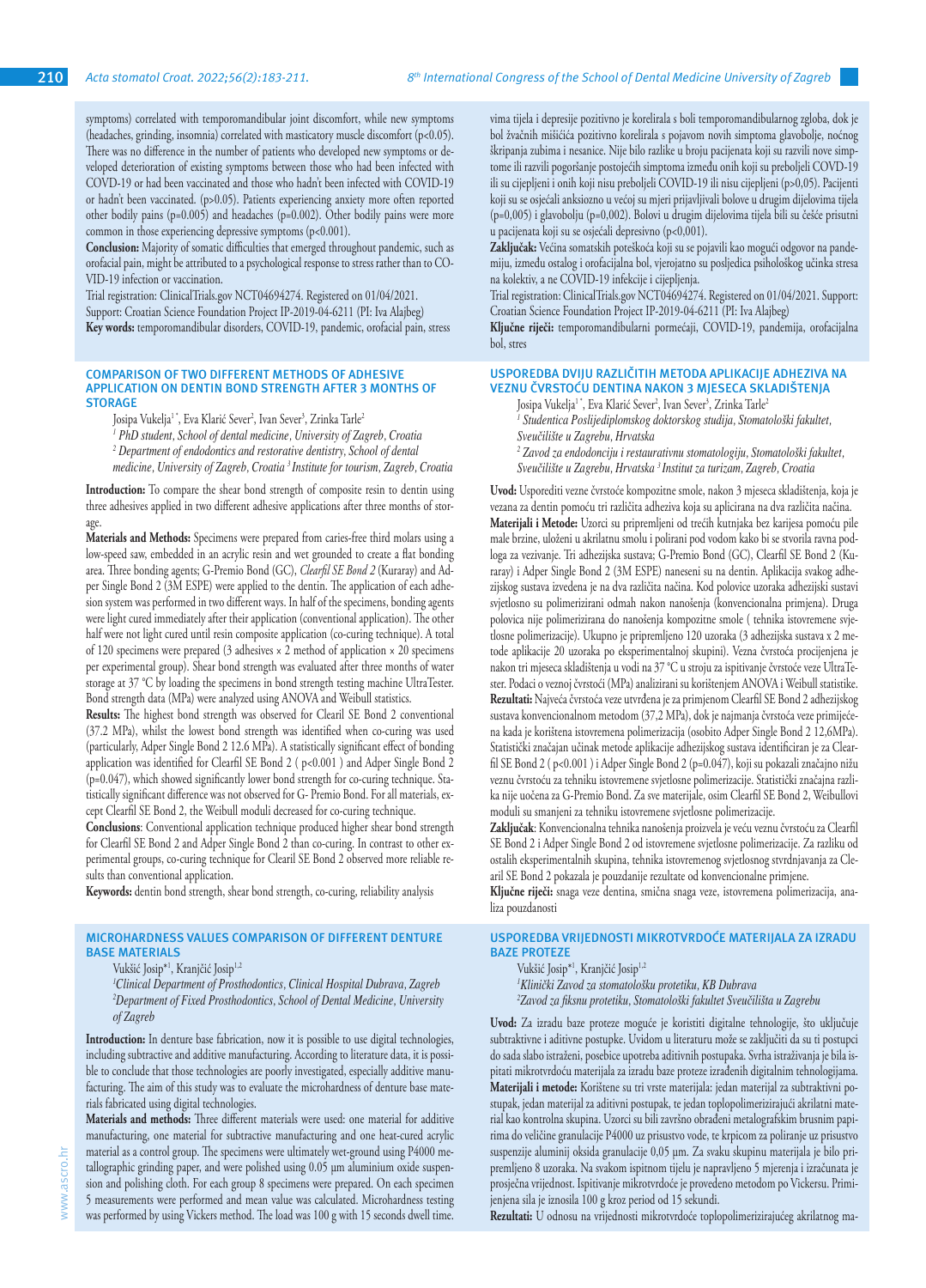symptoms) correlated with temporomandibular joint discomfort, while new symptoms (headaches, grinding, insomnia) correlated with masticatory muscle discomfort ($p<0.05$). There was no difference in the number of patients who developed new symptoms or developed deterioration of existing symptoms between those who had been infected with COVID-19 or had been vaccinated and those who hadn't been infected with COVID-19 or hadn't been vaccinated. ($p>0.05$). Patients experiencing anxiety more often reported other bodily pains ($p=0.005$) and headaches ($p=0.002$). Other bodily pains were more common in those experiencing depressive symptoms ($p<0.001$).

**Conclusion.** Majority of somatic difficulties that emerged throughout pandemic, such as orofacial pain, might be attributed to a psychological response to stress rather than to COVID-19 infection or vaccination.

Trial registration: ClinicalTrials.gov NCT04694274. Registered on 01/04/2021.

Support: Croatian Science Foundation Project IP-2019-04-6211 (PI: Iva Alajbeg)

**Key words:** temporomandibular disorders, COVID-19, pandemic, orofacial pain, stress

vima tijela i depresije pozitivno je korelirala s boli temporomandibularnog zgloba, dok je bol žvačnih mišićića pozitivno korelirala s pojavom novih simptoma glavobolje, noćnog škripanja zubima i nesanice. Nije bilo razlike u broju pacijenata koji su razvili nove simptome ili razvili pogoršanje postojećih simptoma između onih koji su preboljeli COVID-19 ili su cijepljeni i onih koji nisu preboljeli COVID-19 ili nisu cijepljeni ($p>0,05$). Pacijenti koji su se osjećali anksiozno u većoj su mjeri prijavljivali bolove u drugim dijelovima tijela ($p=0,005$) i glavobolju ($p=0,002$). Bolovi u drugim dijelovima tijela bili su češće prisutni u pacijenata koji su se osjećali depresivno ($p<0,001$).

**Zaključak:** Većina somatskih poteškoća koji su se pojavili kao mogući odgovor na pandemiju, između ostalog i orofacijalna bol, vjerojatno su posljedica psihološkog učinka stresa na kolektiv, a ne COVID-19 infekcije i cijepljenja.

Trial registration: ClinicalTrials.gov NCT04694274. Registered on 01/04/2021. Support: Croatian Science Foundation Project IP-2019-04-6211 (PI: Iva Alajbeg)

**Ključne riječi:** temporomandibularni poremećaji, COVID-19, pandemija, orofacijalna bol, stres

## COMPARISON OF TWO DIFFERENT METHODS OF ADHESIVE APPLICATION ON DENTIN BOND STRENGTH AFTER 3 MONTHS OF STORAGE

Josipa Vukelja[1*], Eva Klarić Sever[2], Ivan Sever[3], Zrinka Tarle[2]

*[1] PhD student, School of dental medicine, University of Zagreb, Croatia*
*[2] Department of endodontics and restorative dentistry, School of dental medicine, University of Zagreb, Croatia [3] Institute for tourism, Zagreb, Croatia*

**Introduction:** To compare the shear bond strength of composite resin to dentin using three adhesives applied in two different adhesive applications after three months of storage.

**Materials and Methods:** Specimens were prepared from caries-free third molars using a low-speed saw, embedded in an acrylic resin and wet grounded to create a flat bonding area. Three bonding agents; G-Premio Bond (GC), *Clearfil SE Bond 2* (Kuraray) and Adper Single Bond 2 (3M ESPE) were applied to the dentin. The application of each adhesion system was performed in two different ways. In half of the specimens, bonding agents were light cured immediately after their application (conventional application). The other half were not light cured until resin composite application (co-curing technique). A total of 120 specimens were prepared (3 adhesives × 2 method of application × 20 specimens per experimental group). Shear bond strength was evaluated after three months of water storage at 37 °C by loading the specimens in bond strength testing machine UltraTester. Bond strength data (MPa) were analyzed using ANOVA and Weibull statistics.

**Results:** The highest bond strength was observed for Clearil SE Bond 2 conventional (37.2 MPa), whilst the lowest bond strength was identified when co-curing was used (particularly, Adper Single Bond 2 12.6 MPa). A statistically significant effect of bonding application was identified for Clearfil SE Bond 2 ( $p<0.001$ ) and Adper Single Bond 2 ($p=0.047$), which showed significantly lower bond strength for co-curing technique. Statistically significant difference was not observed for G- Premio Bond. For all materials, except Clearfil SE Bond 2, the Weibull moduli decreased for co-curing technique.

**Conclusions**: Conventional application technique produced higher shear bond strength for Clearfil SE Bond 2 and Adper Single Bond 2 than co-curing. In contrast to other experimental groups, co-curing technique for Clearil SE Bond 2 observed more reliable results than conventional application.

**Keywords:** dentin bond strength, shear bond strength, co-curing, reliability analysis

## USPOREDBA DVIJU RAZLIČITIH METODA APLIKACIJE ADHEZIVA NA VEZNU ČVRSTOĆU DENTINA NAKON 3 MJESECA SKLADIŠTENJA

Josipa Vukelja[1*], Eva Klarić Sever[2], Ivan Sever[3], Zrinka Tarle[2]

*[1] Studentica Poslijediplomskog doktorskog studija, Stomatološki fakultet, Sveučilište u Zagrebu, Hrvatska*
*[2] Zavod za endodonciju i restaurativnu stomatologiju, Stomatološki fakultet, Sveučilište u Zagrebu, Hrvatska [3] Institut za turizam, Zagreb, Croatia*

**Uvod:** Usporediti vezne čvrstoće kompozitne smole, nakon 3 mjeseca skladištenja, koja je vezana za dentin pomoću tri različita adheziva koja su aplicirana na dva različita načina.

**Materijali i Metode:** Uzorci su pripremljeni od trećih kutnjaka bez karijesa pomoću pile male brzine, uloženi u akrilatnu smolu i polirani pod vodom kako bi se stvorila ravna podloga za vezivanje. Tri adhezijska sustava; G-Premio Bond (GC), Clearfil SE Bond 2 (Kuraray) i Adper Single Bond 2 (3M ESPE) naneseni su na dentin. Aplikacija svakog adhezijskog sustava izvedena je na dva različita načina. Kod polovice uzoraka adhezijski sustavi svjetlosno su polimerizirani odmah nakon nanošenja (konvencionalna primjena). Druga polovica nije polimerizirana do nanošenja kompozitne smole ( tehnika istovremene svjetlosne polimerizacije). Ukupno je pripremljeno 120 uzoraka (3 adhezijska sustava x 2 metode aplikacije 20 uzoraka po eksperimentalnoj skupini). Vezna čvrstoća procijenjena je nakon tri mjeseca skladištenja u vodi na 37 °C u stroju za ispitivanje čvrstoće veze UltraTester. Podaci o veznoj čvrstoći (MPa) analizirani su korištenjem ANOVA i Weibull statistike.

**Rezultati:** Najveća čvrstoća veze utvrđena je za primjenom Clearfil SE Bond 2 adhezijskog sustava konvencionalnom metodom (37,2 MPa), dok je najmanja čvrstoća veze primijećena kada je korištena istovremena polimerizacija (osobito Adper Single Bond 2 12,6MPa). Statistički značajan učinak metode aplikacije adhezijskog sustava identificiran je za Clearfil SE Bond 2 ( $p<0.001$ ) i Adper Single Bond 2 ($p=0.047$), koji su pokazali značajno nižu veznu čvrstoću za tehniku istovremene svjetlosne polimerizacije. Statistički značajna razlika nije uočena za G-Premio Bond. Za sve materijale, osim Clearfil SE Bond 2, Weibullovi moduli su smanjeni za tehniku istovremene svjetlosne polimerizacije.

**Zaključak**: Konvencionalna tehnika nanošenja proizvela je veću veznu čvrstoću za Clearfil SE Bond 2 i Adper Single Bond 2 od istovremene svjetlosne polimerizacije. Za razliku od ostalih eksperimentalnih skupina, tehnika istovremenog svjetlosnog stvrdnjavanja za Clearil SE Bond 2 pokazala je pouzdanije rezultate od konvencionalne primjene.

**Ključne riječi:** snaga veze dentina, smična snaga veze, istovremena polimerizacija, analiza pouzdanosti

## MICROHARDNESS VALUES COMPARISON OF DIFFERENT DENTURE BASE MATERIALS

Vukšić Josip*[1], Kranjčić Josip[1,2]

*[1]Clinical Department of Prosthodontics, Clinical Hospital Dubrava, Zagreb*
*[2]Department of Fixed Prosthodontics, School of Dental Medicine, University of Zagreb*

**Introduction:** In denture base fabrication, now it is possible to use digital technologies, including subtractive and additive manufacturing. According to literature data, it is possible to conclude that those technologies are poorly investigated, especially additive manufacturing. The aim of this study was to evaluate the microhardness of denture base materials fabricated using digital technologies.

**Materials and methods:** Three different materials were used: one material for additive manufacturing, one material for subtractive manufacturing and one heat-cured acrylic material as a control group. The specimens were ultimately wet-ground using P4000 metallographic grinding paper, and were polished using 0.05 µm aluminium oxide suspension and polishing cloth. For each group 8 specimens were prepared. On each specimen 5 measurements were performed and mean value was calculated. Microhardness testing was performed by using Vickers method. The load was 100 g with 15 seconds dwell time.

## USPOREDBA VRIJEDNOSTI MIKROTVRDOĆE MATERIJALA ZA IZRADU BAZE PROTEZE

Vukšić Josip*[1], Kranjčić Josip[1,2]

*[1]Klinički Zavod za stomatološku protetiku, KB Dubrava*
*[2]Zavod za fiksnu protetiku, Stomatološki fakultet Sveučilišta u Zagrebu*

**Uvod:** Za izradu baze proteze moguće je koristiti digitalne tehnologije, što uključuje subtraktivne i aditivne postupke. Uvidom u literaturu može se zaključiti da su ti postupci do sada slabo istraženi, posebice upotreba aditivnih postupaka. Svrha istraživanja je bila ispitati mikrotvrdoću materijala za izradu baze proteze izrađenih digitalnim tehnologijama.

**Materijali i metode:** Korištene su tri vrste materijala: jedan materijal za subtraktivni postupak, jedan materijal za aditivni postupak, te jedan toplopolimerizirajući akrilatni materijal kao kontrolna skupina. Uzorci su bili završno obrađeni metalografskim brusnim papirima do veličine granulacije P4000 uz prisustvo vode, te krpicom za poliranje uz prisustvo suspenzije aluminij oksida granulacije 0,05 µm. Za svaku skupinu materijala je bilo pripremljeno 8 uzoraka. Na svakom ispitnom tijelu je napravljeno 5 mjerenja i izračunata je prosječna vrijednost. Ispitivanje mikrotvrdoće je provedeno metodom po Vickersu. Primijenjena sila je iznosila 100 g kroz period od 15 sekundi.

**Rezultati:** U odnosu na vrijednosti mikrotvrdoće toplopolimerizirajućeg akrilatnog ma-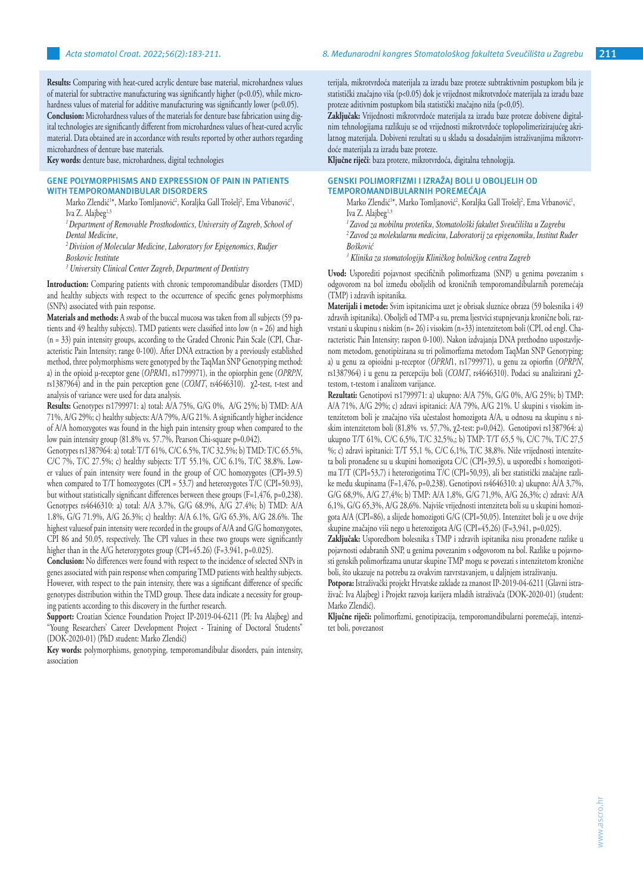**Results:** Comparing with heat-cured acrylic denture base material, microhardness values of material for subtractive manufacturing was significantly higher (p<0.05), while microhardness values of material for additive manufacturing was significantly lower (p<0.05).

**Conclusion:** Microhardness values of the materials for denture base fabrication using digital technologies are significantly different from microhardness values of heat-cured acrylic material. Data obtained are in accordance with results reported by other authors regarding microhardness of denture base materials.

**Key words:** denture base, microhardness, digital technologies

## GENE POLYMORPHISMS AND EXPRESSION OF PAIN IN PATIENTS WITH TEMPOROMANDIBULAR DISORDERS

Marko Zlendić[1]*, Marko Tomljanović[2], Koraljka Gall Trošelj[2], Ema Vrbanović[1], Iva Z. Alajbeg[1,3]

*[1] Department of Removable Prosthodontics, University of Zagreb, School of Dental Medicine,*

*[2] Division of Molecular Medicine, Laboratory for Epigenomics, Rudjer Boskovic Institute*

*[3] University Clinical Center Zagreb, Department of Dentistry*

**Introduction:** Comparing patients with chronic temporomandibular disorders (TMD) and healthy subjects with respect to the occurrence of specific genes polymorphisms (SNPs) associated with pain response.

**Materials and methods:** A swab of the buccal mucosa was taken from all subjects (59 patients and 49 healthy subjects). TMD patients were classified into low (n = 26) and high (n = 33) pain intensity groups, according to the Graded Chronic Pain Scale (CPI, Characteristic Pain Intensity; range 0-100). After DNA extraction by a previously established method, three polymorphisms were genotyped by the TaqMan SNP Genotyping method: a) in the opioid μ-receptor gene (*OPRM1*, rs1799971), in the opiorphin gene (*OPRPN*, rs1387964) and in the pain perception gene (*COMT*, rs4646310). χ2-test, t-test and analysis of variance were used for data analysis.

**Results:** Genotypes rs1799971: a) total: A/A 75%, G/G 0%, A/G 25%; b) TMD: A/A 71%, A/G 29%; c) healthy subjects: A/A 79%, A/G 21%. A significantly higher incidence of A/A homozygotes was found in the high pain intensity group when compared to the low pain intensity group (81.8% vs. 57.7%, Pearson Chi-square p=0.042).

Genotypes rs1387964: a) total: T/T 61%, C/C 6.5%, T/C 32.5%; b) TMD: T/C 65.5%, C/C 7%, T/C 27.5%; c) healthy subjects: T/T 55.1%, C/C 6.1%, T/C 38.8%. Lower values of pain intensity were found in the group of C/C homozygotes (CPI=39.5) when compared to T/T homozygotes (CPI = 53.7) and heterozygotes T/C (CPI=50.93), but without statistically significant differences between these groups (F=1,476, p=0,238). Genotypes rs4646310: a) total: A/A 3.7%, G/G 68.9%, A/G 27.4%; b) TMD: A/A 1.8%, G/G 71.9%, A/G 26.3%; c) healthy: A/A 6.1%, G/G 65.3%, A/G 28.6%. The highest valuesof pain intensity were recorded in the groups of A/A and G/G homozygotes, CPI 86 and 50.05, respectively. The CPI values in these two groups were significantly higher than in the A/G heterozygotes group (CPI=45.26) (F=3.941, p=0.025).

**Conclusion:** No differences were found with respect to the incidence of selected SNPs in genes associated with pain response when comparing TMD patients with healthy subjects. However, with respect to the pain intensity, there was a significant difference of specific genotypes distribution within the TMD group. These data indicate a necessity for grouping patients according to this discovery in the further research.

**Support:** Croatian Science Foundation Project IP-2019-04-6211 (PI: Iva Alajbeg) and "Young Researchers' Career Development Project - Training of Doctoral Students" (DOK-2020-01) (PhD student: Marko Zlendić)

**Key words:** polymorphisms, genotyping, temporomandibular disorders, pain intensity, association

terijala, mikrotvrdoća materijala za izradu baze proteze subtraktivnim postupkom bila je statistički značajno viša (p<0,05) dok je vrijednost mikrotvrdoće materijala za izradu baze proteze aditivnim postupkom bila statistički značajno niža (p<0,05).

**Zaključak:** Vrijednosti mikrotvrdoće materijala za izradu baze proteze dobivene digitalnim tehnologijama razlikuju se od vrijednosti mikrotvrdoće toplopolimerizirajućeg akrilatnog materijala. Dobiveni rezultati su u skladu sa dosadašnjim istraživanjima mikrotvrdoće materijala za izradu baze proteze.

**Ključne riječi**: baza proteze, mikrotvrdoća, digitalna tehnologija.

## GENSKI POLIMORFIZMI I IZRAŽAJ BOLI U OBOLJELIH OD TEMPOROMANDIBULARNIH POREMEĆAJA

Marko Zlendić[1]*, Marko Tomljanović[2], Koraljka Gall Trošelj[2], Ema Vrbanović[1], Iva Z. Alajbeg[1,3]

*[1] Zavod za mobilnu protetiku, Stomatološki fakultet Sveučilišta u Zagrebu*

*[2] Zavod za molekularnu medicinu, Laboratorij za epigenomiku, Institut Ruđer Bošković*

*[3] Klinika za stomatologiju Kliničkog bolničkog centra Zagreb*

**Uvod:** Usporediti pojavnost specifičnih polimorfizama (SNP) u genima povezanim s odgovorom na bol između oboljelih od kroničnih temporomandibularnih poremećaja (TMP) i zdravih ispitanika.

**Materijali i metode:** Svim ispitanicima uzet je obrisak sluznice obraza (59 bolesnika i 49 zdravih ispitanika). Oboljeli od TMP-a su, prema ljestvici stupnjevanja kronične boli, razvrstani u skupinu s niskim (n= 26) i visokim (n=33) intenzitetom boli (CPI, od engl. Characteristic Pain Intensity; raspon 0-100). Nakon izdvajanja DNA prethodno uspostavljenom metodom, genotipizirana su tri polimorfizma metodom TaqMan SNP Genotyping: a) u genu za opioidni μ-receptor (*OPRM1*, rs1799971), u genu za opiorfin (*OPRPN*, rs1387964) i u genu za percepciju boli (*COMT*, rs4646310). Podaci su analizirani χ2-testom, t-testom i analizom varijance.

**Rezultati:** Genotipovi rs1799971: a) ukupno: A/A 75%, G/G 0%, A/G 25%; b) TMP: A/A 71%, A/G 29%; c) zdravi ispitanici: A/A 79%, A/G 21%. U skupini s visokim intenzitetom boli je značajno viša učestalost homozigota A/A, u odnosu na skupinu s niskim intenzitetom boli (81,8% vs. 57,7%, χ2-test: p=0,042). Genotipovi rs1387964: a) ukupno T/T 61%, C/C 6,5%, T/C 32,5%,; b) TMP: T/T 65,5 %, C/C 7%, T/C 27,5 %; c) zdravi ispitanici: T/T 55,1 %, C/C 6,1%, T/C 38,8%. Niže vrijednosti intenziteta boli pronađene su u skupini homozigota C/C (CPI=39,5), u usporedbi s homozigotima T/T (CPI=53,7) i heterozigotima T/C (CPI=50,93), ali bez statistički značajne razlike među skupinama (F=1,476, p=0,238). Genotipovi rs4646310: a) ukupno: A/A 3,7%, G/G 68,9%, A/G 27,4%; b) TMP: A/A 1,8%, G/G 71,9%, A/G 26,3%; c) zdravi: A/A 6,1%, G/G 65,3%, A/G 28,6%. Najviše vrijednosti intenziteta boli su u skupini homozigota A/A (CPI=86), a slijede homozigoti G/G (CPI=50,05). Intenzitet boli je u ove dvije skupine značajno viši nego u heterozigota A/G (CPI=45,26) (F=3,941, p=0,025).

**Zaključak:** Usporedbom bolesnika s TMP i zdravih ispitanika nisu pronađene razlike u pojavnosti odabranih SNP, u genima povezanim s odgovorom na bol. Razlike u pojavnosti genskih polimorfizama unutar skupine TMP mogu se povezati s intenzitetom kronične boli, što ukazuje na potrebu za ovakvim razvrstavanjem, u daljnjem istraživanju.

**Potpora:** Istraživački projekt Hrvatske zaklade za znanost IP-2019-04-6211 (Glavni istraživač: Iva Alajbeg) i Projekt razvoja karijera mladih istraživača (DOK-2020-01) (student: Marko Zlendić).

**Ključne riječi:** polimorfizmi, genotipizacija, temporomandibularni poremećaji, intenzitet boli, povezanost